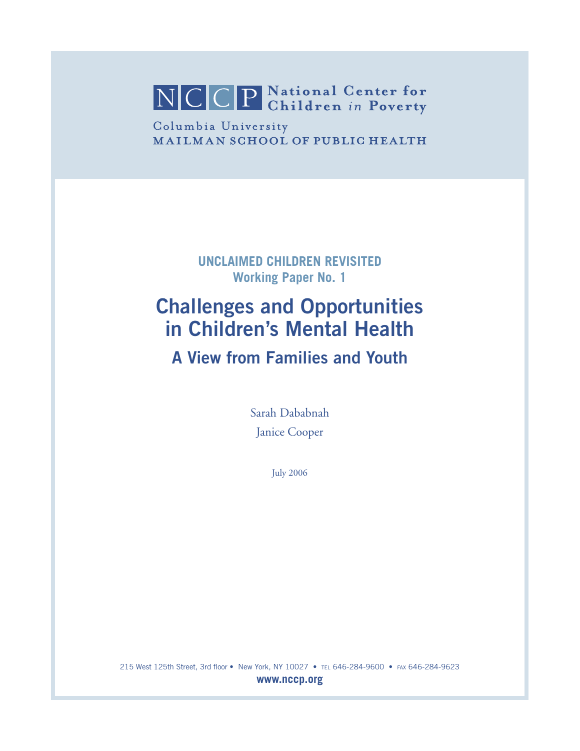NCCP National Center for Children *in* Poverty

Columbia University
MAILMAN SCHOOL OF PUBLIC HEALTH

**UNCLAIMED CHILDREN REVISITED**
**Working Paper No. 1**

# Challenges and Opportunities in Children's Mental Health

## A View from Families and Youth

Sarah Dababnah

Janice Cooper

July 2006

215 West 125th Street, 3rd floor • New York, NY 10027 • TEL 646-284-9600 • FAX 646-284-9623

**www.nccp.org**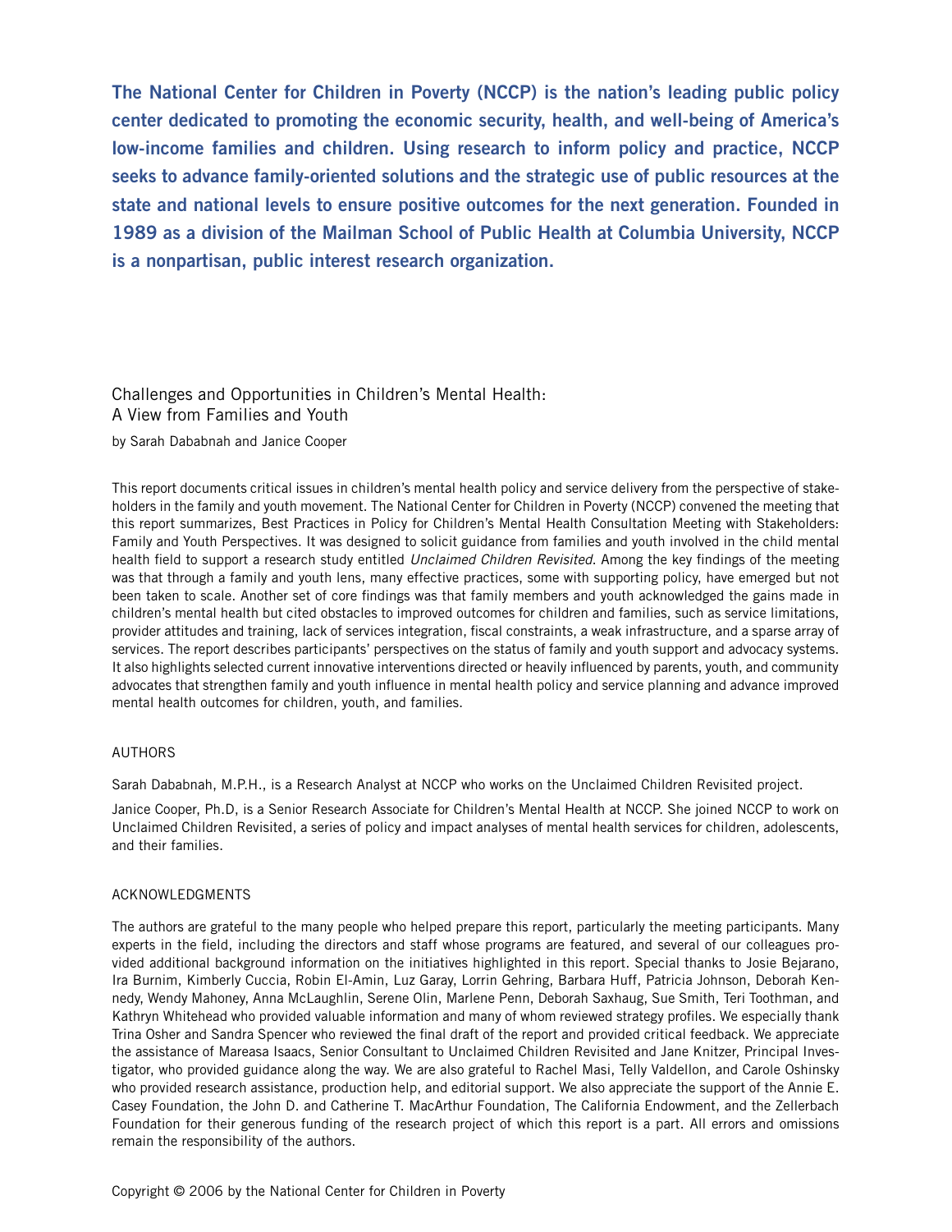**The National Center for Children in Poverty (NCCP) is the nation's leading public policy center dedicated to promoting the economic security, health, and well-being of America's low-income families and children. Using research to inform policy and practice, NCCP seeks to advance family-oriented solutions and the strategic use of public resources at the state and national levels to ensure positive outcomes for the next generation. Founded in 1989 as a division of the Mailman School of Public Health at Columbia University, NCCP is a nonpartisan, public interest research organization.**

## Challenges and Opportunities in Children's Mental Health: A View from Families and Youth

by Sarah Dababnah and Janice Cooper

This report documents critical issues in children's mental health policy and service delivery from the perspective of stakeholders in the family and youth movement. The National Center for Children in Poverty (NCCP) convened the meeting that this report summarizes, Best Practices in Policy for Children's Mental Health Consultation Meeting with Stakeholders: Family and Youth Perspectives. It was designed to solicit guidance from families and youth involved in the child mental health field to support a research study entitled *Unclaimed Children Revisited*. Among the key findings of the meeting was that through a family and youth lens, many effective practices, some with supporting policy, have emerged but not been taken to scale. Another set of core findings was that family members and youth acknowledged the gains made in children's mental health but cited obstacles to improved outcomes for children and families, such as service limitations, provider attitudes and training, lack of services integration, fiscal constraints, a weak infrastructure, and a sparse array of services. The report describes participants' perspectives on the status of family and youth support and advocacy systems. It also highlights selected current innovative interventions directed or heavily influenced by parents, youth, and community advocates that strengthen family and youth influence in mental health policy and service planning and advance improved mental health outcomes for children, youth, and families.

### AUTHORS

Sarah Dababnah, M.P.H., is a Research Analyst at NCCP who works on the Unclaimed Children Revisited project.

Janice Cooper, Ph.D, is a Senior Research Associate for Children's Mental Health at NCCP. She joined NCCP to work on Unclaimed Children Revisited, a series of policy and impact analyses of mental health services for children, adolescents, and their families.

### ACKNOWLEDGMENTS

The authors are grateful to the many people who helped prepare this report, particularly the meeting participants. Many experts in the field, including the directors and staff whose programs are featured, and several of our colleagues provided additional background information on the initiatives highlighted in this report. Special thanks to Josie Bejarano, Ira Burnim, Kimberly Cuccia, Robin El-Amin, Luz Garay, Lorrin Gehring, Barbara Huff, Patricia Johnson, Deborah Kennedy, Wendy Mahoney, Anna McLaughlin, Serene Olin, Marlene Penn, Deborah Saxhaug, Sue Smith, Teri Toothman, and Kathryn Whitehead who provided valuable information and many of whom reviewed strategy profiles. We especially thank Trina Osher and Sandra Spencer who reviewed the final draft of the report and provided critical feedback. We appreciate the assistance of Mareasa Isaacs, Senior Consultant to Unclaimed Children Revisited and Jane Knitzer, Principal Investigator, who provided guidance along the way. We are also grateful to Rachel Masi, Telly Valdellon, and Carole Oshinsky who provided research assistance, production help, and editorial support. We also appreciate the support of the Annie E. Casey Foundation, the John D. and Catherine T. MacArthur Foundation, The California Endowment, and the Zellerbach Foundation for their generous funding of the research project of which this report is a part. All errors and omissions remain the responsibility of the authors.

Copyright © 2006 by the National Center for Children in Poverty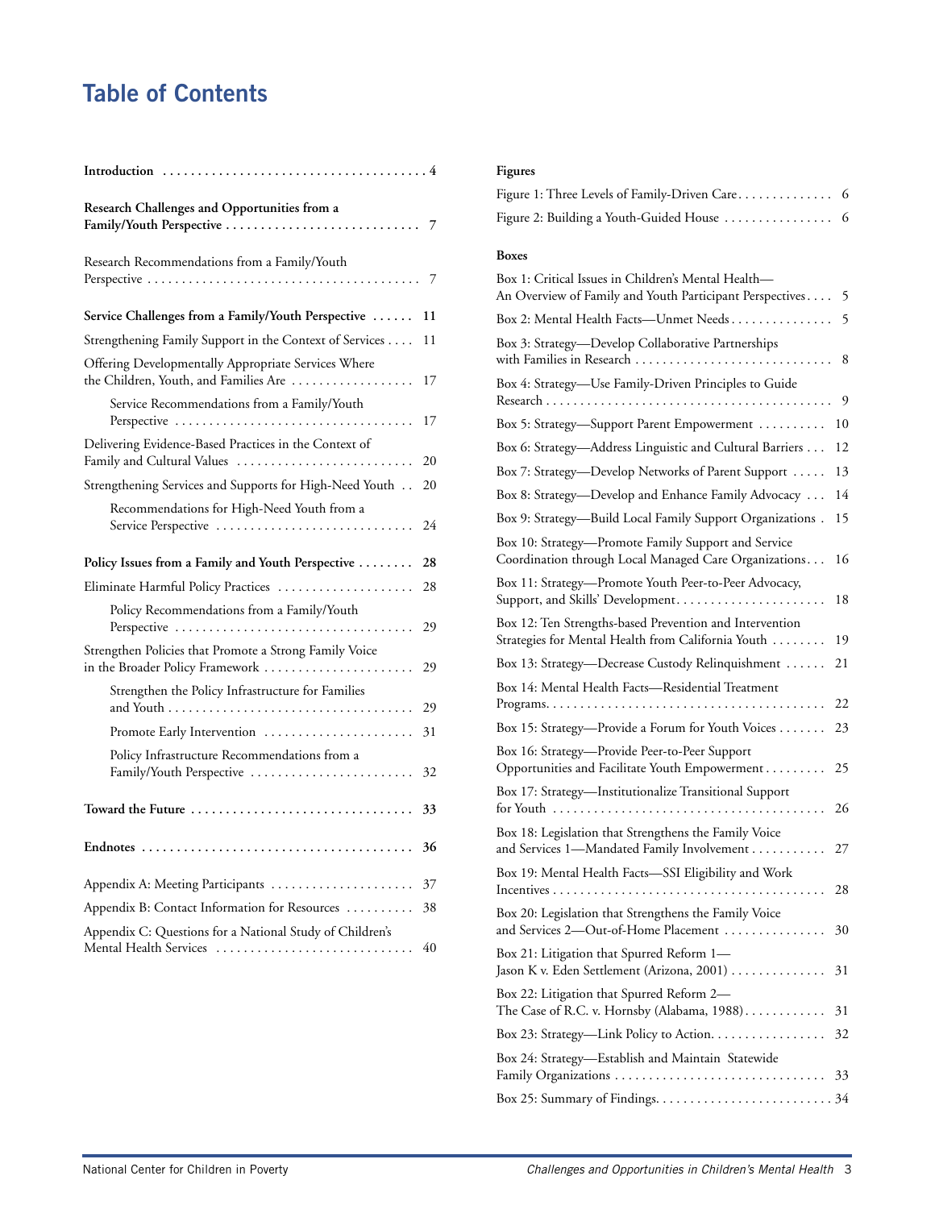# Table of Contents

**Introduction** 4

**Research Challenges and Opportunities from a Family/Youth Perspective** 7

Research Recommendations from a Family/Youth Perspective 7

**Service Challenges from a Family/Youth Perspective** 11

Strengthening Family Support in the Context of Services 11

Offering Developmentally Appropriate Services Where the Children, Youth, and Families Are 17

- Service Recommendations from a Family/Youth Perspective 17

Delivering Evidence-Based Practices in the Context of Family and Cultural Values 20

Strengthening Services and Supports for High-Need Youth 20

- Recommendations for High-Need Youth from a Service Perspective 24

**Policy Issues from a Family and Youth Perspective** 28

Eliminate Harmful Policy Practices 28

- Policy Recommendations from a Family/Youth Perspective 29

Strengthen Policies that Promote a Strong Family Voice in the Broader Policy Framework 29

- Strengthen the Policy Infrastructure for Families and Youth 29
- Promote Early Intervention 31
- Policy Infrastructure Recommendations from a Family/Youth Perspective 32

**Toward the Future** 33

**Endnotes** 36

Appendix A: Meeting Participants 37

Appendix B: Contact Information for Resources 38

Appendix C: Questions for a National Study of Children's Mental Health Services 40

**Figures**

Figure 1: Three Levels of Family-Driven Care 6

Figure 2: Building a Youth-Guided House 6

**Boxes**

Box 1: Critical Issues in Children's Mental Health—An Overview of Family and Youth Participant Perspectives 5

Box 2: Mental Health Facts—Unmet Needs 5

Box 3: Strategy—Develop Collaborative Partnerships with Families in Research 8

Box 4: Strategy—Use Family-Driven Principles to Guide Research 9

Box 5: Strategy—Support Parent Empowerment 10

Box 6: Strategy—Address Linguistic and Cultural Barriers 12

Box 7: Strategy—Develop Networks of Parent Support 13

Box 8: Strategy—Develop and Enhance Family Advocacy 14

Box 9: Strategy—Build Local Family Support Organizations 15

Box 10: Strategy—Promote Family Support and Service Coordination through Local Managed Care Organizations 16

Box 11: Strategy—Promote Youth Peer-to-Peer Advocacy, Support, and Skills' Development 18

Box 12: Ten Strengths-based Prevention and Intervention Strategies for Mental Health from California Youth 19

Box 13: Strategy—Decrease Custody Relinquishment 21

Box 14: Mental Health Facts—Residential Treatment Programs 22

Box 15: Strategy—Provide a Forum for Youth Voices 23

Box 16: Strategy—Provide Peer-to-Peer Support Opportunities and Facilitate Youth Empowerment 25

Box 17: Strategy—Institutionalize Transitional Support for Youth 26

Box 18: Legislation that Strengthens the Family Voice and Services 1—Mandated Family Involvement 27

Box 19: Mental Health Facts—SSI Eligibility and Work Incentives 28

Box 20: Legislation that Strengthens the Family Voice and Services 2—Out-of-Home Placement 30

Box 21: Litigation that Spurred Reform 1—Jason K v. Eden Settlement (Arizona, 2001) 31

Box 22: Litigation that Spurred Reform 2—The Case of R.C. v. Hornsby (Alabama, 1988) 31

Box 23: Strategy—Link Policy to Action 32

Box 24: Strategy—Establish and Maintain Statewide Family Organizations 33

Box 25: Summary of Findings 34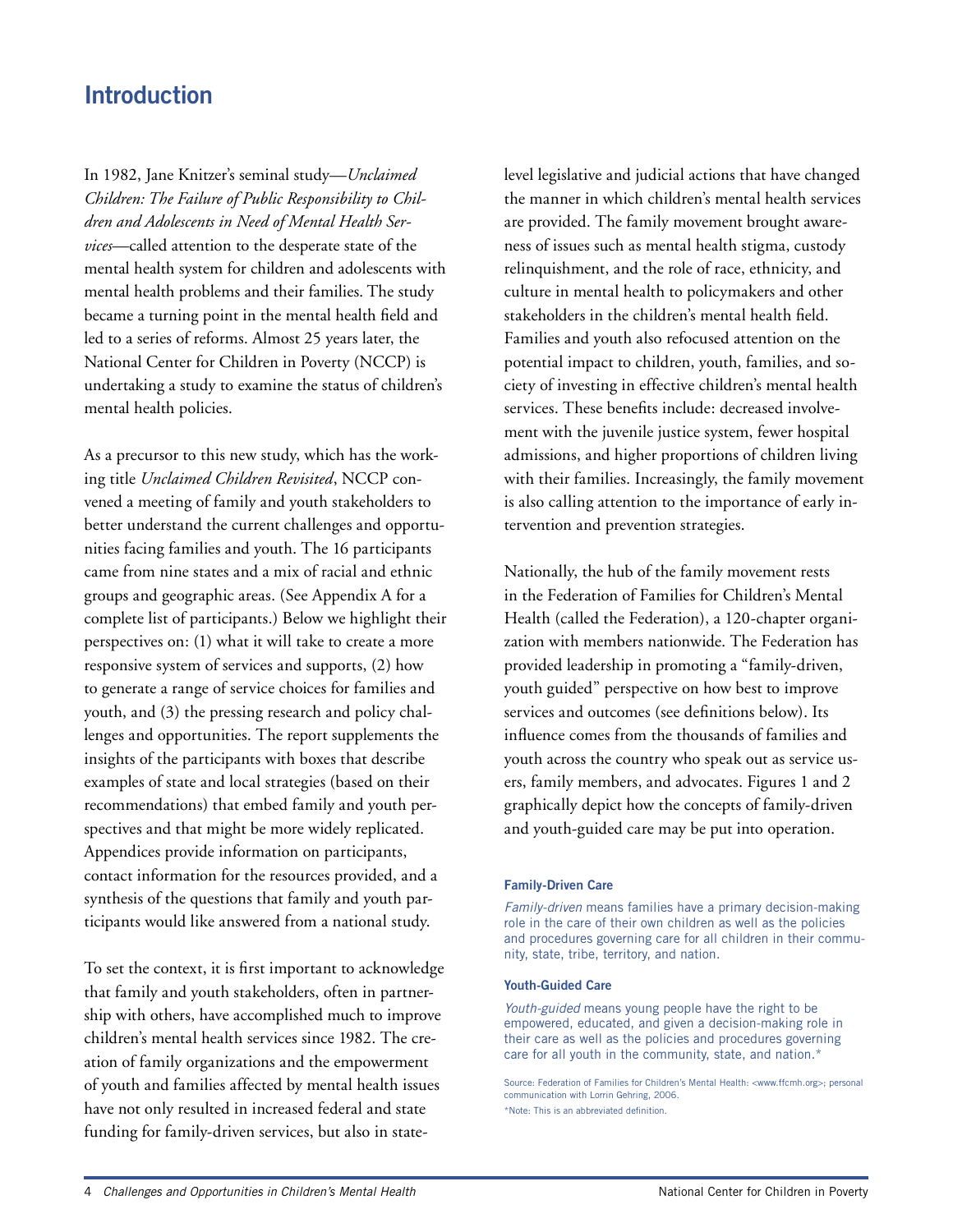# Introduction

In 1982, Jane Knitzer's seminal study—*Unclaimed Children: The Failure of Public Responsibility to Children and Adolescents in Need of Mental Health Services*—called attention to the desperate state of the mental health system for children and adolescents with mental health problems and their families. The study became a turning point in the mental health field and led to a series of reforms. Almost 25 years later, the National Center for Children in Poverty (NCCP) is undertaking a study to examine the status of children's mental health policies.

As a precursor to this new study, which has the working title *Unclaimed Children Revisited*, NCCP convened a meeting of family and youth stakeholders to better understand the current challenges and opportunities facing families and youth. The 16 participants came from nine states and a mix of racial and ethnic groups and geographic areas. (See Appendix A for a complete list of participants.) Below we highlight their perspectives on: (1) what it will take to create a more responsive system of services and supports, (2) how to generate a range of service choices for families and youth, and (3) the pressing research and policy challenges and opportunities. The report supplements the insights of the participants with boxes that describe examples of state and local strategies (based on their recommendations) that embed family and youth perspectives and that might be more widely replicated. Appendices provide information on participants, contact information for the resources provided, and a synthesis of the questions that family and youth participants would like answered from a national study.

To set the context, it is first important to acknowledge that family and youth stakeholders, often in partnership with others, have accomplished much to improve children's mental health services since 1982. The creation of family organizations and the empowerment of youth and families affected by mental health issues have not only resulted in increased federal and state funding for family-driven services, but also in state-level legislative and judicial actions that have changed the manner in which children's mental health services are provided. The family movement brought awareness of issues such as mental health stigma, custody relinquishment, and the role of race, ethnicity, and culture in mental health to policymakers and other stakeholders in the children's mental health field. Families and youth also refocused attention on the potential impact to children, youth, families, and society of investing in effective children's mental health services. These benefits include: decreased involvement with the juvenile justice system, fewer hospital admissions, and higher proportions of children living with their families. Increasingly, the family movement is also calling attention to the importance of early intervention and prevention strategies.

Nationally, the hub of the family movement rests in the Federation of Families for Children's Mental Health (called the Federation), a 120-chapter organization with members nationwide. The Federation has provided leadership in promoting a "family-driven, youth guided" perspective on how best to improve services and outcomes (see definitions below). Its influence comes from the thousands of families and youth across the country who speak out as service users, family members, and advocates. Figures 1 and 2 graphically depict how the concepts of family-driven and youth-guided care may be put into operation.

**Family-Driven Care**

*Family-driven* means families have a primary decision-making role in the care of their own children as well as the policies and procedures governing care for all children in their community, state, tribe, territory, and nation.

**Youth-Guided Care**

*Youth-guided* means young people have the right to be empowered, educated, and given a decision-making role in their care as well as the policies and procedures governing care for all youth in the community, state, and nation.*

Source: Federation of Families for Children's Mental Health: <www.ffcmh.org>; personal communication with Lorrin Gehring, 2006.
*Note: This is an abbreviated definition.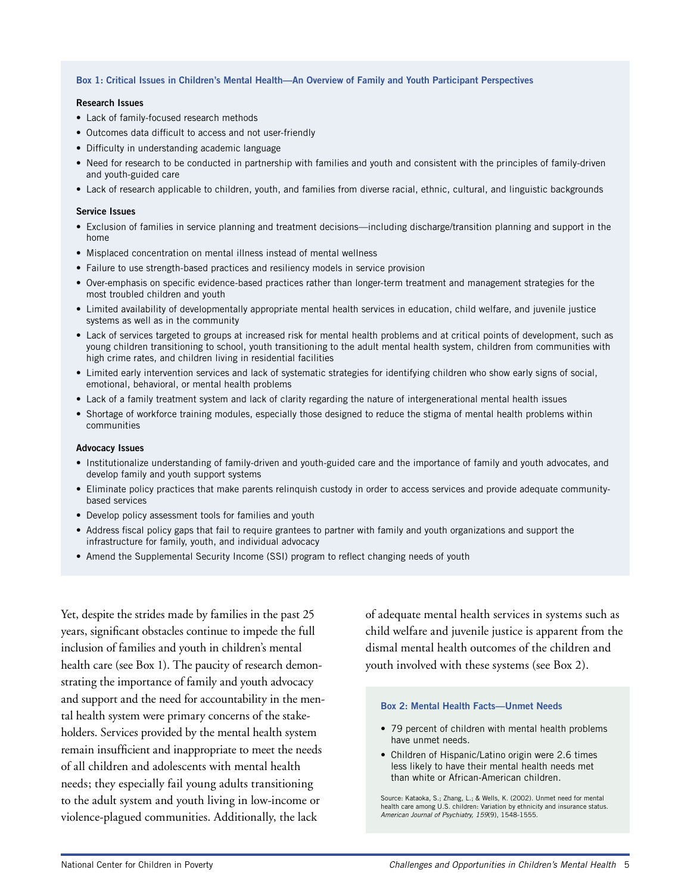**Box 1: Critical Issues in Children's Mental Health—An Overview of Family and Youth Participant Perspectives**

**Research Issues**

- Lack of family-focused research methods
- Outcomes data difficult to access and not user-friendly
- Difficulty in understanding academic language
- Need for research to be conducted in partnership with families and youth and consistent with the principles of family-driven and youth-guided care
- Lack of research applicable to children, youth, and families from diverse racial, ethnic, cultural, and linguistic backgrounds

**Service Issues**

- Exclusion of families in service planning and treatment decisions—including discharge/transition planning and support in the home
- Misplaced concentration on mental illness instead of mental wellness
- Failure to use strength-based practices and resiliency models in service provision
- Over-emphasis on specific evidence-based practices rather than longer-term treatment and management strategies for the most troubled children and youth
- Limited availability of developmentally appropriate mental health services in education, child welfare, and juvenile justice systems as well as in the community
- Lack of services targeted to groups at increased risk for mental health problems and at critical points of development, such as young children transitioning to school, youth transitioning to the adult mental health system, children from communities with high crime rates, and children living in residential facilities
- Limited early intervention services and lack of systematic strategies for identifying children who show early signs of social, emotional, behavioral, or mental health problems
- Lack of a family treatment system and lack of clarity regarding the nature of intergenerational mental health issues
- Shortage of workforce training modules, especially those designed to reduce the stigma of mental health problems within communities

**Advocacy Issues**

- Institutionalize understanding of family-driven and youth-guided care and the importance of family and youth advocates, and develop family and youth support systems
- Eliminate policy practices that make parents relinquish custody in order to access services and provide adequate community-based services
- Develop policy assessment tools for families and youth
- Address fiscal policy gaps that fail to require grantees to partner with family and youth organizations and support the infrastructure for family, youth, and individual advocacy
- Amend the Supplemental Security Income (SSI) program to reflect changing needs of youth

Yet, despite the strides made by families in the past 25 years, significant obstacles continue to impede the full inclusion of families and youth in children's mental health care (see Box 1). The paucity of research demonstrating the importance of family and youth advocacy and support and the need for accountability in the mental health system were primary concerns of the stakeholders. Services provided by the mental health system remain insufficient and inappropriate to meet the needs of all children and adolescents with mental health needs; they especially fail young adults transitioning to the adult system and youth living in low-income or violence-plagued communities. Additionally, the lack of adequate mental health services in systems such as child welfare and juvenile justice is apparent from the dismal mental health outcomes of the children and youth involved with these systems (see Box 2).

**Box 2: Mental Health Facts—Unmet Needs**

- 79 percent of children with mental health problems have unmet needs.
- Children of Hispanic/Latino origin were 2.6 times less likely to have their mental health needs met than white or African-American children.

Source: Kataoka, S.; Zhang, L.; & Wells, K. (2002). Unmet need for mental health care among U.S. children: Variation by ethnicity and insurance status. *American Journal of Psychiatry, 159*(9), 1548-1555.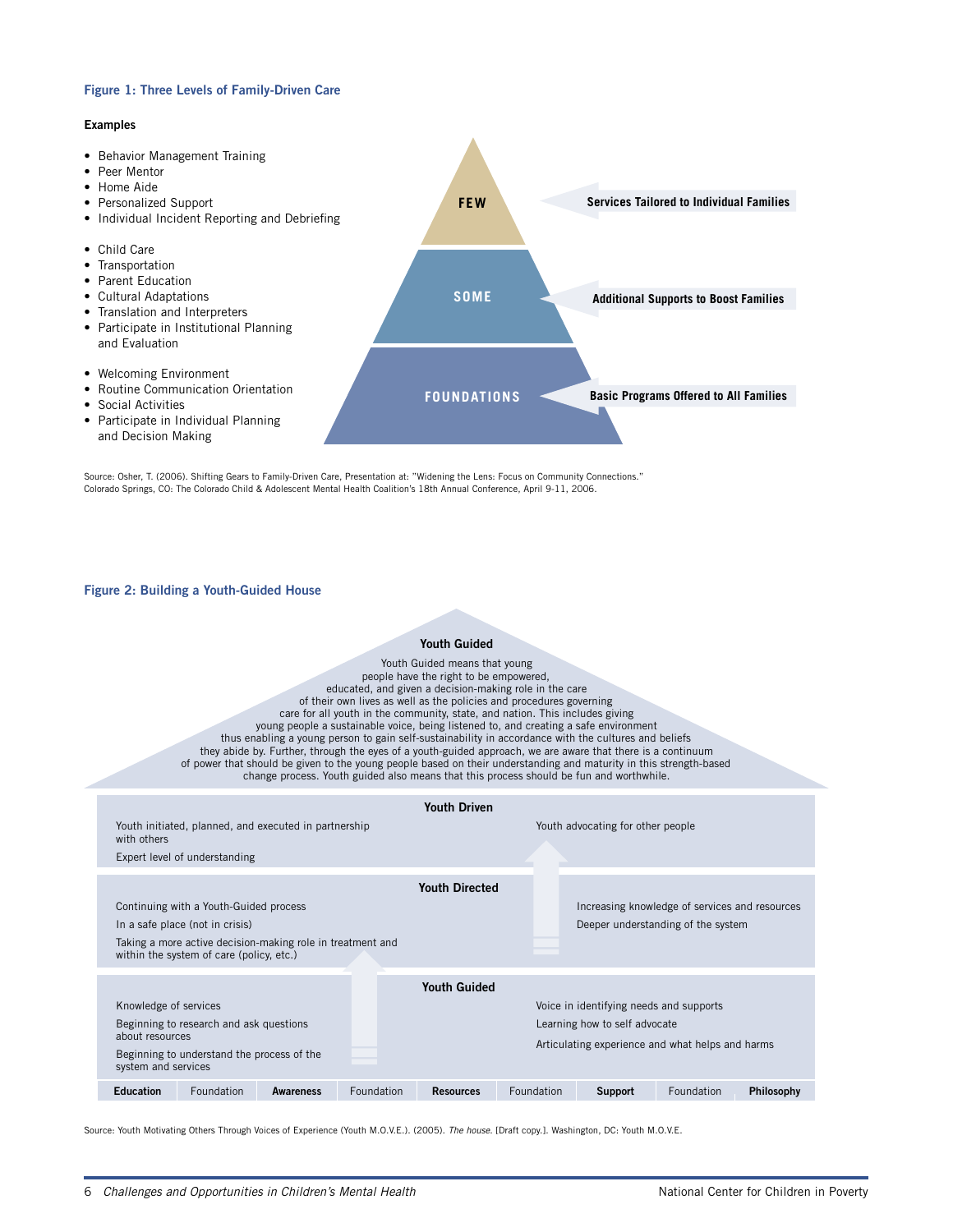**Figure 1: Three Levels of Family-Driven Care**

**Examples**

- Behavior Management Training
- Peer Mentor
- Home Aide
- Personalized Support
- Individual Incident Reporting and Debriefing

- Child Care
- Transportation
- Parent Education
- Cultural Adaptations
- Translation and Interpreters
- Participate in Institutional Planning and Evaluation

- Welcoming Environment
- Routine Communication Orientation
- Social Activities
- Participate in Individual Planning and Decision Making

| Level | Description |
|---|---|
| FEW | **Services Tailored to Individual Families** |
| SOME | **Additional Supports to Boost Families** |
| FOUNDATIONS | **Basic Programs Offered to All Families** |

Source: Osher, T. (2006). Shifting Gears to Family-Driven Care, Presentation at: "Widening the Lens: Focus on Community Connections." Colorado Springs, CO: The Colorado Child & Adolescent Mental Health Coalition's 18th Annual Conference, April 9-11, 2006.

**Figure 2: Building a Youth-Guided House**

**Youth Guided**

Youth Guided means that young people have the right to be empowered, educated, and given a decision-making role in the care of their own lives as well as the policies and procedures governing care for all youth in the community, state, and nation. This includes giving young people a sustainable voice, being listened to, and creating a safe environment thus enabling a young person to gain self-sustainability in accordance with the cultures and beliefs they abide by. Further, through the eyes of a youth-guided approach, we are aware that there is a continuum of power that should be given to the young people based on their understanding and maturity in this strength-based change process. Youth guided also means that this process should be fun and worthwhile.

**Youth Driven**

- Youth initiated, planned, and executed in partnership with others
- Expert level of understanding
- Youth advocating for other people

**Youth Directed**

- Continuing with a Youth-Guided process
- In a safe place (not in crisis)
- Taking a more active decision-making role in treatment and within the system of care (policy, etc.)
- Increasing knowledge of services and resources
- Deeper understanding of the system

**Youth Guided**

- Knowledge of services
- Beginning to research and ask questions about resources
- Beginning to understand the process of the system and services
- Voice in identifying needs and supports
- Learning how to self advocate
- Articulating experience and what helps and harms

| **Education** | Foundation | **Awareness** | Foundation | **Resources** | Foundation | **Support** | Foundation | **Philosophy** |
|---|---|---|---|---|---|---|---|---|

Source: Youth Motivating Others Through Voices of Experience (Youth M.O.V.E.). (2005). *The house.* [Draft copy.]. Washington, DC: Youth M.O.V.E.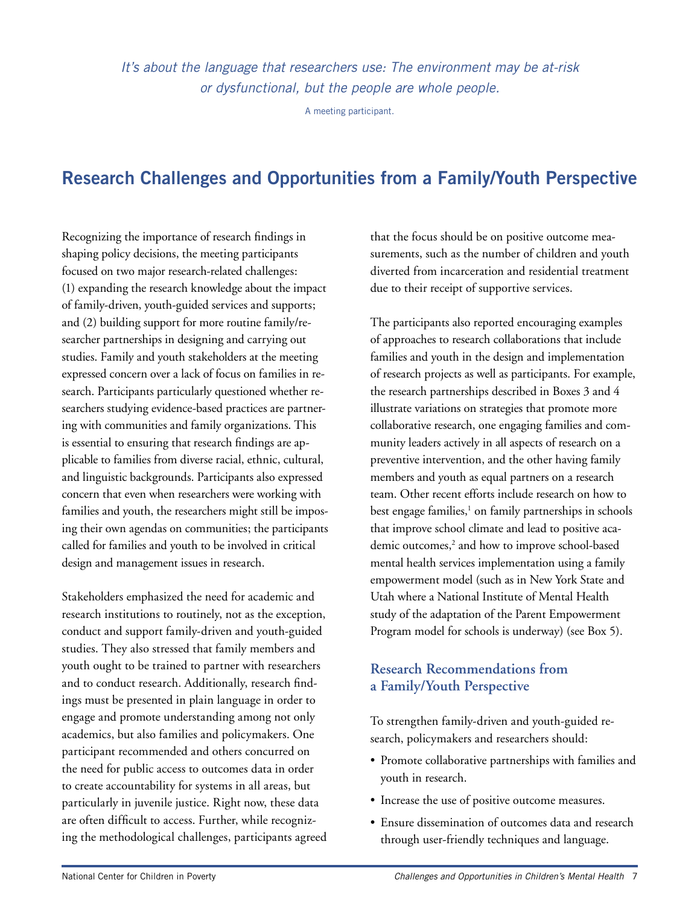*It's about the language that researchers use: The environment may be at-risk or dysfunctional, but the people are whole people.*

A meeting participant.

## Research Challenges and Opportunities from a Family/Youth Perspective

Recognizing the importance of research findings in shaping policy decisions, the meeting participants focused on two major research-related challenges: (1) expanding the research knowledge about the impact of family-driven, youth-guided services and supports; and (2) building support for more routine family/researcher partnerships in designing and carrying out studies. Family and youth stakeholders at the meeting expressed concern over a lack of focus on families in research. Participants particularly questioned whether researchers studying evidence-based practices are partnering with communities and family organizations. This is essential to ensuring that research findings are applicable to families from diverse racial, ethnic, cultural, and linguistic backgrounds. Participants also expressed concern that even when researchers were working with families and youth, the researchers might still be imposing their own agendas on communities; the participants called for families and youth to be involved in critical design and management issues in research.

Stakeholders emphasized the need for academic and research institutions to routinely, not as the exception, conduct and support family-driven and youth-guided studies. They also stressed that family members and youth ought to be trained to partner with researchers and to conduct research. Additionally, research findings must be presented in plain language in order to engage and promote understanding among not only academics, but also families and policymakers. One participant recommended and others concurred on the need for public access to outcomes data in order to create accountability for systems in all areas, but particularly in juvenile justice. Right now, these data are often difficult to access. Further, while recognizing the methodological challenges, participants agreed that the focus should be on positive outcome measurements, such as the number of children and youth diverted from incarceration and residential treatment due to their receipt of supportive services.

The participants also reported encouraging examples of approaches to research collaborations that include families and youth in the design and implementation of research projects as well as participants. For example, the research partnerships described in Boxes 3 and 4 illustrate variations on strategies that promote more collaborative research, one engaging families and community leaders actively in all aspects of research on a preventive intervention, and the other having family members and youth as equal partners on a research team. Other recent efforts include research on how to best engage families,[1] on family partnerships in schools that improve school climate and lead to positive academic outcomes,[2] and how to improve school-based mental health services implementation using a family empowerment model (such as in New York State and Utah where a National Institute of Mental Health study of the adaptation of the Parent Empowerment Program model for schools is underway) (see Box 5).

### Research Recommendations from a Family/Youth Perspective

To strengthen family-driven and youth-guided research, policymakers and researchers should:

- Promote collaborative partnerships with families and youth in research.
- Increase the use of positive outcome measures.
- Ensure dissemination of outcomes data and research through user-friendly techniques and language.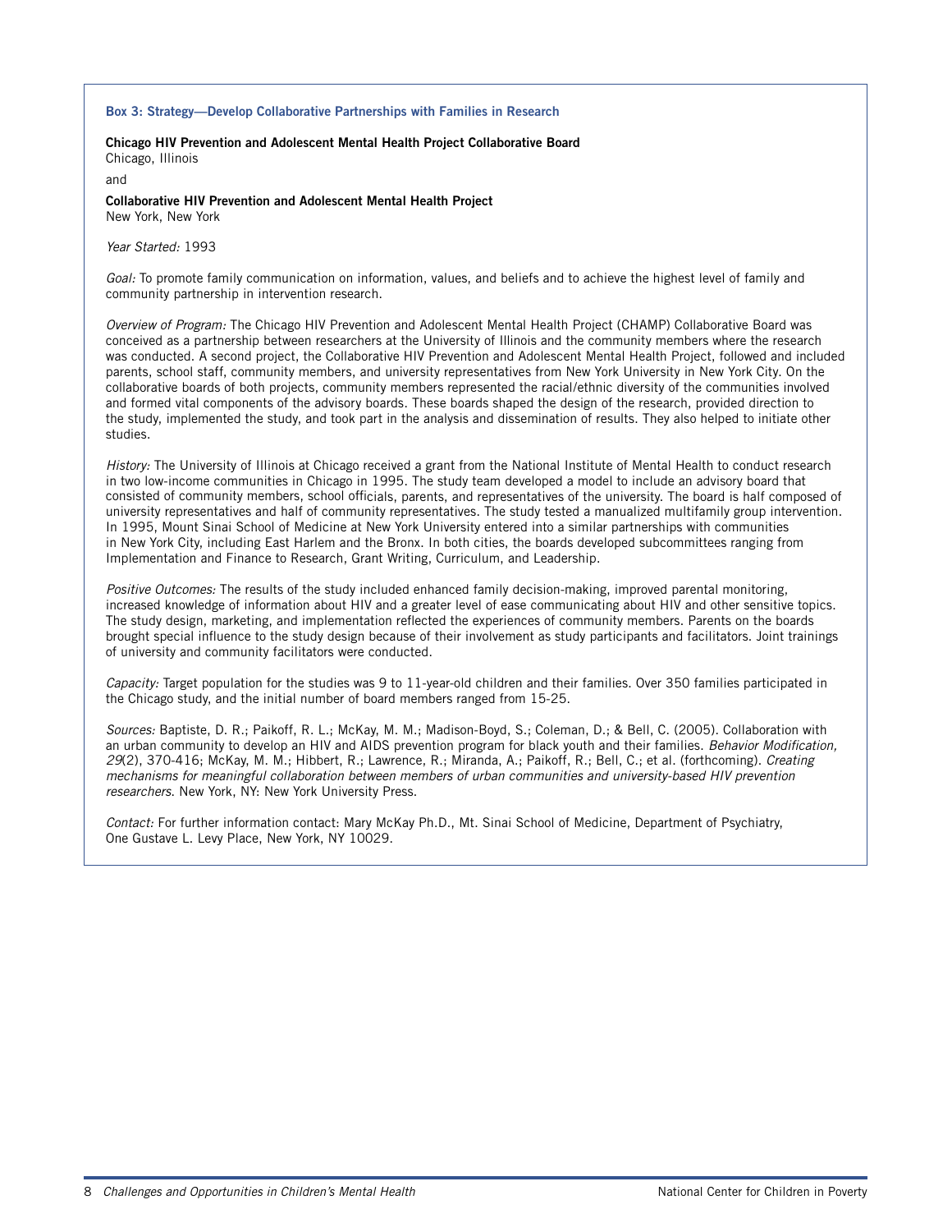### Box 3: Strategy—Develop Collaborative Partnerships with Families in Research

**Chicago HIV Prevention and Adolescent Mental Health Project Collaborative Board**
Chicago, Illinois

and

**Collaborative HIV Prevention and Adolescent Mental Health Project**
New York, New York

*Year Started:* 1993

*Goal:* To promote family communication on information, values, and beliefs and to achieve the highest level of family and community partnership in intervention research.

*Overview of Program:* The Chicago HIV Prevention and Adolescent Mental Health Project (CHAMP) Collaborative Board was conceived as a partnership between researchers at the University of Illinois and the community members where the research was conducted. A second project, the Collaborative HIV Prevention and Adolescent Mental Health Project, followed and included parents, school staff, community members, and university representatives from New York University in New York City. On the collaborative boards of both projects, community members represented the racial/ethnic diversity of the communities involved and formed vital components of the advisory boards. These boards shaped the design of the research, provided direction to the study, implemented the study, and took part in the analysis and dissemination of results. They also helped to initiate other studies.

*History:* The University of Illinois at Chicago received a grant from the National Institute of Mental Health to conduct research in two low-income communities in Chicago in 1995. The study team developed a model to include an advisory board that consisted of community members, school officials, parents, and representatives of the university. The board is half composed of university representatives and half of community representatives. The study tested a manualized multifamily group intervention. In 1995, Mount Sinai School of Medicine at New York University entered into a similar partnerships with communities in New York City, including East Harlem and the Bronx. In both cities, the boards developed subcommittees ranging from Implementation and Finance to Research, Grant Writing, Curriculum, and Leadership.

*Positive Outcomes:* The results of the study included enhanced family decision-making, improved parental monitoring, increased knowledge of information about HIV and a greater level of ease communicating about HIV and other sensitive topics. The study design, marketing, and implementation reflected the experiences of community members. Parents on the boards brought special influence to the study design because of their involvement as study participants and facilitators. Joint trainings of university and community facilitators were conducted.

*Capacity:* Target population for the studies was 9 to 11-year-old children and their families. Over 350 families participated in the Chicago study, and the initial number of board members ranged from 15-25.

*Sources:* Baptiste, D. R.; Paikoff, R. L.; McKay, M. M.; Madison-Boyd, S.; Coleman, D.; & Bell, C. (2005). Collaboration with an urban community to develop an HIV and AIDS prevention program for black youth and their families. *Behavior Modification, 29*(2), 370-416; McKay, M. M.; Hibbert, R.; Lawrence, R.; Miranda, A.; Paikoff, R.; Bell, C.; et al. (forthcoming). *Creating mechanisms for meaningful collaboration between members of urban communities and university-based HIV prevention researchers.* New York, NY: New York University Press.

*Contact:* For further information contact: Mary McKay Ph.D., Mt. Sinai School of Medicine, Department of Psychiatry, One Gustave L. Levy Place, New York, NY 10029.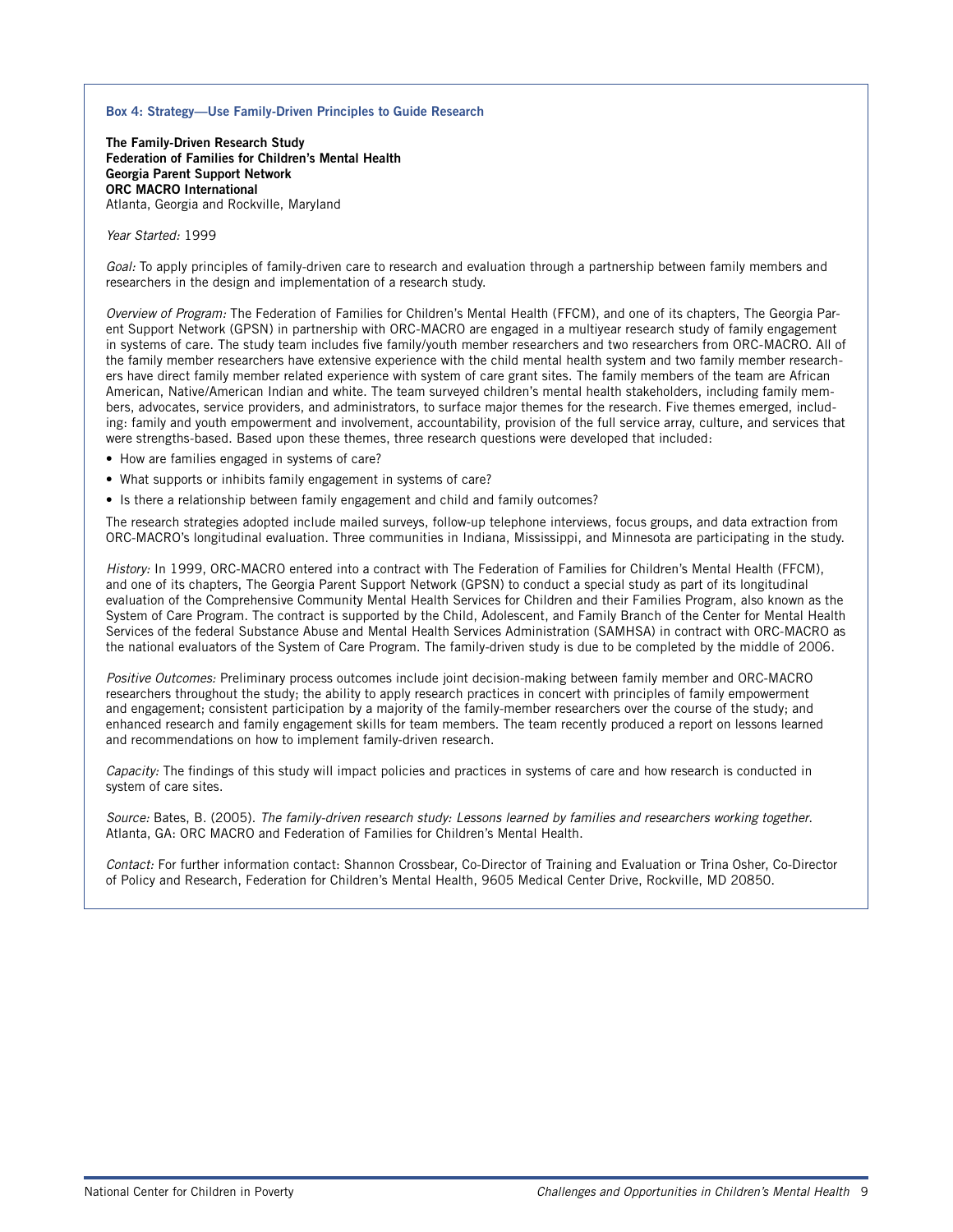### Box 4: Strategy—Use Family-Driven Principles to Guide Research

**The Family-Driven Research Study**
**Federation of Families for Children's Mental Health**
**Georgia Parent Support Network**
**ORC MACRO International**
Atlanta, Georgia and Rockville, Maryland

*Year Started:* 1999

*Goal:* To apply principles of family-driven care to research and evaluation through a partnership between family members and researchers in the design and implementation of a research study.

*Overview of Program:* The Federation of Families for Children's Mental Health (FFCM), and one of its chapters, The Georgia Parent Support Network (GPSN) in partnership with ORC-MACRO are engaged in a multiyear research study of family engagement in systems of care. The study team includes five family/youth member researchers and two researchers from ORC-MACRO. All of the family member researchers have extensive experience with the child mental health system and two family member researchers have direct family member related experience with system of care grant sites. The family members of the team are African American, Native/American Indian and white. The team surveyed children's mental health stakeholders, including family members, advocates, service providers, and administrators, to surface major themes for the research. Five themes emerged, including: family and youth empowerment and involvement, accountability, provision of the full service array, culture, and services that were strengths-based. Based upon these themes, three research questions were developed that included:

- How are families engaged in systems of care?
- What supports or inhibits family engagement in systems of care?
- Is there a relationship between family engagement and child and family outcomes?

The research strategies adopted include mailed surveys, follow-up telephone interviews, focus groups, and data extraction from ORC-MACRO's longitudinal evaluation. Three communities in Indiana, Mississippi, and Minnesota are participating in the study.

*History:* In 1999, ORC-MACRO entered into a contract with The Federation of Families for Children's Mental Health (FFCM), and one of its chapters, The Georgia Parent Support Network (GPSN) to conduct a special study as part of its longitudinal evaluation of the Comprehensive Community Mental Health Services for Children and their Families Program, also known as the System of Care Program. The contract is supported by the Child, Adolescent, and Family Branch of the Center for Mental Health Services of the federal Substance Abuse and Mental Health Services Administration (SAMHSA) in contract with ORC-MACRO as the national evaluators of the System of Care Program. The family-driven study is due to be completed by the middle of 2006.

*Positive Outcomes:* Preliminary process outcomes include joint decision-making between family member and ORC-MACRO researchers throughout the study; the ability to apply research practices in concert with principles of family empowerment and engagement; consistent participation by a majority of the family-member researchers over the course of the study; and enhanced research and family engagement skills for team members. The team recently produced a report on lessons learned and recommendations on how to implement family-driven research.

*Capacity:* The findings of this study will impact policies and practices in systems of care and how research is conducted in system of care sites.

*Source:* Bates, B. (2005). *The family-driven research study: Lessons learned by families and researchers working together.* Atlanta, GA: ORC MACRO and Federation of Families for Children's Mental Health.

*Contact:* For further information contact: Shannon Crossbear, Co-Director of Training and Evaluation or Trina Osher, Co-Director of Policy and Research, Federation for Children's Mental Health, 9605 Medical Center Drive, Rockville, MD 20850.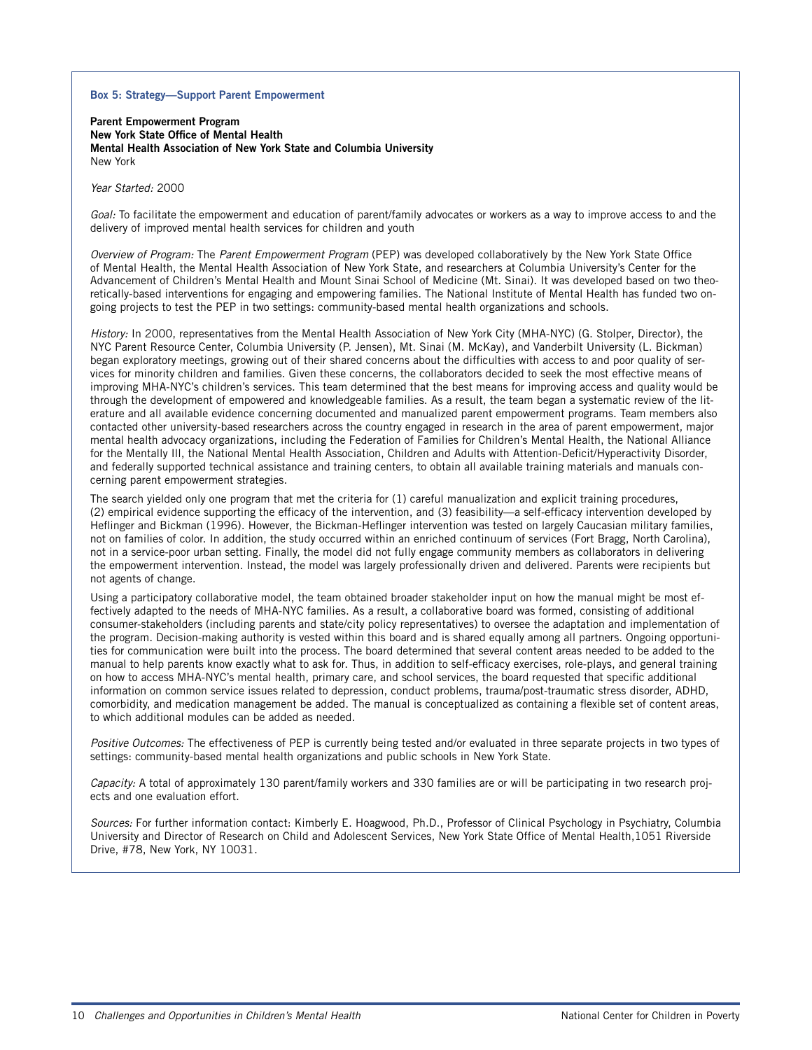### Box 5: Strategy—Support Parent Empowerment

**Parent Empowerment Program**
**New York State Office of Mental Health**
**Mental Health Association of New York State and Columbia University**
New York

*Year Started:* 2000

*Goal:* To facilitate the empowerment and education of parent/family advocates or workers as a way to improve access to and the delivery of improved mental health services for children and youth

*Overview of Program:* The *Parent Empowerment Program* (PEP) was developed collaboratively by the New York State Office of Mental Health, the Mental Health Association of New York State, and researchers at Columbia University's Center for the Advancement of Children's Mental Health and Mount Sinai School of Medicine (Mt. Sinai). It was developed based on two theoretically-based interventions for engaging and empowering families. The National Institute of Mental Health has funded two ongoing projects to test the PEP in two settings: community-based mental health organizations and schools.

*History:* In 2000, representatives from the Mental Health Association of New York City (MHA-NYC) (G. Stolper, Director), the NYC Parent Resource Center, Columbia University (P. Jensen), Mt. Sinai (M. McKay), and Vanderbilt University (L. Bickman) began exploratory meetings, growing out of their shared concerns about the difficulties with access to and poor quality of services for minority children and families. Given these concerns, the collaborators decided to seek the most effective means of improving MHA-NYC's children's services. This team determined that the best means for improving access and quality would be through the development of empowered and knowledgeable families. As a result, the team began a systematic review of the literature and all available evidence concerning documented and manualized parent empowerment programs. Team members also contacted other university-based researchers across the country engaged in research in the area of parent empowerment, major mental health advocacy organizations, including the Federation of Families for Children's Mental Health, the National Alliance for the Mentally Ill, the National Mental Health Association, Children and Adults with Attention-Deficit/Hyperactivity Disorder, and federally supported technical assistance and training centers, to obtain all available training materials and manuals concerning parent empowerment strategies.

The search yielded only one program that met the criteria for (1) careful manualization and explicit training procedures, (2) empirical evidence supporting the efficacy of the intervention, and (3) feasibility—a self-efficacy intervention developed by Heflinger and Bickman (1996). However, the Bickman-Heflinger intervention was tested on largely Caucasian military families, not on families of color. In addition, the study occurred within an enriched continuum of services (Fort Bragg, North Carolina), not in a service-poor urban setting. Finally, the model did not fully engage community members as collaborators in delivering the empowerment intervention. Instead, the model was largely professionally driven and delivered. Parents were recipients but not agents of change.

Using a participatory collaborative model, the team obtained broader stakeholder input on how the manual might be most effectively adapted to the needs of MHA-NYC families. As a result, a collaborative board was formed, consisting of additional consumer-stakeholders (including parents and state/city policy representatives) to oversee the adaptation and implementation of the program. Decision-making authority is vested within this board and is shared equally among all partners. Ongoing opportunities for communication were built into the process. The board determined that several content areas needed to be added to the manual to help parents know exactly what to ask for. Thus, in addition to self-efficacy exercises, role-plays, and general training on how to access MHA-NYC's mental health, primary care, and school services, the board requested that specific additional information on common service issues related to depression, conduct problems, trauma/post-traumatic stress disorder, ADHD, comorbidity, and medication management be added. The manual is conceptualized as containing a flexible set of content areas, to which additional modules can be added as needed.

*Positive Outcomes:* The effectiveness of PEP is currently being tested and/or evaluated in three separate projects in two types of settings: community-based mental health organizations and public schools in New York State.

*Capacity:* A total of approximately 130 parent/family workers and 330 families are or will be participating in two research projects and one evaluation effort.

*Sources:* For further information contact: Kimberly E. Hoagwood, Ph.D., Professor of Clinical Psychology in Psychiatry, Columbia University and Director of Research on Child and Adolescent Services, New York State Office of Mental Health,1051 Riverside Drive, #78, New York, NY 10031.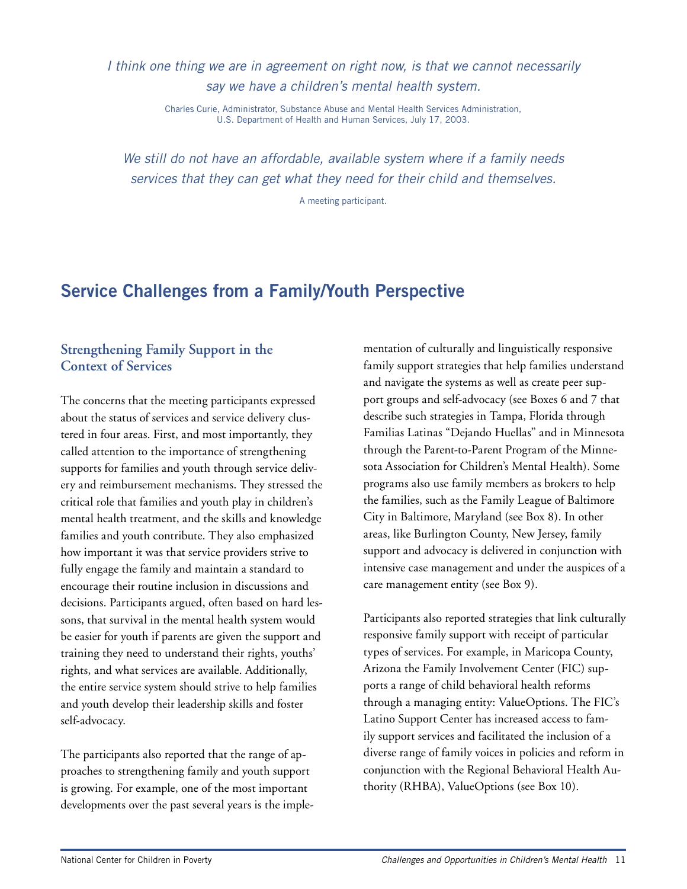*I think one thing we are in agreement on right now, is that we cannot necessarily say we have a children's mental health system.*

Charles Curie, Administrator, Substance Abuse and Mental Health Services Administration, U.S. Department of Health and Human Services, July 17, 2003.

*We still do not have an affordable, available system where if a family needs services that they can get what they need for their child and themselves.*

A meeting participant.

## Service Challenges from a Family/Youth Perspective

### Strengthening Family Support in the Context of Services

The concerns that the meeting participants expressed about the status of services and service delivery clustered in four areas. First, and most importantly, they called attention to the importance of strengthening supports for families and youth through service delivery and reimbursement mechanisms. They stressed the critical role that families and youth play in children's mental health treatment, and the skills and knowledge families and youth contribute. They also emphasized how important it was that service providers strive to fully engage the family and maintain a standard to encourage their routine inclusion in discussions and decisions. Participants argued, often based on hard lessons, that survival in the mental health system would be easier for youth if parents are given the support and training they need to understand their rights, youths' rights, and what services are available. Additionally, the entire service system should strive to help families and youth develop their leadership skills and foster self-advocacy.

The participants also reported that the range of approaches to strengthening family and youth support is growing. For example, one of the most important developments over the past several years is the implementation of culturally and linguistically responsive family support strategies that help families understand and navigate the systems as well as create peer support groups and self-advocacy (see Boxes 6 and 7 that describe such strategies in Tampa, Florida through Familias Latinas "Dejando Huellas" and in Minnesota through the Parent-to-Parent Program of the Minnesota Association for Children's Mental Health). Some programs also use family members as brokers to help the families, such as the Family League of Baltimore City in Baltimore, Maryland (see Box 8). In other areas, like Burlington County, New Jersey, family support and advocacy is delivered in conjunction with intensive case management and under the auspices of a care management entity (see Box 9).

Participants also reported strategies that link culturally responsive family support with receipt of particular types of services. For example, in Maricopa County, Arizona the Family Involvement Center (FIC) supports a range of child behavioral health reforms through a managing entity: ValueOptions. The FIC's Latino Support Center has increased access to family support services and facilitated the inclusion of a diverse range of family voices in policies and reform in conjunction with the Regional Behavioral Health Authority (RHBA), ValueOptions (see Box 10).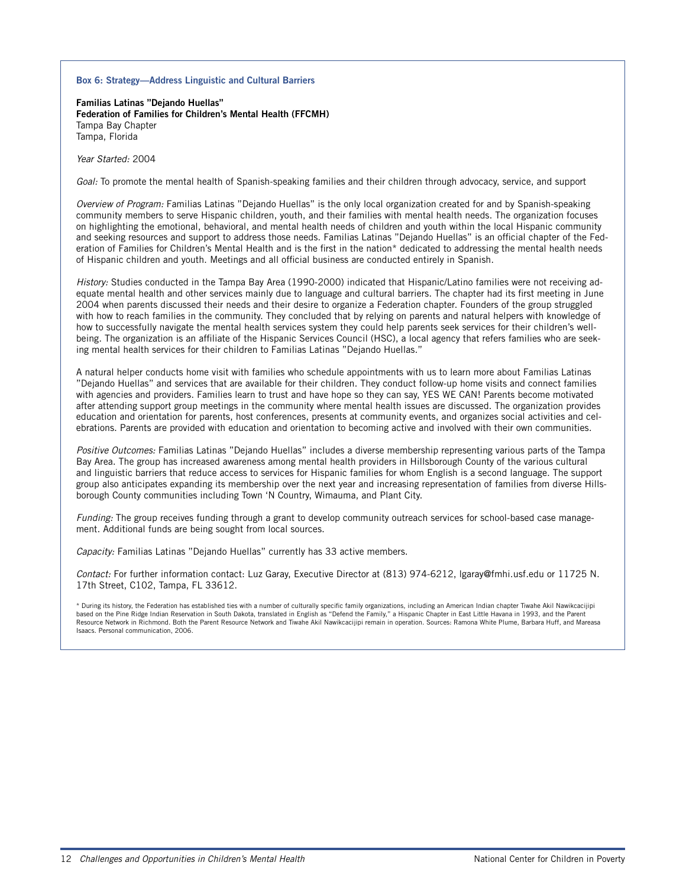### Box 6: Strategy—Address Linguistic and Cultural Barriers

**Familias Latinas "Dejando Huellas"**
**Federation of Families for Children's Mental Health (FFCMH)**
Tampa Bay Chapter
Tampa, Florida

*Year Started:* 2004

*Goal:* To promote the mental health of Spanish-speaking families and their children through advocacy, service, and support

*Overview of Program:* Familias Latinas "Dejando Huellas" is the only local organization created for and by Spanish-speaking community members to serve Hispanic children, youth, and their families with mental health needs. The organization focuses on highlighting the emotional, behavioral, and mental health needs of children and youth within the local Hispanic community and seeking resources and support to address those needs. Familias Latinas "Dejando Huellas" is an official chapter of the Federation of Families for Children's Mental Health and is the first in the nation* dedicated to addressing the mental health needs of Hispanic children and youth. Meetings and all official business are conducted entirely in Spanish.

*History:* Studies conducted in the Tampa Bay Area (1990-2000) indicated that Hispanic/Latino families were not receiving adequate mental health and other services mainly due to language and cultural barriers. The chapter had its first meeting in June 2004 when parents discussed their needs and their desire to organize a Federation chapter. Founders of the group struggled with how to reach families in the community. They concluded that by relying on parents and natural helpers with knowledge of how to successfully navigate the mental health services system they could help parents seek services for their children's well-being. The organization is an affiliate of the Hispanic Services Council (HSC), a local agency that refers families who are seeking mental health services for their children to Familias Latinas "Dejando Huellas."

A natural helper conducts home visit with families who schedule appointments with us to learn more about Familias Latinas "Dejando Huellas" and services that are available for their children. They conduct follow-up home visits and connect families with agencies and providers. Families learn to trust and have hope so they can say, YES WE CAN! Parents become motivated after attending support group meetings in the community where mental health issues are discussed. The organization provides education and orientation for parents, host conferences, presents at community events, and organizes social activities and celebrations. Parents are provided with education and orientation to becoming active and involved with their own communities.

*Positive Outcomes:* Familias Latinas "Dejando Huellas" includes a diverse membership representing various parts of the Tampa Bay Area. The group has increased awareness among mental health providers in Hillsborough County of the various cultural and linguistic barriers that reduce access to services for Hispanic families for whom English is a second language. The support group also anticipates expanding its membership over the next year and increasing representation of families from diverse Hillsborough County communities including Town 'N Country, Wimauma, and Plant City.

*Funding:* The group receives funding through a grant to develop community outreach services for school-based case management. Additional funds are being sought from local sources.

*Capacity:* Familias Latinas "Dejando Huellas" currently has 33 active members.

*Contact:* For further information contact: Luz Garay, Executive Director at (813) 974-6212, lgaray@fmhi.usf.edu or 11725 N. 17th Street, C102, Tampa, FL 33612.

\* During its history, the Federation has established ties with a number of culturally specific family organizations, including an American Indian chapter Tiwahe Akil Nawikcacijipi based on the Pine Ridge Indian Reservation in South Dakota, translated in English as "Defend the Family," a Hispanic Chapter in East Little Havana in 1993, and the Parent Resource Network in Richmond. Both the Parent Resource Network and Tiwahe Akil Nawikcacijipi remain in operation. Sources: Ramona White Plume, Barbara Huff, and Mareasa Isaacs. Personal communication, 2006.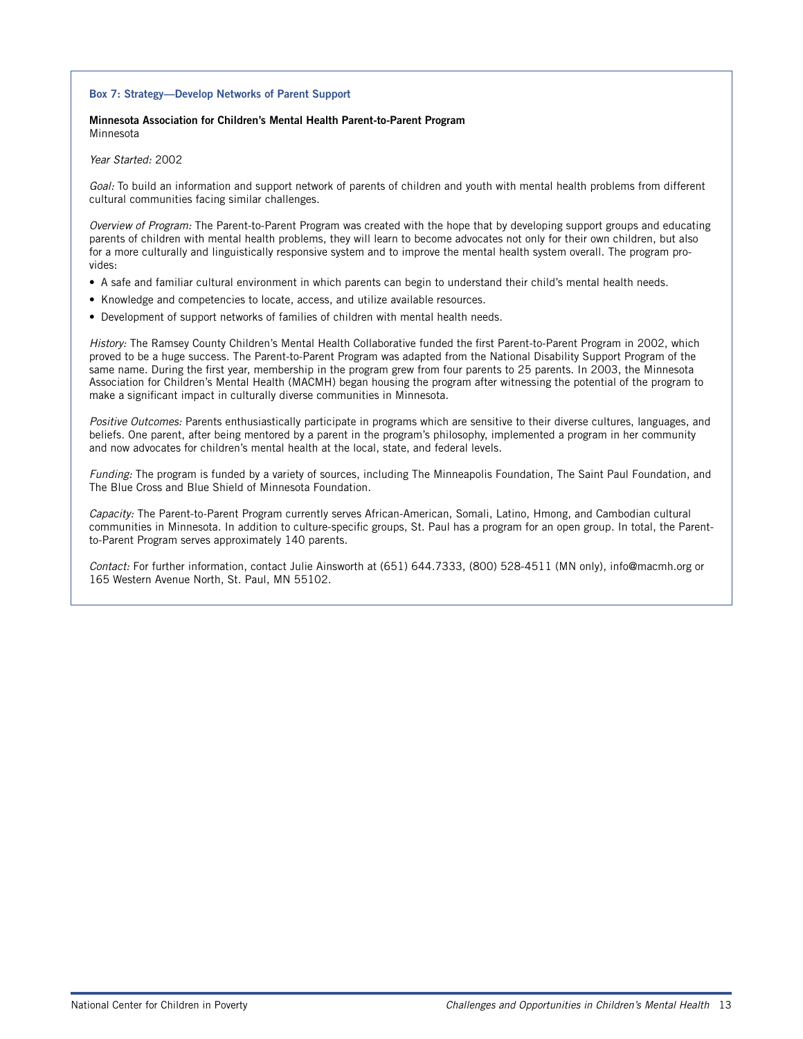### Box 7: Strategy—Develop Networks of Parent Support

**Minnesota Association for Children's Mental Health Parent-to-Parent Program**
Minnesota

*Year Started:* 2002

*Goal:* To build an information and support network of parents of children and youth with mental health problems from different cultural communities facing similar challenges.

*Overview of Program:* The Parent-to-Parent Program was created with the hope that by developing support groups and educating parents of children with mental health problems, they will learn to become advocates not only for their own children, but also for a more culturally and linguistically responsive system and to improve the mental health system overall. The program provides:

- A safe and familiar cultural environment in which parents can begin to understand their child's mental health needs.
- Knowledge and competencies to locate, access, and utilize available resources.
- Development of support networks of families of children with mental health needs.

*History:* The Ramsey County Children's Mental Health Collaborative funded the first Parent-to-Parent Program in 2002, which proved to be a huge success. The Parent-to-Parent Program was adapted from the National Disability Support Program of the same name. During the first year, membership in the program grew from four parents to 25 parents. In 2003, the Minnesota Association for Children's Mental Health (MACMH) began housing the program after witnessing the potential of the program to make a significant impact in culturally diverse communities in Minnesota.

*Positive Outcomes:* Parents enthusiastically participate in programs which are sensitive to their diverse cultures, languages, and beliefs. One parent, after being mentored by a parent in the program's philosophy, implemented a program in her community and now advocates for children's mental health at the local, state, and federal levels.

*Funding:* The program is funded by a variety of sources, including The Minneapolis Foundation, The Saint Paul Foundation, and The Blue Cross and Blue Shield of Minnesota Foundation.

*Capacity:* The Parent-to-Parent Program currently serves African-American, Somali, Latino, Hmong, and Cambodian cultural communities in Minnesota. In addition to culture-specific groups, St. Paul has a program for an open group. In total, the Parent-to-Parent Program serves approximately 140 parents.

*Contact:* For further information, contact Julie Ainsworth at (651) 644.7333, (800) 528-4511 (MN only), info@macmh.org or 165 Western Avenue North, St. Paul, MN 55102.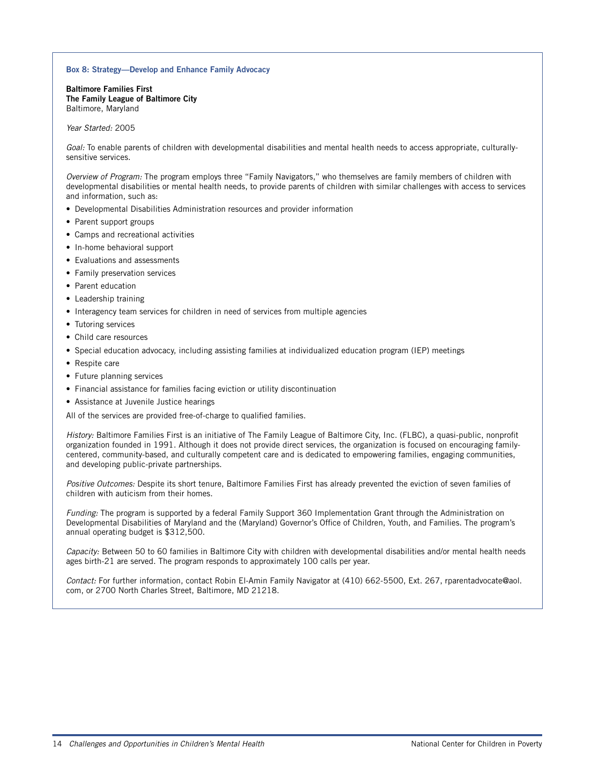### Box 8: Strategy—Develop and Enhance Family Advocacy

**Baltimore Families First**
**The Family League of Baltimore City**
Baltimore, Maryland

*Year Started:* 2005

*Goal:* To enable parents of children with developmental disabilities and mental health needs to access appropriate, culturally-sensitive services.

*Overview of Program:* The program employs three "Family Navigators," who themselves are family members of children with developmental disabilities or mental health needs, to provide parents of children with similar challenges with access to services and information, such as:

- Developmental Disabilities Administration resources and provider information
- Parent support groups
- Camps and recreational activities
- In-home behavioral support
- Evaluations and assessments
- Family preservation services
- Parent education
- Leadership training
- Interagency team services for children in need of services from multiple agencies
- Tutoring services
- Child care resources
- Special education advocacy, including assisting families at individualized education program (IEP) meetings
- Respite care
- Future planning services
- Financial assistance for families facing eviction or utility discontinuation
- Assistance at Juvenile Justice hearings

All of the services are provided free-of-charge to qualified families.

*History:* Baltimore Families First is an initiative of The Family League of Baltimore City, Inc. (FLBC), a quasi-public, nonprofit organization founded in 1991. Although it does not provide direct services, the organization is focused on encouraging family-centered, community-based, and culturally competent care and is dedicated to empowering families, engaging communities, and developing public-private partnerships.

*Positive Outcomes:* Despite its short tenure, Baltimore Families First has already prevented the eviction of seven families of children with auticism from their homes.

*Funding:* The program is supported by a federal Family Support 360 Implementation Grant through the Administration on Developmental Disabilities of Maryland and the (Maryland) Governor's Office of Children, Youth, and Families. The program's annual operating budget is $312,500.

*Capacity:* Between 50 to 60 families in Baltimore City with children with developmental disabilities and/or mental health needs ages birth-21 are served. The program responds to approximately 100 calls per year.

*Contact:* For further information, contact Robin El-Amin Family Navigator at (410) 662-5500, Ext. 267, rparentadvocate@aol.com, or 2700 North Charles Street, Baltimore, MD 21218.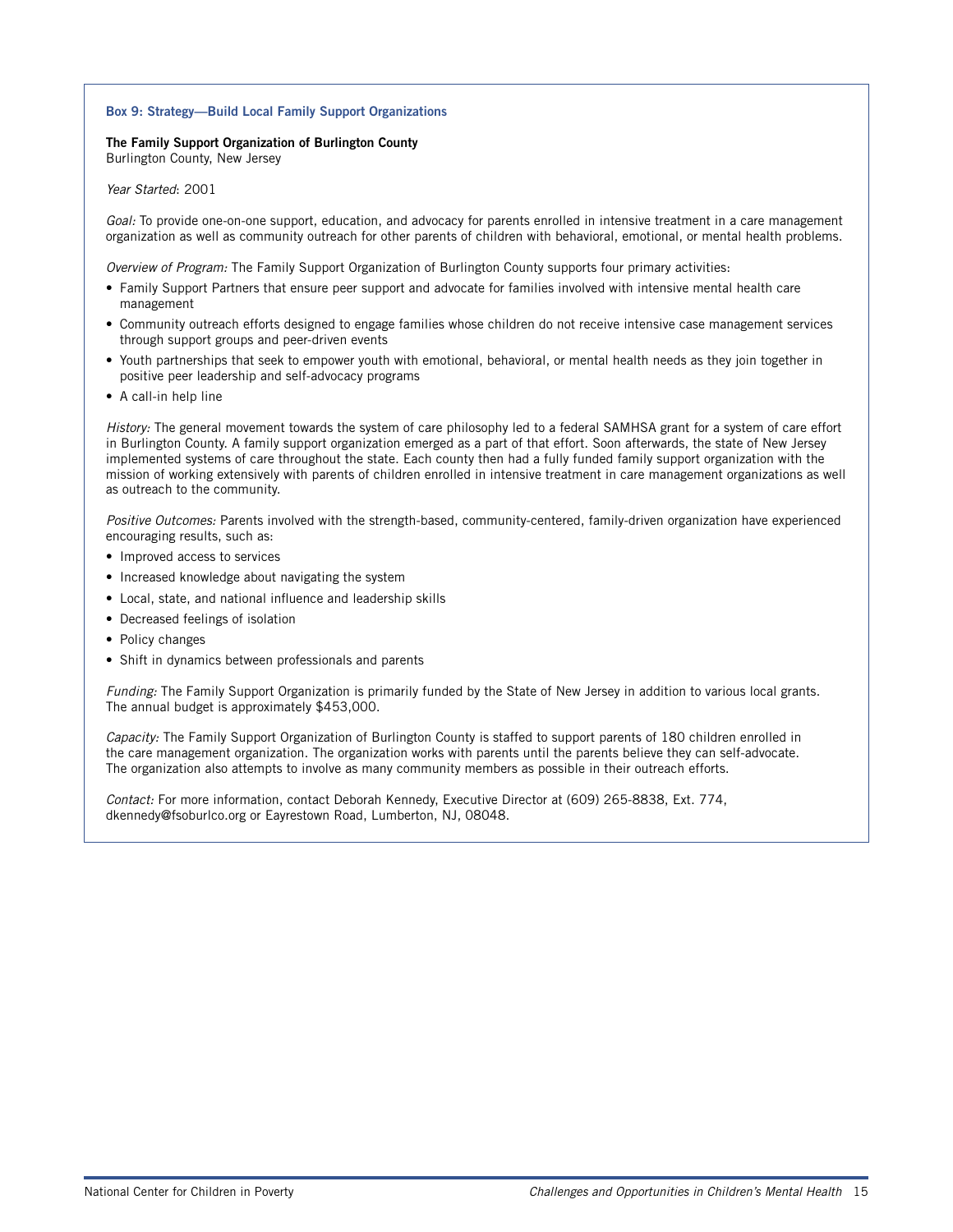### Box 9: Strategy—Build Local Family Support Organizations

**The Family Support Organization of Burlington County**
Burlington County, New Jersey

*Year Started*: 2001

*Goal:* To provide one-on-one support, education, and advocacy for parents enrolled in intensive treatment in a care management organization as well as community outreach for other parents of children with behavioral, emotional, or mental health problems.

*Overview of Program:* The Family Support Organization of Burlington County supports four primary activities:

- Family Support Partners that ensure peer support and advocate for families involved with intensive mental health care management
- Community outreach efforts designed to engage families whose children do not receive intensive case management services through support groups and peer-driven events
- Youth partnerships that seek to empower youth with emotional, behavioral, or mental health needs as they join together in positive peer leadership and self-advocacy programs
- A call-in help line

*History:* The general movement towards the system of care philosophy led to a federal SAMHSA grant for a system of care effort in Burlington County. A family support organization emerged as a part of that effort. Soon afterwards, the state of New Jersey implemented systems of care throughout the state. Each county then had a fully funded family support organization with the mission of working extensively with parents of children enrolled in intensive treatment in care management organizations as well as outreach to the community.

*Positive Outcomes:* Parents involved with the strength-based, community-centered, family-driven organization have experienced encouraging results, such as:

- Improved access to services
- Increased knowledge about navigating the system
- Local, state, and national influence and leadership skills
- Decreased feelings of isolation
- Policy changes
- Shift in dynamics between professionals and parents

*Funding:* The Family Support Organization is primarily funded by the State of New Jersey in addition to various local grants. The annual budget is approximately $453,000.

*Capacity:* The Family Support Organization of Burlington County is staffed to support parents of 180 children enrolled in the care management organization. The organization works with parents until the parents believe they can self-advocate. The organization also attempts to involve as many community members as possible in their outreach efforts.

*Contact:* For more information, contact Deborah Kennedy, Executive Director at (609) 265-8838, Ext. 774, dkennedy@fsoburlco.org or Eayrestown Road, Lumberton, NJ, 08048.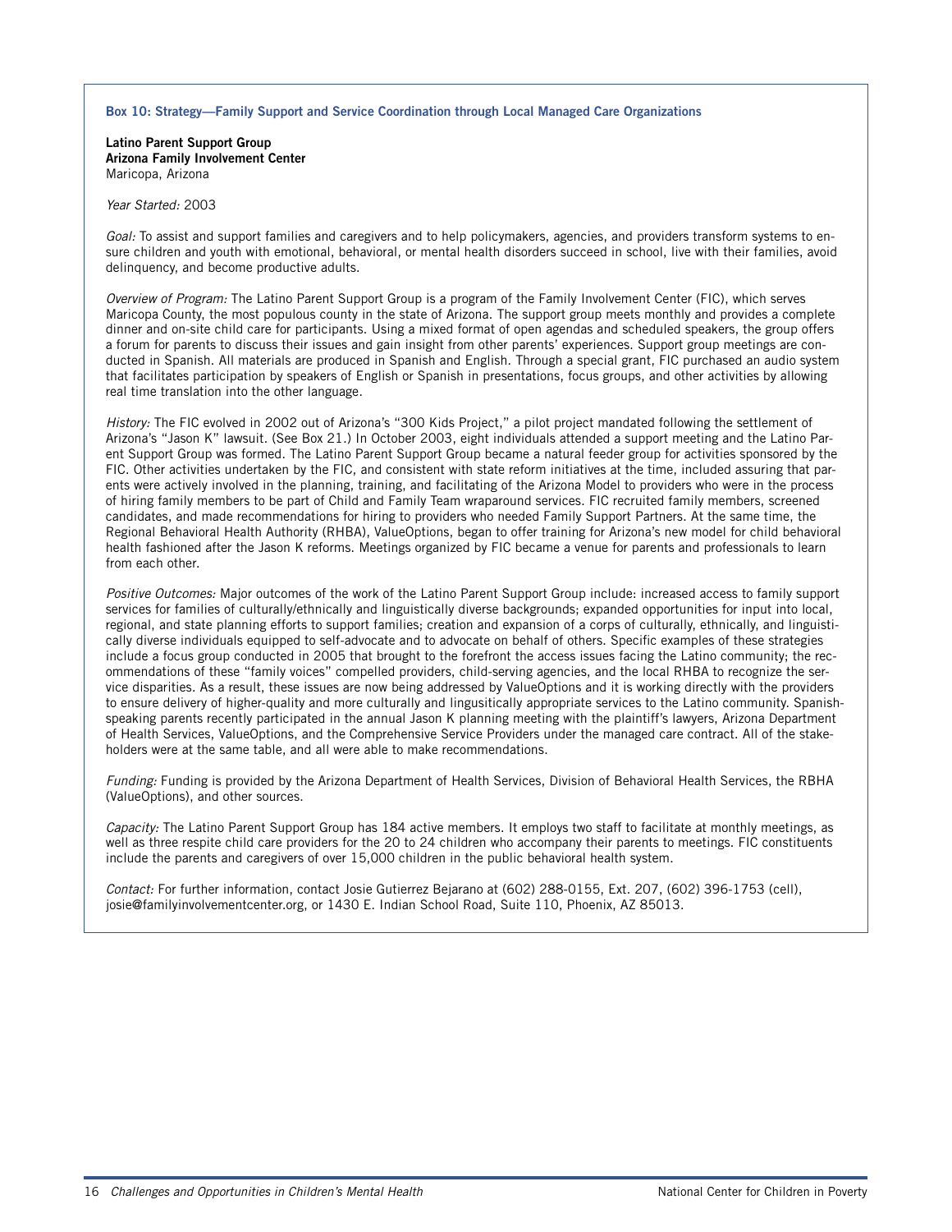### Box 10: Strategy—Family Support and Service Coordination through Local Managed Care Organizations

**Latino Parent Support Group**
**Arizona Family Involvement Center**
Maricopa, Arizona

*Year Started:* 2003

*Goal:* To assist and support families and caregivers and to help policymakers, agencies, and providers transform systems to ensure children and youth with emotional, behavioral, or mental health disorders succeed in school, live with their families, avoid delinquency, and become productive adults.

*Overview of Program:* The Latino Parent Support Group is a program of the Family Involvement Center (FIC), which serves Maricopa County, the most populous county in the state of Arizona. The support group meets monthly and provides a complete dinner and on-site child care for participants. Using a mixed format of open agendas and scheduled speakers, the group offers a forum for parents to discuss their issues and gain insight from other parents' experiences. Support group meetings are conducted in Spanish. All materials are produced in Spanish and English. Through a special grant, FIC purchased an audio system that facilitates participation by speakers of English or Spanish in presentations, focus groups, and other activities by allowing real time translation into the other language.

*History:* The FIC evolved in 2002 out of Arizona's "300 Kids Project," a pilot project mandated following the settlement of Arizona's "Jason K" lawsuit. (See Box 21.) In October 2003, eight individuals attended a support meeting and the Latino Parent Support Group was formed. The Latino Parent Support Group became a natural feeder group for activities sponsored by the FIC. Other activities undertaken by the FIC, and consistent with state reform initiatives at the time, included assuring that parents were actively involved in the planning, training, and facilitating of the Arizona Model to providers who were in the process of hiring family members to be part of Child and Family Team wraparound services. FIC recruited family members, screened candidates, and made recommendations for hiring to providers who needed Family Support Partners. At the same time, the Regional Behavioral Health Authority (RHBA), ValueOptions, began to offer training for Arizona's new model for child behavioral health fashioned after the Jason K reforms. Meetings organized by FIC became a venue for parents and professionals to learn from each other.

*Positive Outcomes:* Major outcomes of the work of the Latino Parent Support Group include: increased access to family support services for families of culturally/ethnically and linguistically diverse backgrounds; expanded opportunities for input into local, regional, and state planning efforts to support families; creation and expansion of a corps of culturally, ethnically, and linguistically diverse individuals equipped to self-advocate and to advocate on behalf of others. Specific examples of these strategies include a focus group conducted in 2005 that brought to the forefront the access issues facing the Latino community; the recommendations of these "family voices" compelled providers, child-serving agencies, and the local RHBA to recognize the service disparities. As a result, these issues are now being addressed by ValueOptions and it is working directly with the providers to ensure delivery of higher-quality and more culturally and lingusitically appropriate services to the Latino community. Spanish-speaking parents recently participated in the annual Jason K planning meeting with the plaintiff's lawyers, Arizona Department of Health Services, ValueOptions, and the Comprehensive Service Providers under the managed care contract. All of the stakeholders were at the same table, and all were able to make recommendations.

*Funding:* Funding is provided by the Arizona Department of Health Services, Division of Behavioral Health Services, the RBHA (ValueOptions), and other sources.

*Capacity:* The Latino Parent Support Group has 184 active members. It employs two staff to facilitate at monthly meetings, as well as three respite child care providers for the 20 to 24 children who accompany their parents to meetings. FIC constituents include the parents and caregivers of over 15,000 children in the public behavioral health system.

*Contact:* For further information, contact Josie Gutierrez Bejarano at (602) 288-0155, Ext. 207, (602) 396-1753 (cell), josie@familyinvolvementcenter.org, or 1430 E. Indian School Road, Suite 110, Phoenix, AZ 85013.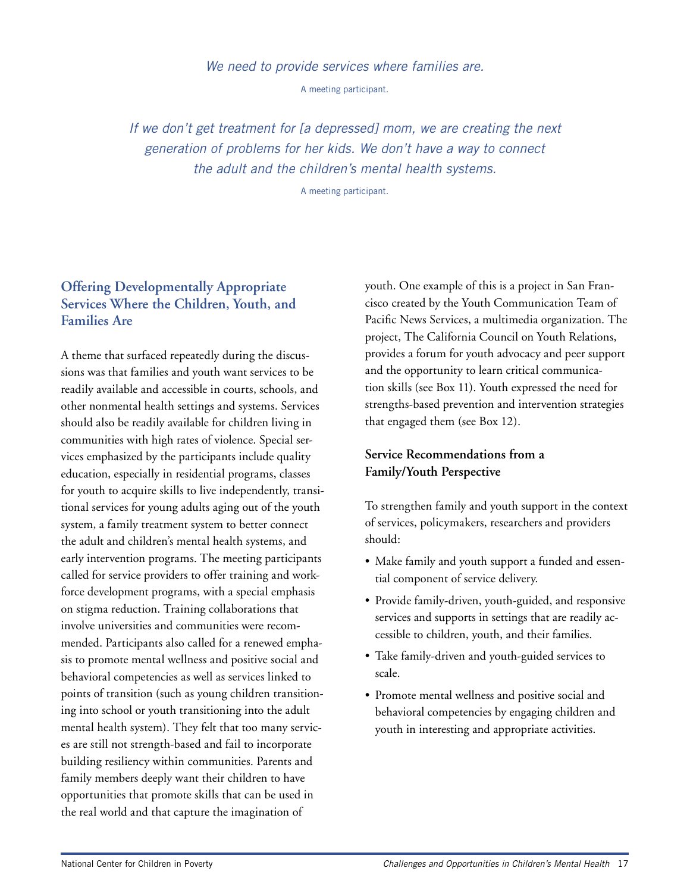*We need to provide services where families are.*

A meeting participant.

*If we don't get treatment for [a depressed] mom, we are creating the next generation of problems for her kids. We don't have a way to connect the adult and the children's mental health systems.*

A meeting participant.

## Offering Developmentally Appropriate Services Where the Children, Youth, and Families Are

A theme that surfaced repeatedly during the discussions was that families and youth want services to be readily available and accessible in courts, schools, and other nonmental health settings and systems. Services should also be readily available for children living in communities with high rates of violence. Special services emphasized by the participants include quality education, especially in residential programs, classes for youth to acquire skills to live independently, transitional services for young adults aging out of the youth system, a family treatment system to better connect the adult and children's mental health systems, and early intervention programs. The meeting participants called for service providers to offer training and workforce development programs, with a special emphasis on stigma reduction. Training collaborations that involve universities and communities were recommended. Participants also called for a renewed emphasis to promote mental wellness and positive social and behavioral competencies as well as services linked to points of transition (such as young children transitioning into school or youth transitioning into the adult mental health system). They felt that too many services are still not strength-based and fail to incorporate building resiliency within communities. Parents and family members deeply want their children to have opportunities that promote skills that can be used in the real world and that capture the imagination of youth. One example of this is a project in San Francisco created by the Youth Communication Team of Pacific News Services, a multimedia organization. The project, The California Council on Youth Relations, provides a forum for youth advocacy and peer support and the opportunity to learn critical communication skills (see Box 11). Youth expressed the need for strengths-based prevention and intervention strategies that engaged them (see Box 12).

### Service Recommendations from a Family/Youth Perspective

To strengthen family and youth support in the context of services, policymakers, researchers and providers should:

- Make family and youth support a funded and essential component of service delivery.
- Provide family-driven, youth-guided, and responsive services and supports in settings that are readily accessible to children, youth, and their families.
- Take family-driven and youth-guided services to scale.
- Promote mental wellness and positive social and behavioral competencies by engaging children and youth in interesting and appropriate activities.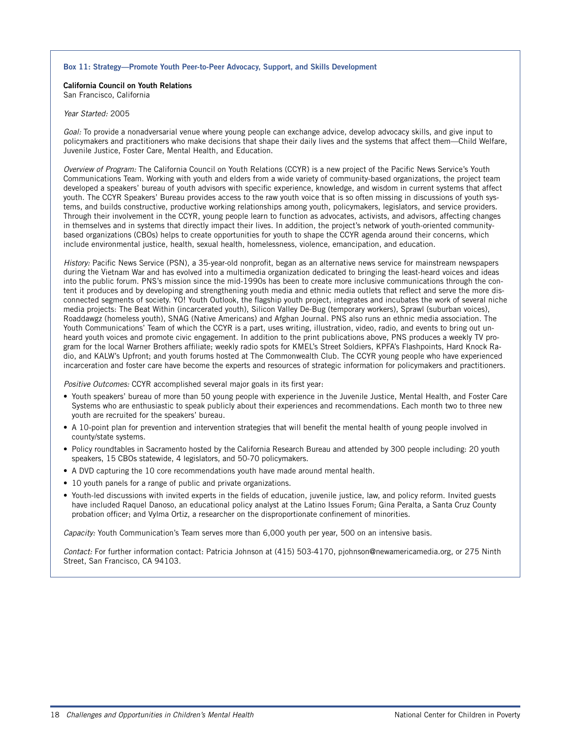### Box 11: Strategy—Promote Youth Peer-to-Peer Advocacy, Support, and Skills Development

**California Council on Youth Relations**
San Francisco, California

*Year Started:* 2005

*Goal:* To provide a nonadversarial venue where young people can exchange advice, develop advocacy skills, and give input to policymakers and practitioners who make decisions that shape their daily lives and the systems that affect them—Child Welfare, Juvenile Justice, Foster Care, Mental Health, and Education.

*Overview of Program:* The California Council on Youth Relations (CCYR) is a new project of the Pacific News Service's Youth Communications Team. Working with youth and elders from a wide variety of community-based organizations, the project team developed a speakers' bureau of youth advisors with specific experience, knowledge, and wisdom in current systems that affect youth. The CCYR Speakers' Bureau provides access to the raw youth voice that is so often missing in discussions of youth systems, and builds constructive, productive working relationships among youth, policymakers, legislators, and service providers. Through their involvement in the CCYR, young people learn to function as advocates, activists, and advisors, affecting changes in themselves and in systems that directly impact their lives. In addition, the project's network of youth-oriented community-based organizations (CBOs) helps to create opportunities for youth to shape the CCYR agenda around their concerns, which include environmental justice, health, sexual health, homelessness, violence, emancipation, and education.

*History:* Pacific News Service (PSN), a 35-year-old nonprofit, began as an alternative news service for mainstream newspapers during the Vietnam War and has evolved into a multimedia organization dedicated to bringing the least-heard voices and ideas into the public forum. PNS's mission since the mid-1990s has been to create more inclusive communications through the content it produces and by developing and strengthening youth media and ethnic media outlets that reflect and serve the more disconnected segments of society. YO! Youth Outlook, the flagship youth project, integrates and incubates the work of several niche media projects: The Beat Within (incarcerated youth), Silicon Valley De-Bug (temporary workers), Sprawl (suburban voices), Roaddawgz (homeless youth), SNAG (Native Americans) and Afghan Journal. PNS also runs an ethnic media association. The Youth Communications' Team of which the CCYR is a part, uses writing, illustration, video, radio, and events to bring out unheard youth voices and promote civic engagement. In addition to the print publications above, PNS produces a weekly TV program for the local Warner Brothers affiliate; weekly radio spots for KMEL's Street Soldiers, KPFA's Flashpoints, Hard Knock Radio, and KALW's Upfront; and youth forums hosted at The Commonwealth Club. The CCYR young people who have experienced incarceration and foster care have become the experts and resources of strategic information for policymakers and practitioners.

*Positive Outcomes:* CCYR accomplished several major goals in its first year:

- Youth speakers' bureau of more than 50 young people with experience in the Juvenile Justice, Mental Health, and Foster Care Systems who are enthusiastic to speak publicly about their experiences and recommendations. Each month two to three new youth are recruited for the speakers' bureau.
- A 10-point plan for prevention and intervention strategies that will benefit the mental health of young people involved in county/state systems.
- Policy roundtables in Sacramento hosted by the California Research Bureau and attended by 300 people including: 20 youth speakers, 15 CBOs statewide, 4 legislators, and 50-70 policymakers.
- A DVD capturing the 10 core recommendations youth have made around mental health.
- 10 youth panels for a range of public and private organizations.
- Youth-led discussions with invited experts in the fields of education, juvenile justice, law, and policy reform. Invited guests have included Raquel Danoso, an educational policy analyst at the Latino Issues Forum; Gina Peralta, a Santa Cruz County probation officer; and Vylma Ortiz, a researcher on the disproportionate confinement of minorities.

*Capacity:* Youth Communication's Team serves more than 6,000 youth per year, 500 on an intensive basis.

*Contact:* For further information contact: Patricia Johnson at (415) 503-4170, pjohnson@newamericamedia.org, or 275 Ninth Street, San Francisco, CA 94103.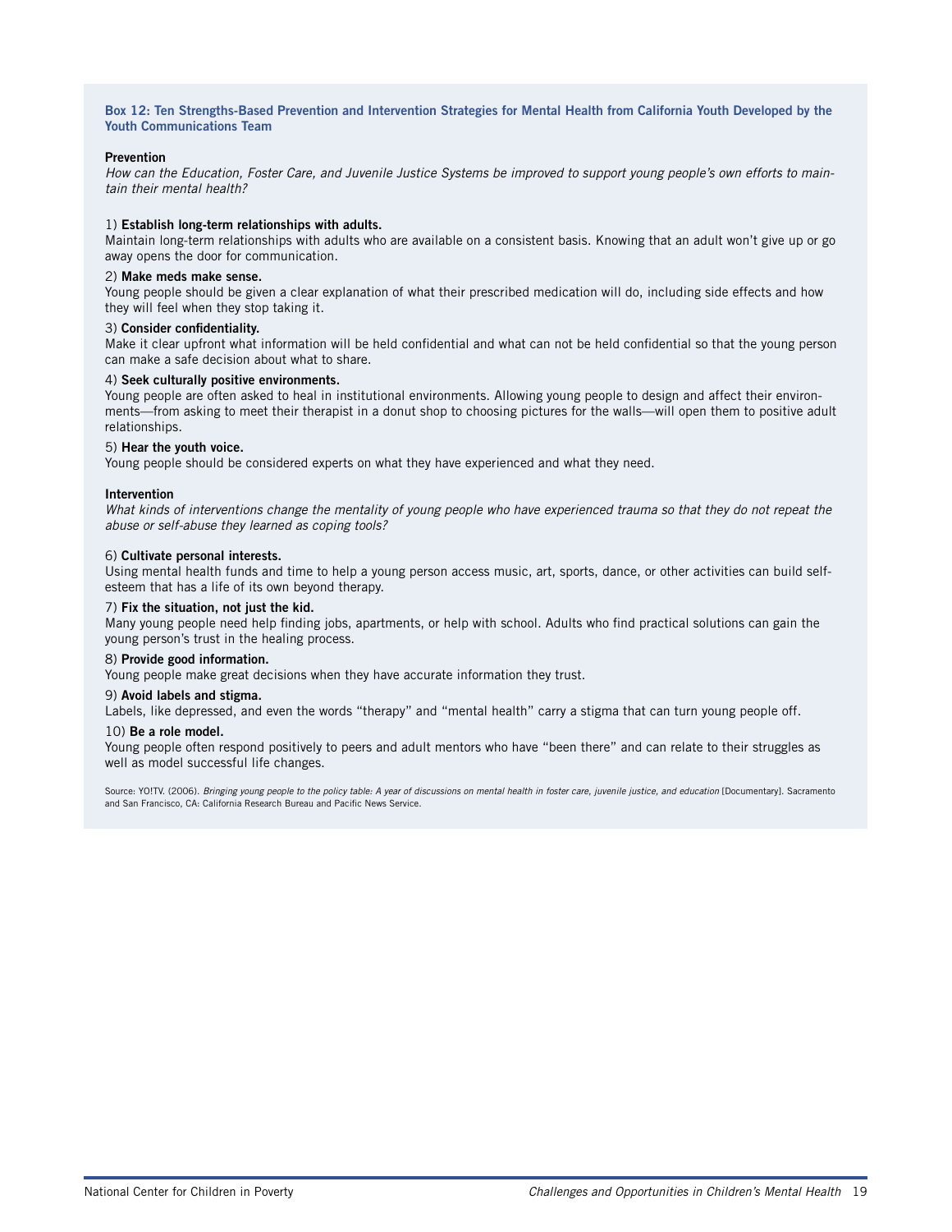### Box 12: Ten Strengths-Based Prevention and Intervention Strategies for Mental Health from California Youth Developed by the Youth Communications Team

**Prevention**

*How can the Education, Foster Care, and Juvenile Justice Systems be improved to support young people's own efforts to maintain their mental health?*

1) **Establish long-term relationships with adults.**
Maintain long-term relationships with adults who are available on a consistent basis. Knowing that an adult won't give up or go away opens the door for communication.

2) **Make meds make sense.**
Young people should be given a clear explanation of what their prescribed medication will do, including side effects and how they will feel when they stop taking it.

3) **Consider confidentiality.**
Make it clear upfront what information will be held confidential and what can not be held confidential so that the young person can make a safe decision about what to share.

4) **Seek culturally positive environments.**
Young people are often asked to heal in institutional environments. Allowing young people to design and affect their environments—from asking to meet their therapist in a donut shop to choosing pictures for the walls—will open them to positive adult relationships.

5) **Hear the youth voice.**
Young people should be considered experts on what they have experienced and what they need.

**Intervention**

*What kinds of interventions change the mentality of young people who have experienced trauma so that they do not repeat the abuse or self-abuse they learned as coping tools?*

6) **Cultivate personal interests.**
Using mental health funds and time to help a young person access music, art, sports, dance, or other activities can build self-esteem that has a life of its own beyond therapy.

7) **Fix the situation, not just the kid.**
Many young people need help finding jobs, apartments, or help with school. Adults who find practical solutions can gain the young person's trust in the healing process.

8) **Provide good information.**
Young people make great decisions when they have accurate information they trust.

9) **Avoid labels and stigma.**
Labels, like depressed, and even the words "therapy" and "mental health" carry a stigma that can turn young people off.

10) **Be a role model.**
Young people often respond positively to peers and adult mentors who have "been there" and can relate to their struggles as well as model successful life changes.

Source: YO!TV. (2006). *Bringing young people to the policy table: A year of discussions on mental health in foster care, juvenile justice, and education* [Documentary]. Sacramento and San Francisco, CA: California Research Bureau and Pacific News Service.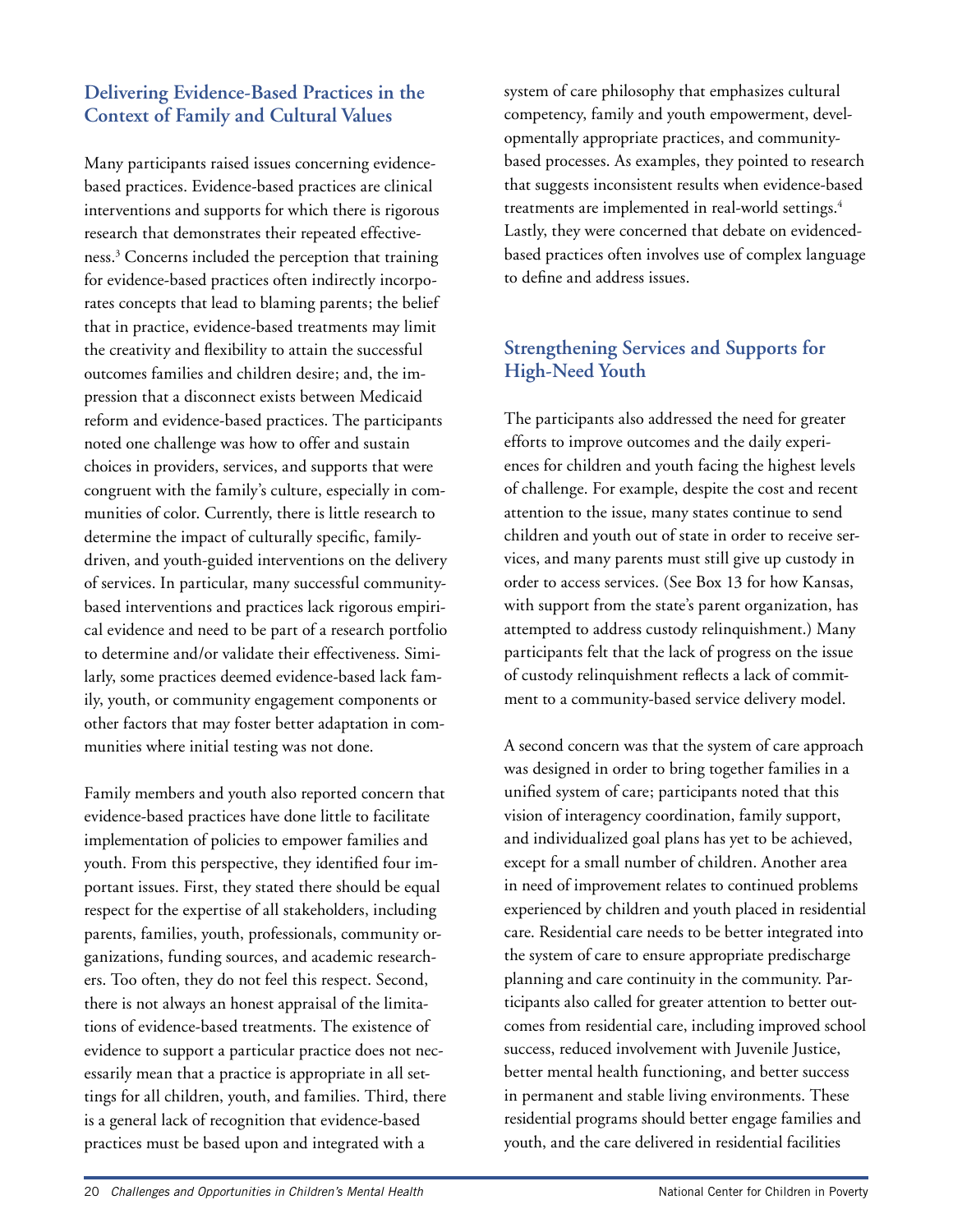## Delivering Evidence-Based Practices in the Context of Family and Cultural Values

Many participants raised issues concerning evidence-based practices. Evidence-based practices are clinical interventions and supports for which there is rigorous research that demonstrates their repeated effectiveness.[3] Concerns included the perception that training for evidence-based practices often indirectly incorporates concepts that lead to blaming parents; the belief that in practice, evidence-based treatments may limit the creativity and flexibility to attain the successful outcomes families and children desire; and, the impression that a disconnect exists between Medicaid reform and evidence-based practices. The participants noted one challenge was how to offer and sustain choices in providers, services, and supports that were congruent with the family's culture, especially in communities of color. Currently, there is little research to determine the impact of culturally specific, family-driven, and youth-guided interventions on the delivery of services. In particular, many successful community-based interventions and practices lack rigorous empirical evidence and need to be part of a research portfolio to determine and/or validate their effectiveness. Similarly, some practices deemed evidence-based lack family, youth, or community engagement components or other factors that may foster better adaptation in communities where initial testing was not done.

Family members and youth also reported concern that evidence-based practices have done little to facilitate implementation of policies to empower families and youth. From this perspective, they identified four important issues. First, they stated there should be equal respect for the expertise of all stakeholders, including parents, families, youth, professionals, community organizations, funding sources, and academic researchers. Too often, they do not feel this respect. Second, there is not always an honest appraisal of the limitations of evidence-based treatments. The existence of evidence to support a particular practice does not necessarily mean that a practice is appropriate in all settings for all children, youth, and families. Third, there is a general lack of recognition that evidence-based practices must be based upon and integrated with a system of care philosophy that emphasizes cultural competency, family and youth empowerment, developmentally appropriate practices, and community-based processes. As examples, they pointed to research that suggests inconsistent results when evidence-based treatments are implemented in real-world settings.[4] Lastly, they were concerned that debate on evidenced-based practices often involves use of complex language to define and address issues.

## Strengthening Services and Supports for High-Need Youth

The participants also addressed the need for greater efforts to improve outcomes and the daily experiences for children and youth facing the highest levels of challenge. For example, despite the cost and recent attention to the issue, many states continue to send children and youth out of state in order to receive services, and many parents must still give up custody in order to access services. (See Box 13 for how Kansas, with support from the state's parent organization, has attempted to address custody relinquishment.) Many participants felt that the lack of progress on the issue of custody relinquishment reflects a lack of commitment to a community-based service delivery model.

A second concern was that the system of care approach was designed in order to bring together families in a unified system of care; participants noted that this vision of interagency coordination, family support, and individualized goal plans has yet to be achieved, except for a small number of children. Another area in need of improvement relates to continued problems experienced by children and youth placed in residential care. Residential care needs to be better integrated into the system of care to ensure appropriate predischarge planning and care continuity in the community. Participants also called for greater attention to better outcomes from residential care, including improved school success, reduced involvement with Juvenile Justice, better mental health functioning, and better success in permanent and stable living environments. These residential programs should better engage families and youth, and the care delivered in residential facilities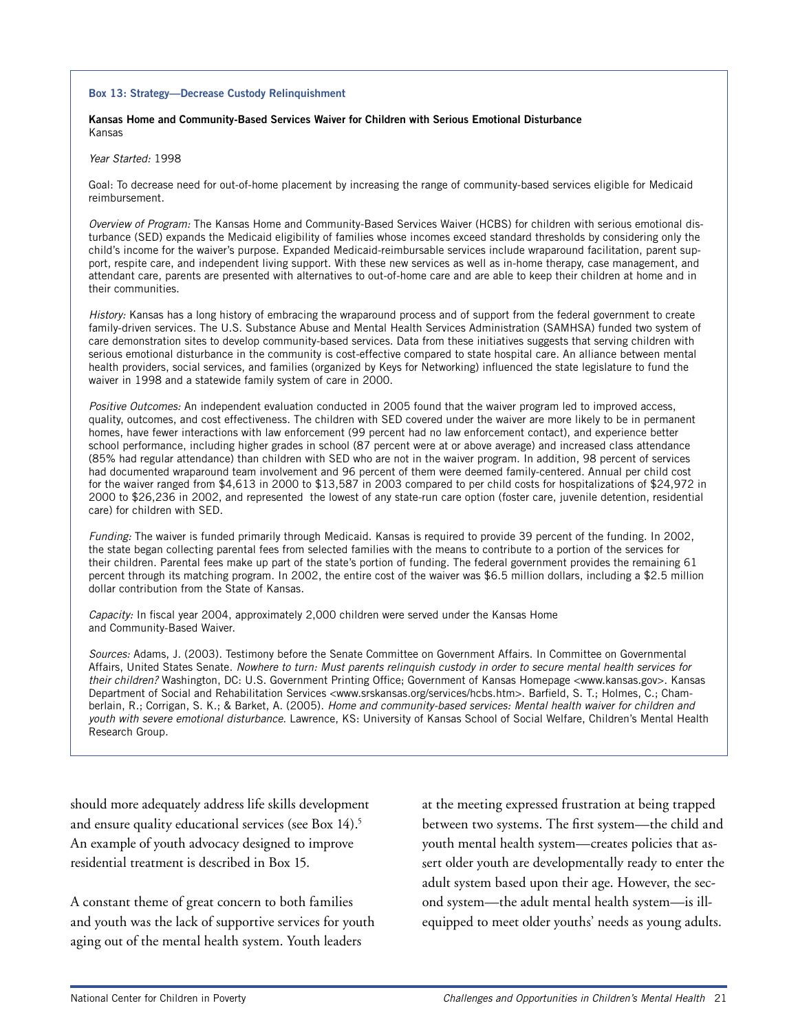**Box 13: Strategy—Decrease Custody Relinquishment**

**Kansas Home and Community-Based Services Waiver for Children with Serious Emotional Disturbance**
Kansas

*Year Started:* 1998

Goal: To decrease need for out-of-home placement by increasing the range of community-based services eligible for Medicaid reimbursement.

*Overview of Program:* The Kansas Home and Community-Based Services Waiver (HCBS) for children with serious emotional disturbance (SED) expands the Medicaid eligibility of families whose incomes exceed standard thresholds by considering only the child's income for the waiver's purpose. Expanded Medicaid-reimbursable services include wraparound facilitation, parent support, respite care, and independent living support. With these new services as well as in-home therapy, case management, and attendant care, parents are presented with alternatives to out-of-home care and are able to keep their children at home and in their communities.

*History:* Kansas has a long history of embracing the wraparound process and of support from the federal government to create family-driven services. The U.S. Substance Abuse and Mental Health Services Administration (SAMHSA) funded two system of care demonstration sites to develop community-based services. Data from these initiatives suggests that serving children with serious emotional disturbance in the community is cost-effective compared to state hospital care. An alliance between mental health providers, social services, and families (organized by Keys for Networking) influenced the state legislature to fund the waiver in 1998 and a statewide family system of care in 2000.

*Positive Outcomes:* An independent evaluation conducted in 2005 found that the waiver program led to improved access, quality, outcomes, and cost effectiveness. The children with SED covered under the waiver are more likely to be in permanent homes, have fewer interactions with law enforcement (99 percent had no law enforcement contact), and experience better school performance, including higher grades in school (87 percent were at or above average) and increased class attendance (85% had regular attendance) than children with SED who are not in the waiver program. In addition, 98 percent of services had documented wraparound team involvement and 96 percent of them were deemed family-centered. Annual per child cost for the waiver ranged from $4,613 in 2000 to $13,587 in 2003 compared to per child costs for hospitalizations of $24,972 in 2000 to $26,236 in 2002, and represented the lowest of any state-run care option (foster care, juvenile detention, residential care) for children with SED.

*Funding:* The waiver is funded primarily through Medicaid. Kansas is required to provide 39 percent of the funding. In 2002, the state began collecting parental fees from selected families with the means to contribute to a portion of the services for their children. Parental fees make up part of the state's portion of funding. The federal government provides the remaining 61 percent through its matching program. In 2002, the entire cost of the waiver was $6.5 million dollars, including a $2.5 million dollar contribution from the State of Kansas.

*Capacity:* In fiscal year 2004, approximately 2,000 children were served under the Kansas Home and Community-Based Waiver.

*Sources:* Adams, J. (2003). Testimony before the Senate Committee on Government Affairs. In Committee on Governmental Affairs, United States Senate. *Nowhere to turn: Must parents relinquish custody in order to secure mental health services for their children?* Washington, DC: U.S. Government Printing Office; Government of Kansas Homepage <www.kansas.gov>. Kansas Department of Social and Rehabilitation Services <www.srskansas.org/services/hcbs.htm>. Barfield, S. T.; Holmes, C.; Chamberlain, R.; Corrigan, S. K.; & Barket, A. (2005). *Home and community-based services: Mental health waiver for children and youth with severe emotional disturbance.* Lawrence, KS: University of Kansas School of Social Welfare, Children's Mental Health Research Group.

should more adequately address life skills development and ensure quality educational services (see Box 14).[5] An example of youth advocacy designed to improve residential treatment is described in Box 15.

A constant theme of great concern to both families and youth was the lack of supportive services for youth aging out of the mental health system. Youth leaders at the meeting expressed frustration at being trapped between two systems. The first system—the child and youth mental health system—creates policies that assert older youth are developmentally ready to enter the adult system based upon their age. However, the second system—the adult mental health system—is ill-equipped to meet older youths' needs as young adults.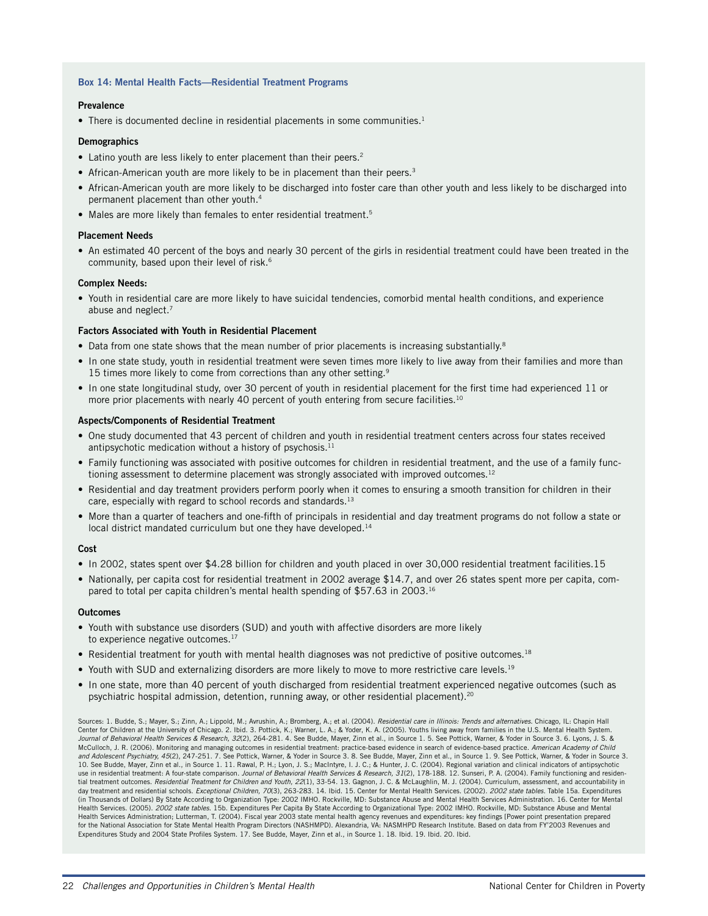### Box 14: Mental Health Facts—Residential Treatment Programs

**Prevalence**

- There is documented decline in residential placements in some communities.[1]

**Demographics**

- Latino youth are less likely to enter placement than their peers.[2]
- African-American youth are more likely to be in placement than their peers.[3]
- African-American youth are more likely to be discharged into foster care than other youth and less likely to be discharged into permanent placement than other youth.[4]
- Males are more likely than females to enter residential treatment.[5]

**Placement Needs**

- An estimated 40 percent of the boys and nearly 30 percent of the girls in residential treatment could have been treated in the community, based upon their level of risk.[6]

**Complex Needs:**

- Youth in residential care are more likely to have suicidal tendencies, comorbid mental health conditions, and experience abuse and neglect.[7]

**Factors Associated with Youth in Residential Placement**

- Data from one state shows that the mean number of prior placements is increasing substantially.[8]
- In one state study, youth in residential treatment were seven times more likely to live away from their families and more than 15 times more likely to come from corrections than any other setting.[9]
- In one state longitudinal study, over 30 percent of youth in residential placement for the first time had experienced 11 or more prior placements with nearly 40 percent of youth entering from secure facilities.[10]

**Aspects/Components of Residential Treatment**

- One study documented that 43 percent of children and youth in residential treatment centers across four states received antipsychotic medication without a history of psychosis.[11]
- Family functioning was associated with positive outcomes for children in residential treatment, and the use of a family functioning assessment to determine placement was strongly associated with improved outcomes.[12]
- Residential and day treatment providers perform poorly when it comes to ensuring a smooth transition for children in their care, especially with regard to school records and standards.[13]
- More than a quarter of teachers and one-fifth of principals in residential and day treatment programs do not follow a state or local district mandated curriculum but one they have developed.[14]

**Cost**

- In 2002, states spent over $4.28 billion for children and youth placed in over 30,000 residential treatment facilities.15
- Nationally, per capita cost for residential treatment in 2002 average $14.7, and over 26 states spent more per capita, compared to total per capita children's mental health spending of $57.63 in 2003.[16]

**Outcomes**

- Youth with substance use disorders (SUD) and youth with affective disorders are more likely to experience negative outcomes.[17]
- Residential treatment for youth with mental health diagnoses was not predictive of positive outcomes.[18]
- Youth with SUD and externalizing disorders are more likely to move to more restrictive care levels.[19]
- In one state, more than 40 percent of youth discharged from residential treatment experienced negative outcomes (such as psychiatric hospital admission, detention, running away, or other residential placement).[20]

Sources: 1. Budde, S.; Mayer, S.; Zinn, A.; Lippold, M.; Avrushin, A.; Bromberg, A.; et al. (2004). *Residential care in Illinois: Trends and alternatives.* Chicago, IL: Chapin Hall Center for Children at the University of Chicago. 2. Ibid. 3. Pottick, K.; Warner, L. A.; & Yoder, K. A. (2005). Youths living away from families in the U.S. Mental Health System. *Journal of Behavioral Health Services & Research, 32*(2), 264-281. 4. See Budde, Mayer, Zinn et al., in Source 1. 5. See Pottick, Warner, & Yoder in Source 3. 6. Lyons, J. S. & McCulloch, J. R. (2006). Monitoring and managing outcomes in residential treatment: practice-based evidence in search of evidence-based practice. *American Academy of Child and Adolescent Psychiatry, 45*(2), 247-251. 7. See Pottick, Warner, & Yoder in Source 3. 8. See Budde, Mayer, Zinn et al., in Source 1. 9. See Pottick, Warner, & Yoder in Source 3. 10. See Budde, Mayer, Zinn et al., in Source 1. 11. Rawal, P. H.; Lyon, J. S.; MacIntyre, I. J. C.; & Hunter, J. C. (2004). Regional variation and clinical indicators of antipsychotic use in residential treatment: A four-state comparison. *Journal of Behavioral Health Services & Research, 31*(2), 178-188. 12. Sunseri, P. A. (2004). Family functioning and residential treatment outcomes. *Residential Treatment for Children and Youth, 22*(1), 33-54. 13. Gagnon, J. C. & McLaughlin, M. J. (2004). Curriculum, assessment, and accountability in day treatment and residential schools. *Exceptional Children, 70*(3), 263-283. 14. Ibid. 15. Center for Mental Health Services. (2002). *2002 state tables*. Table 15a. Expenditures (in Thousands of Dollars) By State According to Organization Type: 2002 IMHO. Rockville, MD: Substance Abuse and Mental Health Services Administration. 16. Center for Mental Health Services. (2005). *2002 state tables*. 15b. Expenditures Per Capita By State According to Organizational Type: 2002 IMHO. Rockville, MD: Substance Abuse and Mental Health Services Administration; Lutterman, T. (2004). Fiscal year 2003 state mental health agency revenues and expenditures: key findings [Power point presentation prepared for the National Association for State Mental Health Program Directors (NASHMPD). Alexandria, VA: NASMHPD Research Institute. Based on data from FY'2003 Revenues and Expenditures Study and 2004 State Profiles System. 17. See Budde, Mayer, Zinn et al., in Source 1. 18. Ibid. 19. Ibid. 20. Ibid.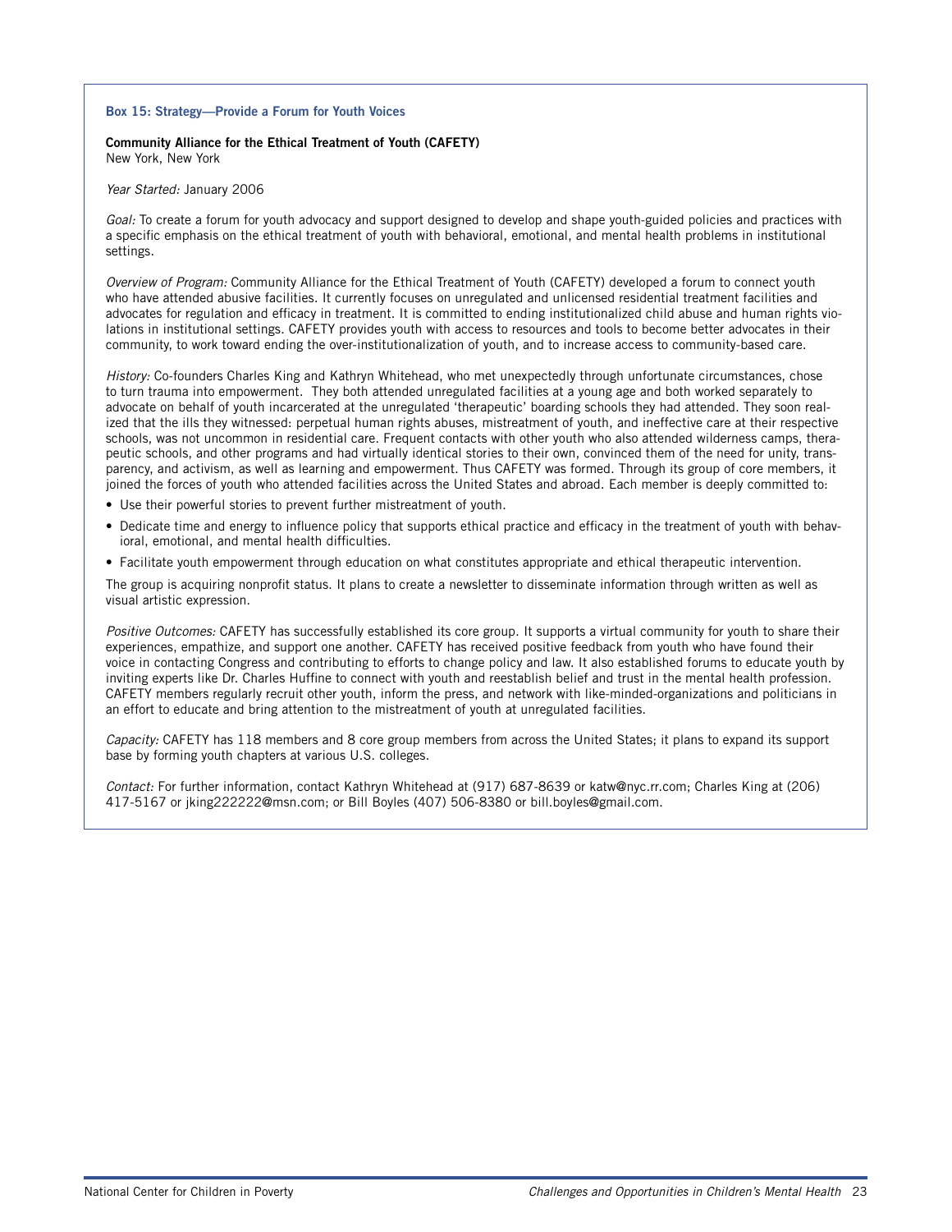### Box 15: Strategy—Provide a Forum for Youth Voices

**Community Alliance for the Ethical Treatment of Youth (CAFETY)**
New York, New York

*Year Started:* January 2006

*Goal:* To create a forum for youth advocacy and support designed to develop and shape youth-guided policies and practices with a specific emphasis on the ethical treatment of youth with behavioral, emotional, and mental health problems in institutional settings.

*Overview of Program:* Community Alliance for the Ethical Treatment of Youth (CAFETY) developed a forum to connect youth who have attended abusive facilities. It currently focuses on unregulated and unlicensed residential treatment facilities and advocates for regulation and efficacy in treatment. It is committed to ending institutionalized child abuse and human rights violations in institutional settings. CAFETY provides youth with access to resources and tools to become better advocates in their community, to work toward ending the over-institutionalization of youth, and to increase access to community-based care.

*History:* Co-founders Charles King and Kathryn Whitehead, who met unexpectedly through unfortunate circumstances, chose to turn trauma into empowerment. They both attended unregulated facilities at a young age and both worked separately to advocate on behalf of youth incarcerated at the unregulated 'therapeutic' boarding schools they had attended. They soon realized that the ills they witnessed: perpetual human rights abuses, mistreatment of youth, and ineffective care at their respective schools, was not uncommon in residential care. Frequent contacts with other youth who also attended wilderness camps, therapeutic schools, and other programs and had virtually identical stories to their own, convinced them of the need for unity, transparency, and activism, as well as learning and empowerment. Thus CAFETY was formed. Through its group of core members, it joined the forces of youth who attended facilities across the United States and abroad. Each member is deeply committed to:

- Use their powerful stories to prevent further mistreatment of youth.
- Dedicate time and energy to influence policy that supports ethical practice and efficacy in the treatment of youth with behavioral, emotional, and mental health difficulties.
- Facilitate youth empowerment through education on what constitutes appropriate and ethical therapeutic intervention.

The group is acquiring nonprofit status. It plans to create a newsletter to disseminate information through written as well as visual artistic expression.

*Positive Outcomes:* CAFETY has successfully established its core group. It supports a virtual community for youth to share their experiences, empathize, and support one another. CAFETY has received positive feedback from youth who have found their voice in contacting Congress and contributing to efforts to change policy and law. It also established forums to educate youth by inviting experts like Dr. Charles Huffine to connect with youth and reestablish belief and trust in the mental health profession. CAFETY members regularly recruit other youth, inform the press, and network with like-minded-organizations and politicians in an effort to educate and bring attention to the mistreatment of youth at unregulated facilities.

*Capacity:* CAFETY has 118 members and 8 core group members from across the United States; it plans to expand its support base by forming youth chapters at various U.S. colleges.

*Contact:* For further information, contact Kathryn Whitehead at (917) 687-8639 or katw@nyc.rr.com; Charles King at (206) 417-5167 or jking222222@msn.com; or Bill Boyles (407) 506-8380 or bill.boyles@gmail.com.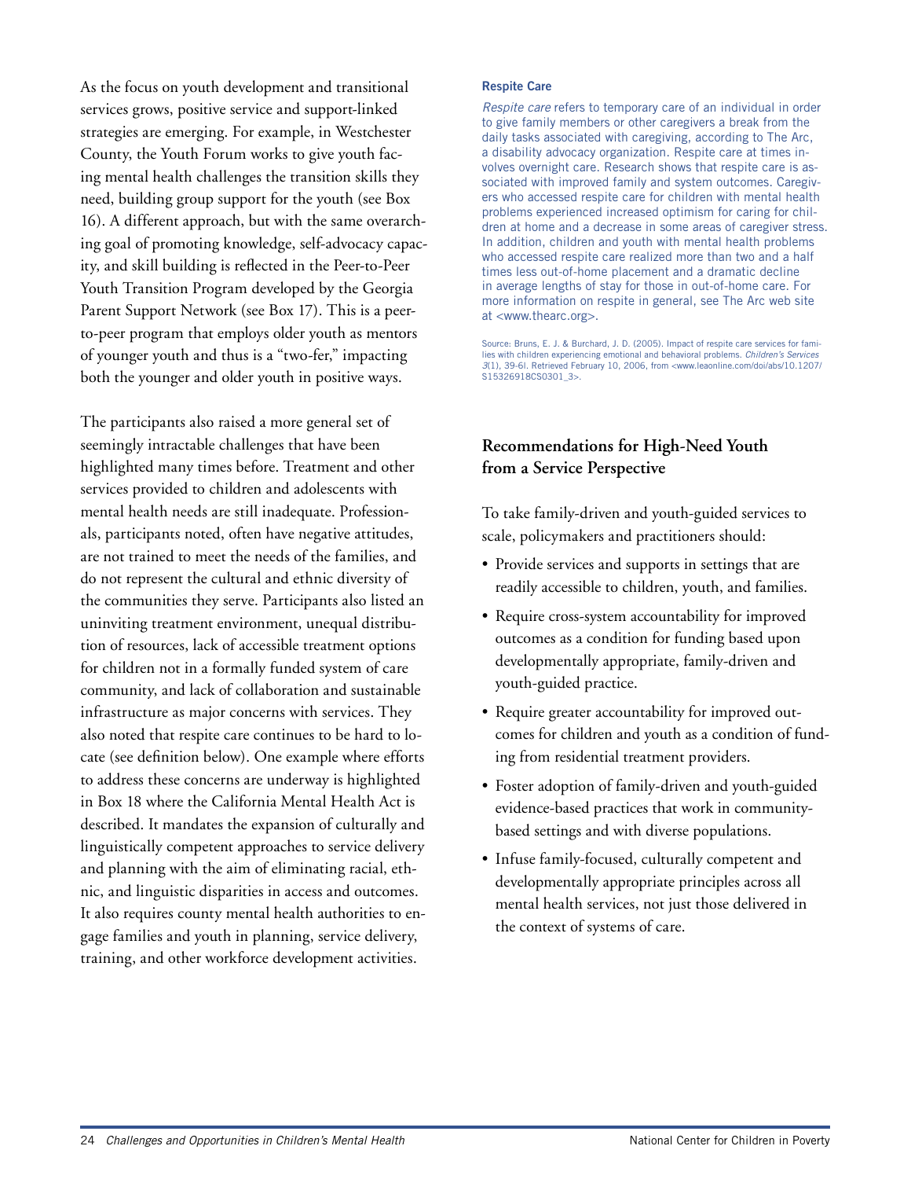As the focus on youth development and transitional services grows, positive service and support-linked strategies are emerging. For example, in Westchester County, the Youth Forum works to give youth facing mental health challenges the transition skills they need, building group support for the youth (see Box 16). A different approach, but with the same overarching goal of promoting knowledge, self-advocacy capacity, and skill building is reflected in the Peer-to-Peer Youth Transition Program developed by the Georgia Parent Support Network (see Box 17). This is a peer-to-peer program that employs older youth as mentors of younger youth and thus is a "two-fer," impacting both the younger and older youth in positive ways.

The participants also raised a more general set of seemingly intractable challenges that have been highlighted many times before. Treatment and other services provided to children and adolescents with mental health needs are still inadequate. Professionals, participants noted, often have negative attitudes, are not trained to meet the needs of the families, and do not represent the cultural and ethnic diversity of the communities they serve. Participants also listed an uninviting treatment environment, unequal distribution of resources, lack of accessible treatment options for children not in a formally funded system of care community, and lack of collaboration and sustainable infrastructure as major concerns with services. They also noted that respite care continues to be hard to locate (see definition below). One example where efforts to address these concerns are underway is highlighted in Box 18 where the California Mental Health Act is described. It mandates the expansion of culturally and linguistically competent approaches to service delivery and planning with the aim of eliminating racial, ethnic, and linguistic disparities in access and outcomes. It also requires county mental health authorities to engage families and youth in planning, service delivery, training, and other workforce development activities.

**Respite Care**

*Respite care* refers to temporary care of an individual in order to give family members or other caregivers a break from the daily tasks associated with caregiving, according to The Arc, a disability advocacy organization. Respite care at times involves overnight care. Research shows that respite care is associated with improved family and system outcomes. Caregivers who accessed respite care for children with mental health problems experienced increased optimism for caring for children at home and a decrease in some areas of caregiver stress. In addition, children and youth with mental health problems who accessed respite care realized more than two and a half times less out-of-home placement and a dramatic decline in average lengths of stay for those in out-of-home care. For more information on respite in general, see The Arc web site at <www.thearc.org>.

Source: Bruns, E. J. & Burchard, J. D. (2005). Impact of respite care services for families with children experiencing emotional and behavioral problems. *Children's Services 3*(1), 39-6l. Retrieved February 10, 2006, from <www.leaonline.com/doi/abs/10.1207/S15326918CS0301_3>.

## Recommendations for High-Need Youth from a Service Perspective

To take family-driven and youth-guided services to scale, policymakers and practitioners should:

- Provide services and supports in settings that are readily accessible to children, youth, and families.
- Require cross-system accountability for improved outcomes as a condition for funding based upon developmentally appropriate, family-driven and youth-guided practice.
- Require greater accountability for improved outcomes for children and youth as a condition of funding from residential treatment providers.
- Foster adoption of family-driven and youth-guided evidence-based practices that work in community-based settings and with diverse populations.
- Infuse family-focused, culturally competent and developmentally appropriate principles across all mental health services, not just those delivered in the context of systems of care.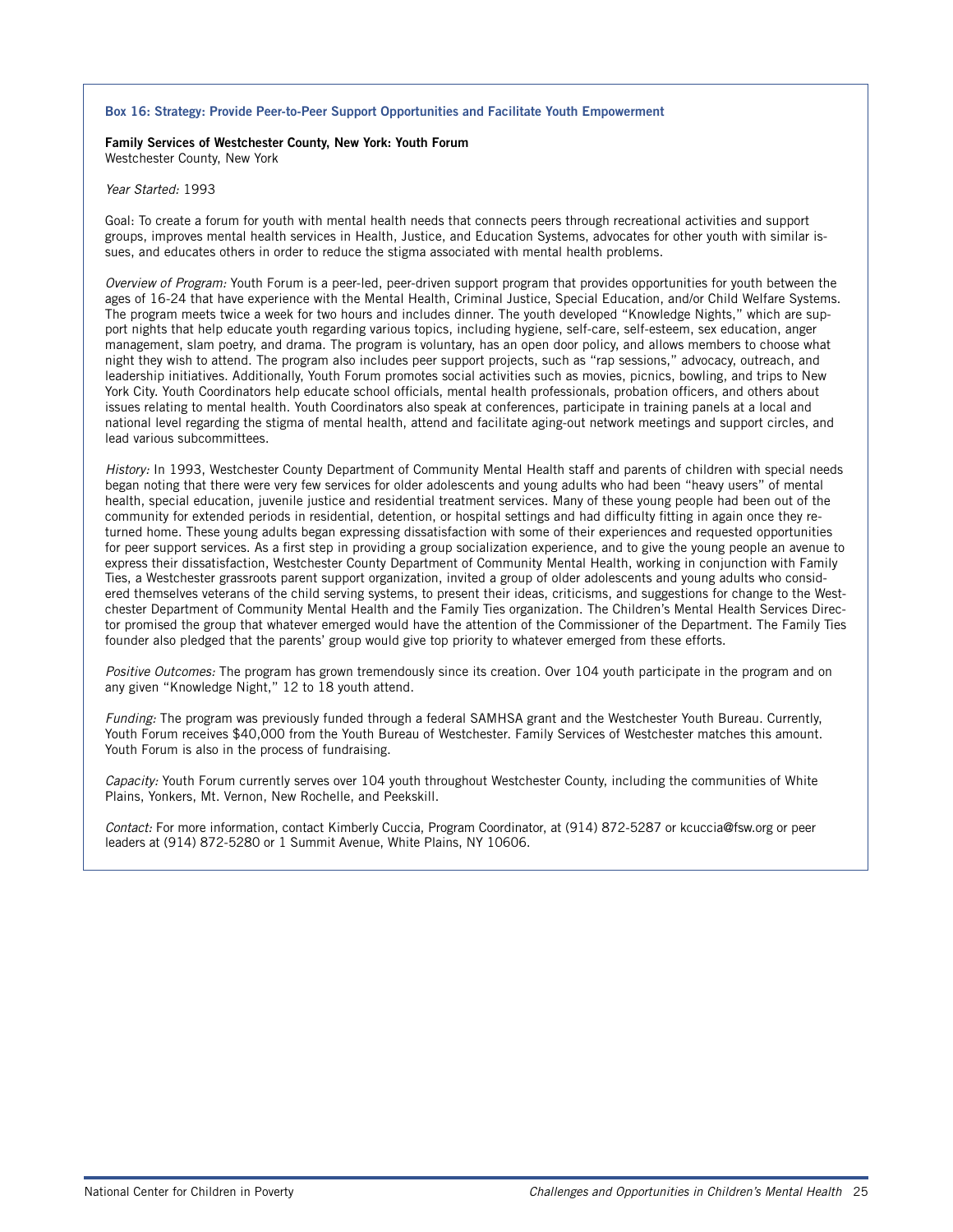### Box 16: Strategy: Provide Peer-to-Peer Support Opportunities and Facilitate Youth Empowerment

**Family Services of Westchester County, New York: Youth Forum**
Westchester County, New York

*Year Started:* 1993

Goal: To create a forum for youth with mental health needs that connects peers through recreational activities and support groups, improves mental health services in Health, Justice, and Education Systems, advocates for other youth with similar issues, and educates others in order to reduce the stigma associated with mental health problems.

*Overview of Program:* Youth Forum is a peer-led, peer-driven support program that provides opportunities for youth between the ages of 16-24 that have experience with the Mental Health, Criminal Justice, Special Education, and/or Child Welfare Systems. The program meets twice a week for two hours and includes dinner. The youth developed "Knowledge Nights," which are support nights that help educate youth regarding various topics, including hygiene, self-care, self-esteem, sex education, anger management, slam poetry, and drama. The program is voluntary, has an open door policy, and allows members to choose what night they wish to attend. The program also includes peer support projects, such as "rap sessions," advocacy, outreach, and leadership initiatives. Additionally, Youth Forum promotes social activities such as movies, picnics, bowling, and trips to New York City. Youth Coordinators help educate school officials, mental health professionals, probation officers, and others about issues relating to mental health. Youth Coordinators also speak at conferences, participate in training panels at a local and national level regarding the stigma of mental health, attend and facilitate aging-out network meetings and support circles, and lead various subcommittees.

*History:* In 1993, Westchester County Department of Community Mental Health staff and parents of children with special needs began noting that there were very few services for older adolescents and young adults who had been "heavy users" of mental health, special education, juvenile justice and residential treatment services. Many of these young people had been out of the community for extended periods in residential, detention, or hospital settings and had difficulty fitting in again once they returned home. These young adults began expressing dissatisfaction with some of their experiences and requested opportunities for peer support services. As a first step in providing a group socialization experience, and to give the young people an avenue to express their dissatisfaction, Westchester County Department of Community Mental Health, working in conjunction with Family Ties, a Westchester grassroots parent support organization, invited a group of older adolescents and young adults who considered themselves veterans of the child serving systems, to present their ideas, criticisms, and suggestions for change to the Westchester Department of Community Mental Health and the Family Ties organization. The Children's Mental Health Services Director promised the group that whatever emerged would have the attention of the Commissioner of the Department. The Family Ties founder also pledged that the parents' group would give top priority to whatever emerged from these efforts.

*Positive Outcomes:* The program has grown tremendously since its creation. Over 104 youth participate in the program and on any given "Knowledge Night," 12 to 18 youth attend.

*Funding:* The program was previously funded through a federal SAMHSA grant and the Westchester Youth Bureau. Currently, Youth Forum receives $40,000 from the Youth Bureau of Westchester. Family Services of Westchester matches this amount. Youth Forum is also in the process of fundraising.

*Capacity:* Youth Forum currently serves over 104 youth throughout Westchester County, including the communities of White Plains, Yonkers, Mt. Vernon, New Rochelle, and Peekskill.

*Contact:* For more information, contact Kimberly Cuccia, Program Coordinator, at (914) 872-5287 or kcuccia@fsw.org or peer leaders at (914) 872-5280 or 1 Summit Avenue, White Plains, NY 10606.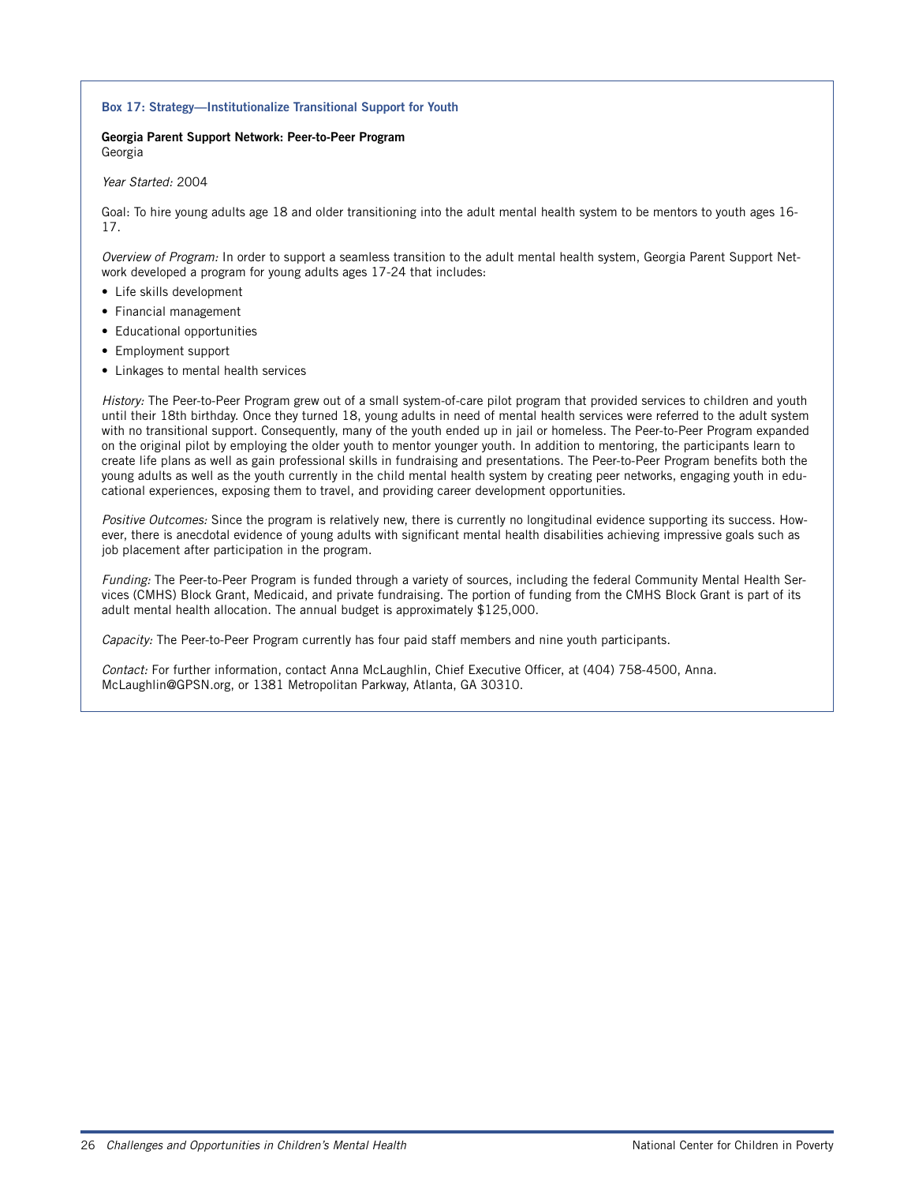### Box 17: Strategy—Institutionalize Transitional Support for Youth

**Georgia Parent Support Network: Peer-to-Peer Program**
Georgia

*Year Started:* 2004

Goal: To hire young adults age 18 and older transitioning into the adult mental health system to be mentors to youth ages 16-17.

*Overview of Program:* In order to support a seamless transition to the adult mental health system, Georgia Parent Support Network developed a program for young adults ages 17-24 that includes:

- Life skills development
- Financial management
- Educational opportunities
- Employment support
- Linkages to mental health services

*History:* The Peer-to-Peer Program grew out of a small system-of-care pilot program that provided services to children and youth until their 18th birthday. Once they turned 18, young adults in need of mental health services were referred to the adult system with no transitional support. Consequently, many of the youth ended up in jail or homeless. The Peer-to-Peer Program expanded on the original pilot by employing the older youth to mentor younger youth. In addition to mentoring, the participants learn to create life plans as well as gain professional skills in fundraising and presentations. The Peer-to-Peer Program benefits both the young adults as well as the youth currently in the child mental health system by creating peer networks, engaging youth in educational experiences, exposing them to travel, and providing career development opportunities.

*Positive Outcomes:* Since the program is relatively new, there is currently no longitudinal evidence supporting its success. However, there is anecdotal evidence of young adults with significant mental health disabilities achieving impressive goals such as job placement after participation in the program.

*Funding:* The Peer-to-Peer Program is funded through a variety of sources, including the federal Community Mental Health Services (CMHS) Block Grant, Medicaid, and private fundraising. The portion of funding from the CMHS Block Grant is part of its adult mental health allocation. The annual budget is approximately $125,000.

*Capacity:* The Peer-to-Peer Program currently has four paid staff members and nine youth participants.

*Contact:* For further information, contact Anna McLaughlin, Chief Executive Officer, at (404) 758-4500, Anna.McLaughlin@GPSN.org, or 1381 Metropolitan Parkway, Atlanta, GA 30310.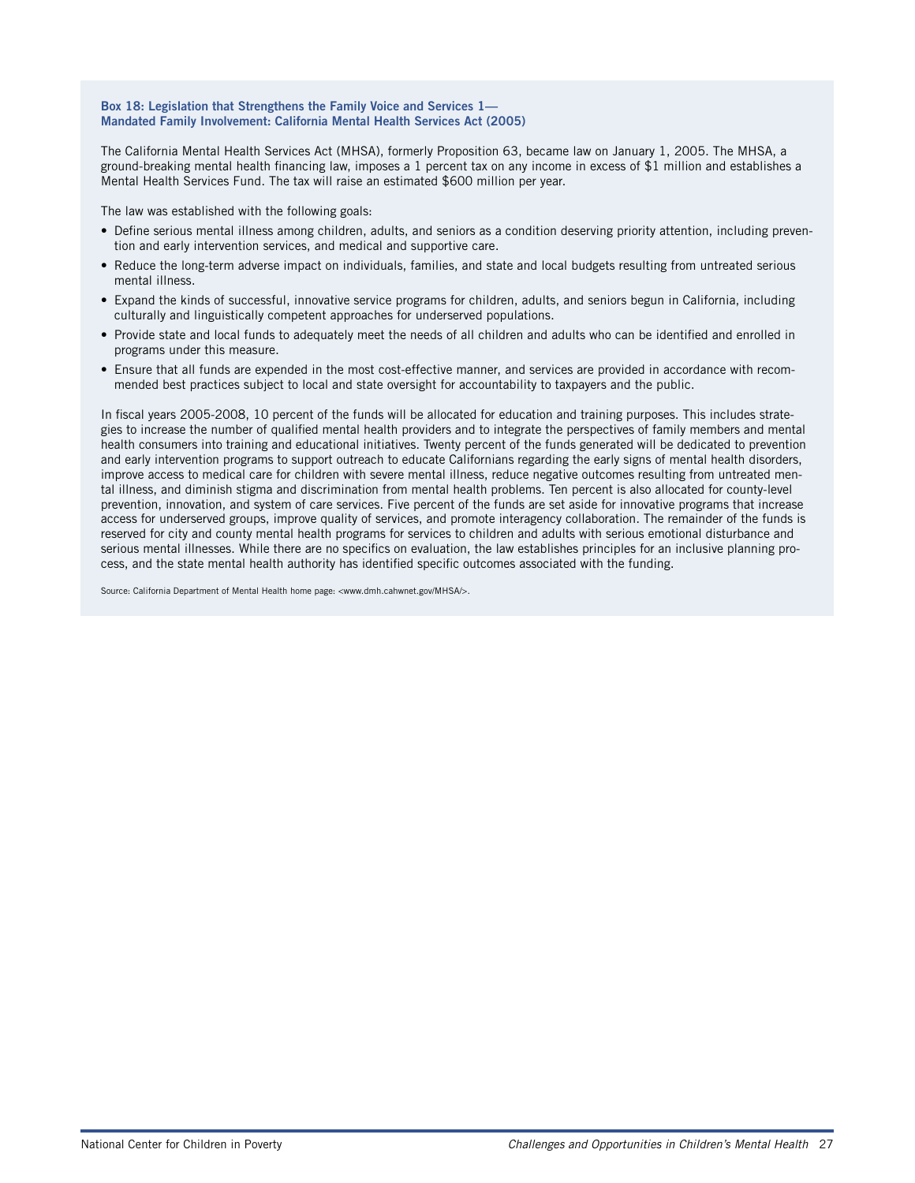### Box 18: Legislation that Strengthens the Family Voice and Services 1—Mandated Family Involvement: California Mental Health Services Act (2005)

The California Mental Health Services Act (MHSA), formerly Proposition 63, became law on January 1, 2005. The MHSA, a ground-breaking mental health financing law, imposes a 1 percent tax on any income in excess of $1 million and establishes a Mental Health Services Fund. The tax will raise an estimated $600 million per year.

The law was established with the following goals:

- Define serious mental illness among children, adults, and seniors as a condition deserving priority attention, including prevention and early intervention services, and medical and supportive care.
- Reduce the long-term adverse impact on individuals, families, and state and local budgets resulting from untreated serious mental illness.
- Expand the kinds of successful, innovative service programs for children, adults, and seniors begun in California, including culturally and linguistically competent approaches for underserved populations.
- Provide state and local funds to adequately meet the needs of all children and adults who can be identified and enrolled in programs under this measure.
- Ensure that all funds are expended in the most cost-effective manner, and services are provided in accordance with recommended best practices subject to local and state oversight for accountability to taxpayers and the public.

In fiscal years 2005-2008, 10 percent of the funds will be allocated for education and training purposes. This includes strategies to increase the number of qualified mental health providers and to integrate the perspectives of family members and mental health consumers into training and educational initiatives. Twenty percent of the funds generated will be dedicated to prevention and early intervention programs to support outreach to educate Californians regarding the early signs of mental health disorders, improve access to medical care for children with severe mental illness, reduce negative outcomes resulting from untreated mental illness, and diminish stigma and discrimination from mental health problems. Ten percent is also allocated for county-level prevention, innovation, and system of care services. Five percent of the funds are set aside for innovative programs that increase access for underserved groups, improve quality of services, and promote interagency collaboration. The remainder of the funds is reserved for city and county mental health programs for services to children and adults with serious emotional disturbance and serious mental illnesses. While there are no specifics on evaluation, the law establishes principles for an inclusive planning process, and the state mental health authority has identified specific outcomes associated with the funding.

Source: California Department of Mental Health home page: <www.dmh.cahwnet.gov/MHSA/>.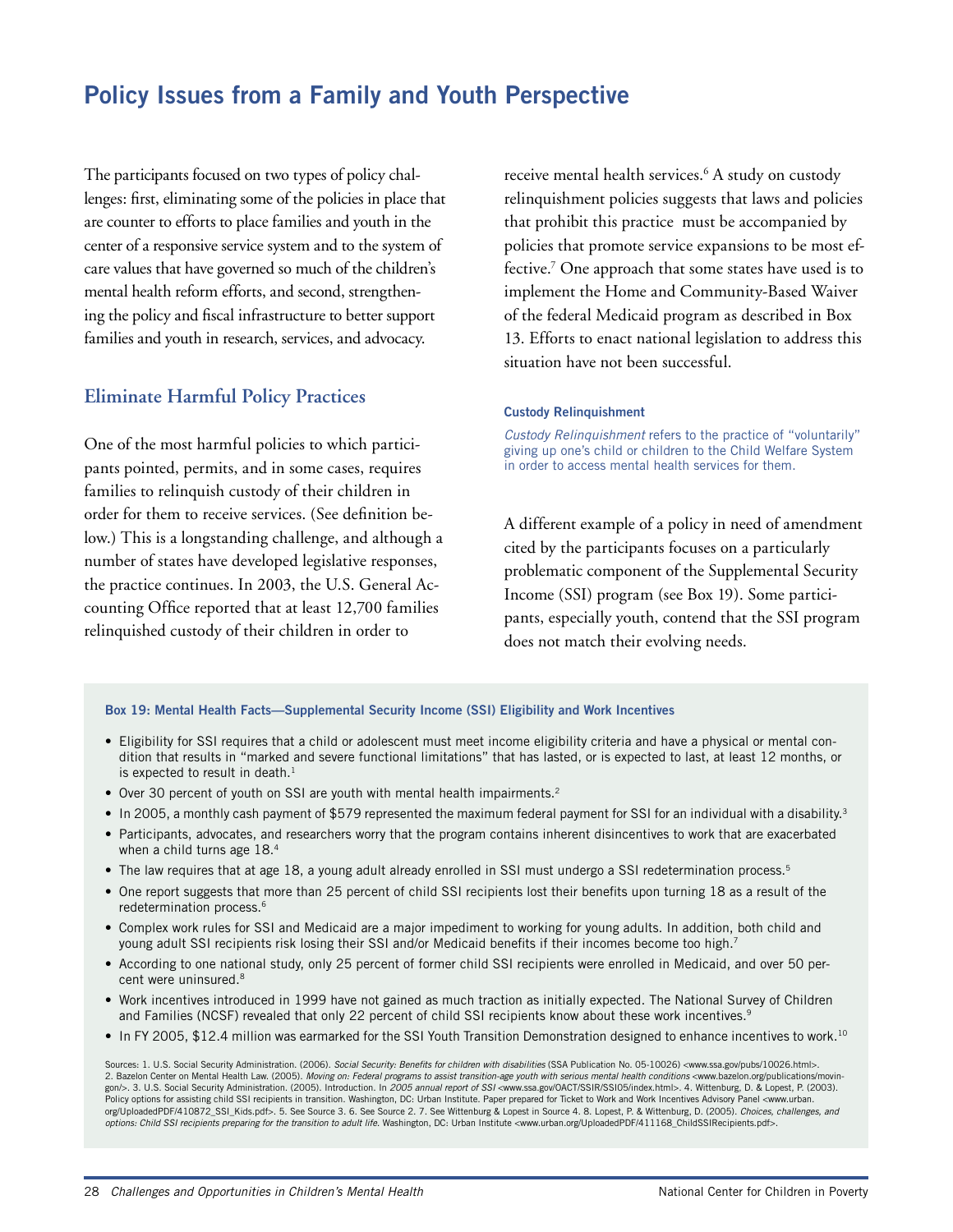## Policy Issues from a Family and Youth Perspective

The participants focused on two types of policy challenges: first, eliminating some of the policies in place that are counter to efforts to place families and youth in the center of a responsive service system and to the system of care values that have governed so much of the children's mental health reform efforts, and second, strengthening the policy and fiscal infrastructure to better support families and youth in research, services, and advocacy.

### Eliminate Harmful Policy Practices

One of the most harmful policies to which participants pointed, permits, and in some cases, requires families to relinquish custody of their children in order for them to receive services. (See definition below.) This is a longstanding challenge, and although a number of states have developed legislative responses, the practice continues. In 2003, the U.S. General Accounting Office reported that at least 12,700 families relinquished custody of their children in order to receive mental health services.[6] A study on custody relinquishment policies suggests that laws and policies that prohibit this practice must be accompanied by policies that promote service expansions to be most effective.[7] One approach that some states have used is to implement the Home and Community-Based Waiver of the federal Medicaid program as described in Box 13. Efforts to enact national legislation to address this situation have not been successful.

**Custody Relinquishment**

*Custody Relinquishment* refers to the practice of "voluntarily" giving up one's child or children to the Child Welfare System in order to access mental health services for them.

A different example of a policy in need of amendment cited by the participants focuses on a particularly problematic component of the Supplemental Security Income (SSI) program (see Box 19). Some participants, especially youth, contend that the SSI program does not match their evolving needs.

**Box 19: Mental Health Facts—Supplemental Security Income (SSI) Eligibility and Work Incentives**

- Eligibility for SSI requires that a child or adolescent must meet income eligibility criteria and have a physical or mental condition that results in "marked and severe functional limitations" that has lasted, or is expected to last, at least 12 months, or is expected to result in death.[1]
- Over 30 percent of youth on SSI are youth with mental health impairments.[2]
- In 2005, a monthly cash payment of $579 represented the maximum federal payment for SSI for an individual with a disability.[3]
- Participants, advocates, and researchers worry that the program contains inherent disincentives to work that are exacerbated when a child turns age 18.[4]
- The law requires that at age 18, a young adult already enrolled in SSI must undergo a SSI redetermination process.[5]
- One report suggests that more than 25 percent of child SSI recipients lost their benefits upon turning 18 as a result of the redetermination process.[6]
- Complex work rules for SSI and Medicaid are a major impediment to working for young adults. In addition, both child and young adult SSI recipients risk losing their SSI and/or Medicaid benefits if their incomes become too high.[7]
- According to one national study, only 25 percent of former child SSI recipients were enrolled in Medicaid, and over 50 percent were uninsured.[8]
- Work incentives introduced in 1999 have not gained as much traction as initially expected. The National Survey of Children and Families (NCSF) revealed that only 22 percent of child SSI recipients know about these work incentives.[9]
- In FY 2005, $12.4 million was earmarked for the SSI Youth Transition Demonstration designed to enhance incentives to work.[10]

Sources: 1. U.S. Social Security Administration. (2006). *Social Security: Benefits for children with disabilities* (SSA Publication No. 05-10026) <www.ssa.gov/pubs/10026.html>. 2. Bazelon Center on Mental Health Law. (2005). *Moving on: Federal programs to assist transition-age youth with serious mental health conditions* <www.bazelon.org/publications/movingon/>. 3. U.S. Social Security Administration. (2005). Introduction. In *2005 annual report of SSI* <www.ssa.gov/OACT/SSIR/SSI05/index.html>. 4. Wittenburg, D. & Lopest, P. (2003). Policy options for assisting child SSI recipients in transition. Washington, DC: Urban Institute. Paper prepared for Ticket to Work and Work Incentives Advisory Panel <www.urban.org/UploadedPDF/410872_SSI_Kids.pdf>. 5. See Source 3. 6. See Source 2. 7. See Wittenburg & Lopest in Source 4. 8. Lopest, P. & Wittenburg, D. (2005). *Choices, challenges, and options: Child SSI recipients preparing for the transition to adult life.* Washington, DC: Urban Institute <www.urban.org/UploadedPDF/411168_ChildSSIRecipients.pdf>.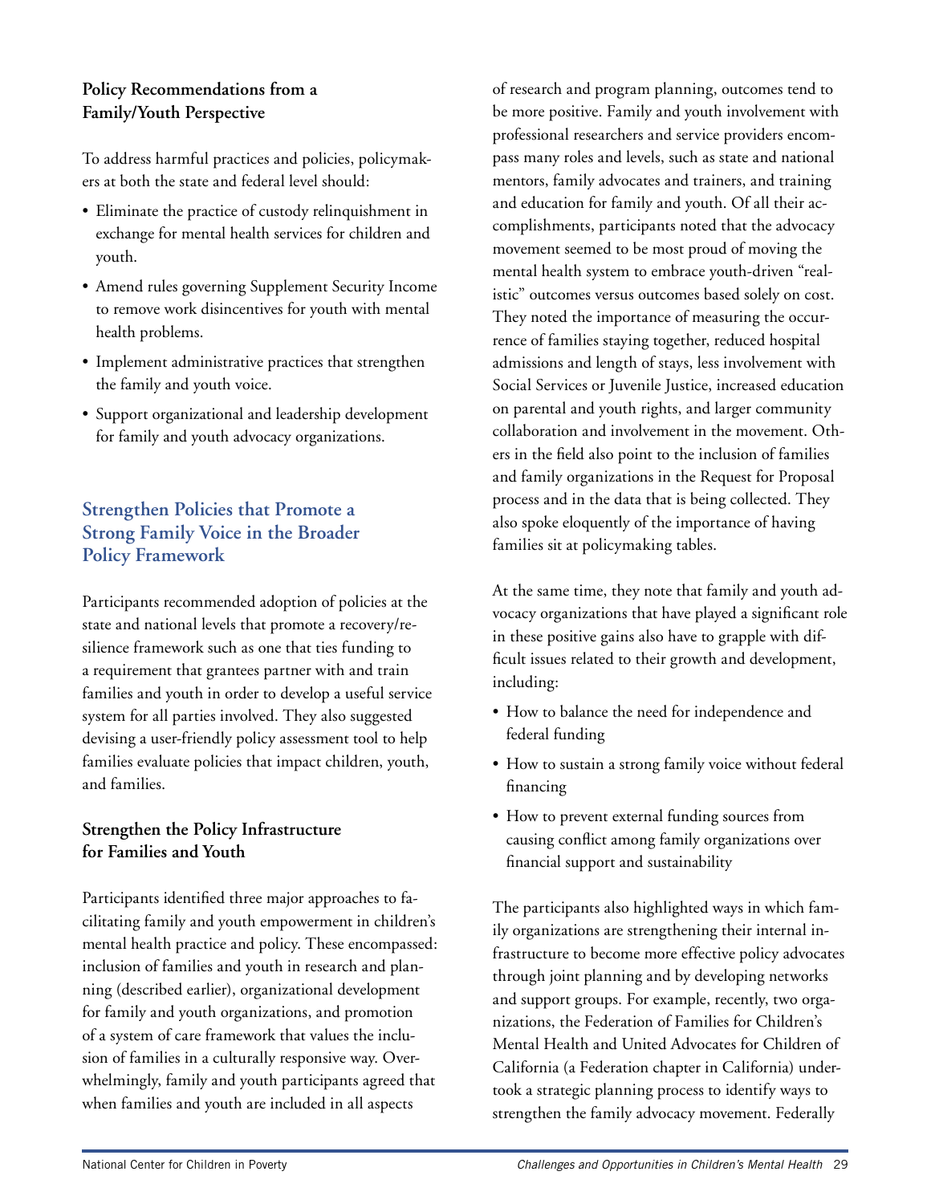**Policy Recommendations from a Family/Youth Perspective**

To address harmful practices and policies, policymakers at both the state and federal level should:

- Eliminate the practice of custody relinquishment in exchange for mental health services for children and youth.
- Amend rules governing Supplement Security Income to remove work disincentives for youth with mental health problems.
- Implement administrative practices that strengthen the family and youth voice.
- Support organizational and leadership development for family and youth advocacy organizations.

## Strengthen Policies that Promote a Strong Family Voice in the Broader Policy Framework

Participants recommended adoption of policies at the state and national levels that promote a recovery/resilience framework such as one that ties funding to a requirement that grantees partner with and train families and youth in order to develop a useful service system for all parties involved. They also suggested devising a user-friendly policy assessment tool to help families evaluate policies that impact children, youth, and families.

### Strengthen the Policy Infrastructure for Families and Youth

Participants identified three major approaches to facilitating family and youth empowerment in children's mental health practice and policy. These encompassed: inclusion of families and youth in research and planning (described earlier), organizational development for family and youth organizations, and promotion of a system of care framework that values the inclusion of families in a culturally responsive way. Overwhelmingly, family and youth participants agreed that when families and youth are included in all aspects of research and program planning, outcomes tend to be more positive. Family and youth involvement with professional researchers and service providers encompass many roles and levels, such as state and national mentors, family advocates and trainers, and training and education for family and youth. Of all their accomplishments, participants noted that the advocacy movement seemed to be most proud of moving the mental health system to embrace youth-driven "realistic" outcomes versus outcomes based solely on cost. They noted the importance of measuring the occurrence of families staying together, reduced hospital admissions and length of stays, less involvement with Social Services or Juvenile Justice, increased education on parental and youth rights, and larger community collaboration and involvement in the movement. Others in the field also point to the inclusion of families and family organizations in the Request for Proposal process and in the data that is being collected. They also spoke eloquently of the importance of having families sit at policymaking tables.

At the same time, they note that family and youth advocacy organizations that have played a significant role in these positive gains also have to grapple with difficult issues related to their growth and development, including:

- How to balance the need for independence and federal funding
- How to sustain a strong family voice without federal financing
- How to prevent external funding sources from causing conflict among family organizations over financial support and sustainability

The participants also highlighted ways in which family organizations are strengthening their internal infrastructure to become more effective policy advocates through joint planning and by developing networks and support groups. For example, recently, two organizations, the Federation of Families for Children's Mental Health and United Advocates for Children of California (a Federation chapter in California) undertook a strategic planning process to identify ways to strengthen the family advocacy movement. Federally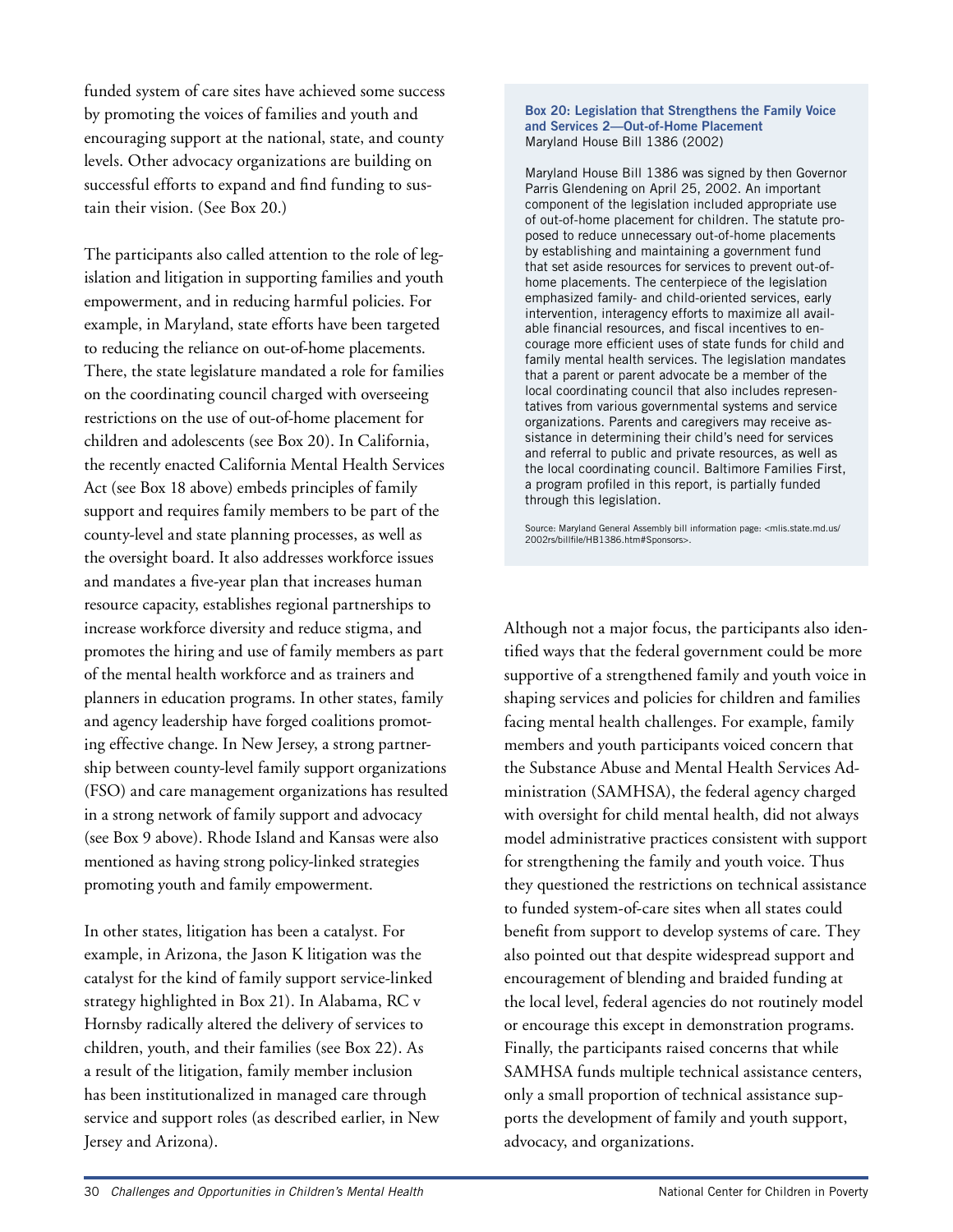funded system of care sites have achieved some success by promoting the voices of families and youth and encouraging support at the national, state, and county levels. Other advocacy organizations are building on successful efforts to expand and find funding to sustain their vision. (See Box 20.)

The participants also called attention to the role of legislation and litigation in supporting families and youth empowerment, and in reducing harmful policies. For example, in Maryland, state efforts have been targeted to reducing the reliance on out-of-home placements. There, the state legislature mandated a role for families on the coordinating council charged with overseeing restrictions on the use of out-of-home placement for children and adolescents (see Box 20). In California, the recently enacted California Mental Health Services Act (see Box 18 above) embeds principles of family support and requires family members to be part of the county-level and state planning processes, as well as the oversight board. It also addresses workforce issues and mandates a five-year plan that increases human resource capacity, establishes regional partnerships to increase workforce diversity and reduce stigma, and promotes the hiring and use of family members as part of the mental health workforce and as trainers and planners in education programs. In other states, family and agency leadership have forged coalitions promoting effective change. In New Jersey, a strong partnership between county-level family support organizations (FSO) and care management organizations has resulted in a strong network of family support and advocacy (see Box 9 above). Rhode Island and Kansas were also mentioned as having strong policy-linked strategies promoting youth and family empowerment.

In other states, litigation has been a catalyst. For example, in Arizona, the Jason K litigation was the catalyst for the kind of family support service-linked strategy highlighted in Box 21). In Alabama, RC v Hornsby radically altered the delivery of services to children, youth, and their families (see Box 22). As a result of the litigation, family member inclusion has been institutionalized in managed care through service and support roles (as described earlier, in New Jersey and Arizona).

**Box 20: Legislation that Strengthens the Family Voice and Services 2—Out-of-Home Placement**
Maryland House Bill 1386 (2002)

Maryland House Bill 1386 was signed by then Governor Parris Glendening on April 25, 2002. An important component of the legislation included appropriate use of out-of-home placement for children. The statute proposed to reduce unnecessary out-of-home placements by establishing and maintaining a government fund that set aside resources for services to prevent out-of-home placements. The centerpiece of the legislation emphasized family- and child-oriented services, early intervention, interagency efforts to maximize all available financial resources, and fiscal incentives to encourage more efficient uses of state funds for child and family mental health services. The legislation mandates that a parent or parent advocate be a member of the local coordinating council that also includes representatives from various governmental systems and service organizations. Parents and caregivers may receive assistance in determining their child's need for services and referral to public and private resources, as well as the local coordinating council. Baltimore Families First, a program profiled in this report, is partially funded through this legislation.

Source: Maryland General Assembly bill information page: <mlis.state.md.us/2002rs/billfile/HB1386.htm#Sponsors>.

Although not a major focus, the participants also identified ways that the federal government could be more supportive of a strengthened family and youth voice in shaping services and policies for children and families facing mental health challenges. For example, family members and youth participants voiced concern that the Substance Abuse and Mental Health Services Administration (SAMHSA), the federal agency charged with oversight for child mental health, did not always model administrative practices consistent with support for strengthening the family and youth voice. Thus they questioned the restrictions on technical assistance to funded system-of-care sites when all states could benefit from support to develop systems of care. They also pointed out that despite widespread support and encouragement of blending and braided funding at the local level, federal agencies do not routinely model or encourage this except in demonstration programs. Finally, the participants raised concerns that while SAMHSA funds multiple technical assistance centers, only a small proportion of technical assistance supports the development of family and youth support, advocacy, and organizations.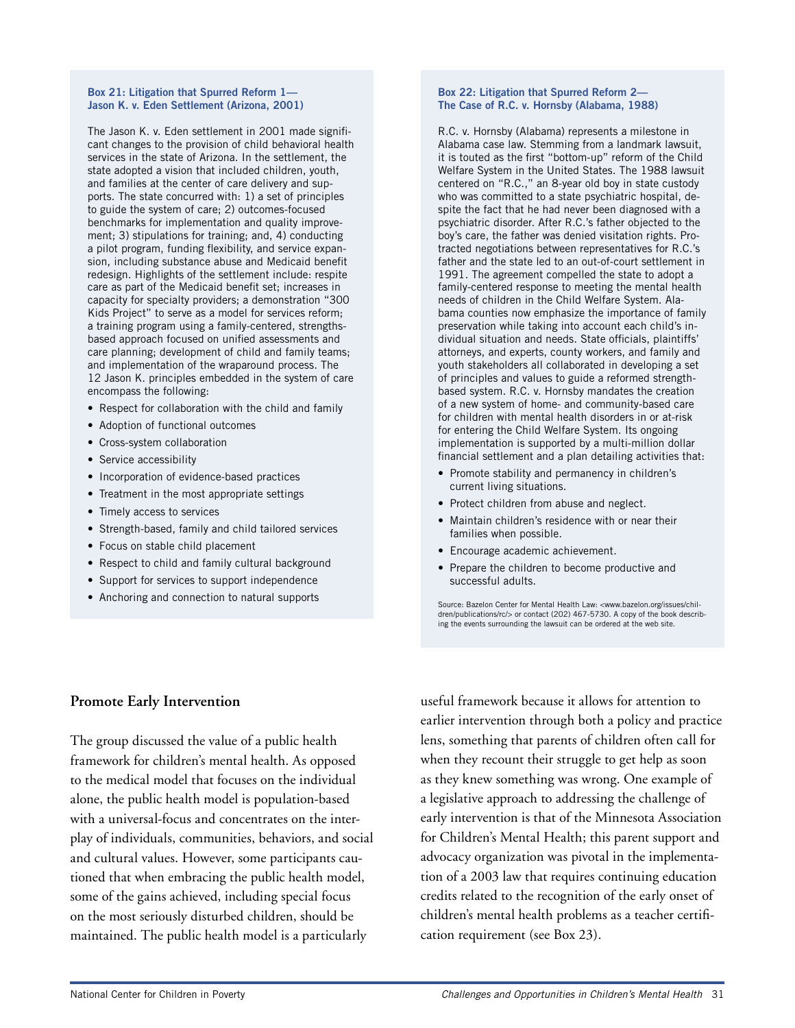**Box 21: Litigation that Spurred Reform 1— Jason K. v. Eden Settlement (Arizona, 2001)**

The Jason K. v. Eden settlement in 2001 made significant changes to the provision of child behavioral health services in the state of Arizona. In the settlement, the state adopted a vision that included children, youth, and families at the center of care delivery and supports. The state concurred with: 1) a set of principles to guide the system of care; 2) outcomes-focused benchmarks for implementation and quality improvement; 3) stipulations for training; and, 4) conducting a pilot program, funding flexibility, and service expansion, including substance abuse and Medicaid benefit redesign. Highlights of the settlement include: respite care as part of the Medicaid benefit set; increases in capacity for specialty providers; a demonstration "300 Kids Project" to serve as a model for services reform; a training program using a family-centered, strengths-based approach focused on unified assessments and care planning; development of child and family teams; and implementation of the wraparound process. The 12 Jason K. principles embedded in the system of care encompass the following:

- Respect for collaboration with the child and family
- Adoption of functional outcomes
- Cross-system collaboration
- Service accessibility
- Incorporation of evidence-based practices
- Treatment in the most appropriate settings
- Timely access to services
- Strength-based, family and child tailored services
- Focus on stable child placement
- Respect to child and family cultural background
- Support for services to support independence
- Anchoring and connection to natural supports

**Box 22: Litigation that Spurred Reform 2— The Case of R.C. v. Hornsby (Alabama, 1988)**

R.C. v. Hornsby (Alabama) represents a milestone in Alabama case law. Stemming from a landmark lawsuit, it is touted as the first "bottom-up" reform of the Child Welfare System in the United States. The 1988 lawsuit centered on "R.C.," an 8-year old boy in state custody who was committed to a state psychiatric hospital, despite the fact that he had never been diagnosed with a psychiatric disorder. After R.C.'s father objected to the boy's care, the father was denied visitation rights. Protracted negotiations between representatives for R.C.'s father and the state led to an out-of-court settlement in 1991. The agreement compelled the state to adopt a family-centered response to meeting the mental health needs of children in the Child Welfare System. Alabama counties now emphasize the importance of family preservation while taking into account each child's individual situation and needs. State officials, plaintiffs' attorneys, and experts, county workers, and family and youth stakeholders all collaborated in developing a set of principles and values to guide a reformed strength-based system. R.C. v. Hornsby mandates the creation of a new system of home- and community-based care for children with mental health disorders in or at-risk for entering the Child Welfare System. Its ongoing implementation is supported by a multi-million dollar financial settlement and a plan detailing activities that:

- Promote stability and permanency in children's current living situations.
- Protect children from abuse and neglect.
- Maintain children's residence with or near their families when possible.
- Encourage academic achievement.
- Prepare the children to become productive and successful adults.

Source: Bazelon Center for Mental Health Law: <www.bazelon.org/issues/children/publications/rc/> or contact (202) 467-5730. A copy of the book describing the events surrounding the lawsuit can be ordered at the web site.

## Promote Early Intervention

The group discussed the value of a public health framework for children's mental health. As opposed to the medical model that focuses on the individual alone, the public health model is population-based with a universal-focus and concentrates on the interplay of individuals, communities, behaviors, and social and cultural values. However, some participants cautioned that when embracing the public health model, some of the gains achieved, including special focus on the most seriously disturbed children, should be maintained. The public health model is a particularly useful framework because it allows for attention to earlier intervention through both a policy and practice lens, something that parents of children often call for when they recount their struggle to get help as soon as they knew something was wrong. One example of a legislative approach to addressing the challenge of early intervention is that of the Minnesota Association for Children's Mental Health; this parent support and advocacy organization was pivotal in the implementation of a 2003 law that requires continuing education credits related to the recognition of the early onset of children's mental health problems as a teacher certification requirement (see Box 23).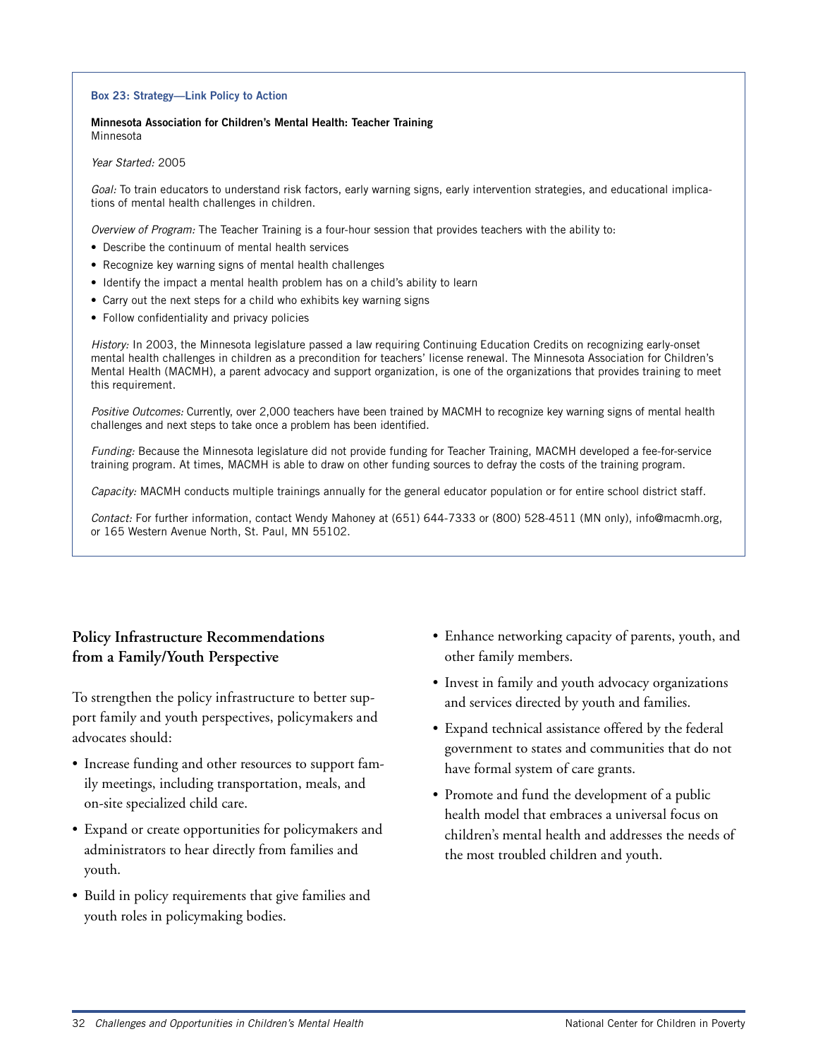**Box 23: Strategy—Link Policy to Action**

**Minnesota Association for Children's Mental Health: Teacher Training**
Minnesota

*Year Started:* 2005

*Goal:* To train educators to understand risk factors, early warning signs, early intervention strategies, and educational implications of mental health challenges in children.

*Overview of Program:* The Teacher Training is a four-hour session that provides teachers with the ability to:

- Describe the continuum of mental health services
- Recognize key warning signs of mental health challenges
- Identify the impact a mental health problem has on a child's ability to learn
- Carry out the next steps for a child who exhibits key warning signs
- Follow confidentiality and privacy policies

*History:* In 2003, the Minnesota legislature passed a law requiring Continuing Education Credits on recognizing early-onset mental health challenges in children as a precondition for teachers' license renewal. The Minnesota Association for Children's Mental Health (MACMH), a parent advocacy and support organization, is one of the organizations that provides training to meet this requirement.

*Positive Outcomes:* Currently, over 2,000 teachers have been trained by MACMH to recognize key warning signs of mental health challenges and next steps to take once a problem has been identified.

*Funding:* Because the Minnesota legislature did not provide funding for Teacher Training, MACMH developed a fee-for-service training program. At times, MACMH is able to draw on other funding sources to defray the costs of the training program.

*Capacity:* MACMH conducts multiple trainings annually for the general educator population or for entire school district staff.

*Contact:* For further information, contact Wendy Mahoney at (651) 644-7333 or (800) 528-4511 (MN only), info@macmh.org, or 165 Western Avenue North, St. Paul, MN 55102.

## Policy Infrastructure Recommendations from a Family/Youth Perspective

To strengthen the policy infrastructure to better support family and youth perspectives, policymakers and advocates should:

- Increase funding and other resources to support family meetings, including transportation, meals, and on-site specialized child care.
- Expand or create opportunities for policymakers and administrators to hear directly from families and youth.
- Build in policy requirements that give families and youth roles in policymaking bodies.
- Enhance networking capacity of parents, youth, and other family members.
- Invest in family and youth advocacy organizations and services directed by youth and families.
- Expand technical assistance offered by the federal government to states and communities that do not have formal system of care grants.
- Promote and fund the development of a public health model that embraces a universal focus on children's mental health and addresses the needs of the most troubled children and youth.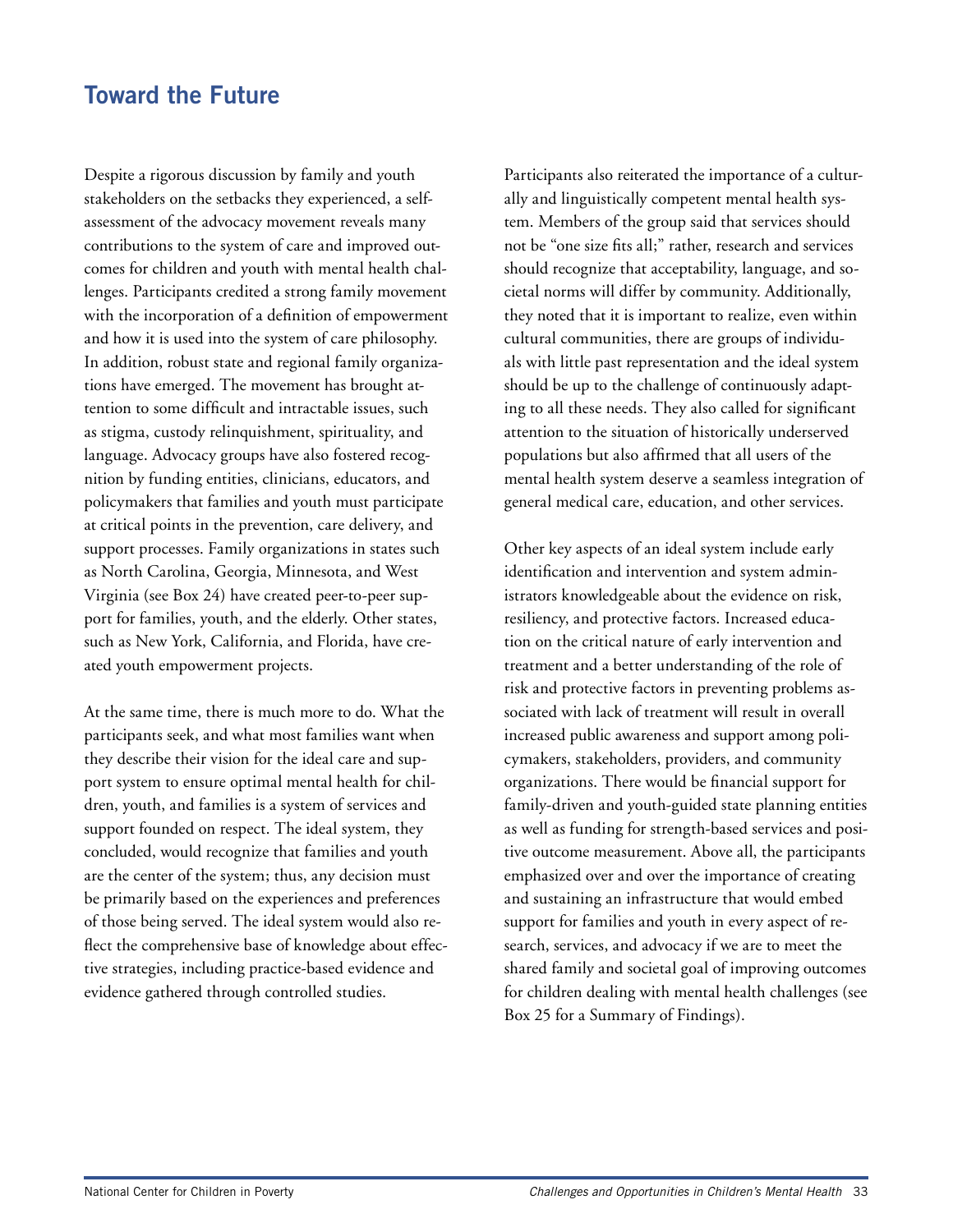## Toward the Future

Despite a rigorous discussion by family and youth stakeholders on the setbacks they experienced, a self-assessment of the advocacy movement reveals many contributions to the system of care and improved outcomes for children and youth with mental health challenges. Participants credited a strong family movement with the incorporation of a definition of empowerment and how it is used into the system of care philosophy. In addition, robust state and regional family organizations have emerged. The movement has brought attention to some difficult and intractable issues, such as stigma, custody relinquishment, spirituality, and language. Advocacy groups have also fostered recognition by funding entities, clinicians, educators, and policymakers that families and youth must participate at critical points in the prevention, care delivery, and support processes. Family organizations in states such as North Carolina, Georgia, Minnesota, and West Virginia (see Box 24) have created peer-to-peer support for families, youth, and the elderly. Other states, such as New York, California, and Florida, have created youth empowerment projects.

At the same time, there is much more to do. What the participants seek, and what most families want when they describe their vision for the ideal care and support system to ensure optimal mental health for children, youth, and families is a system of services and support founded on respect. The ideal system, they concluded, would recognize that families and youth are the center of the system; thus, any decision must be primarily based on the experiences and preferences of those being served. The ideal system would also reflect the comprehensive base of knowledge about effective strategies, including practice-based evidence and evidence gathered through controlled studies.

Participants also reiterated the importance of a culturally and linguistically competent mental health system. Members of the group said that services should not be "one size fits all;" rather, research and services should recognize that acceptability, language, and societal norms will differ by community. Additionally, they noted that it is important to realize, even within cultural communities, there are groups of individuals with little past representation and the ideal system should be up to the challenge of continuously adapting to all these needs. They also called for significant attention to the situation of historically underserved populations but also affirmed that all users of the mental health system deserve a seamless integration of general medical care, education, and other services.

Other key aspects of an ideal system include early identification and intervention and system administrators knowledgeable about the evidence on risk, resiliency, and protective factors. Increased education on the critical nature of early intervention and treatment and a better understanding of the role of risk and protective factors in preventing problems associated with lack of treatment will result in overall increased public awareness and support among policymakers, stakeholders, providers, and community organizations. There would be financial support for family-driven and youth-guided state planning entities as well as funding for strength-based services and positive outcome measurement. Above all, the participants emphasized over and over the importance of creating and sustaining an infrastructure that would embed support for families and youth in every aspect of research, services, and advocacy if we are to meet the shared family and societal goal of improving outcomes for children dealing with mental health challenges (see Box 25 for a Summary of Findings).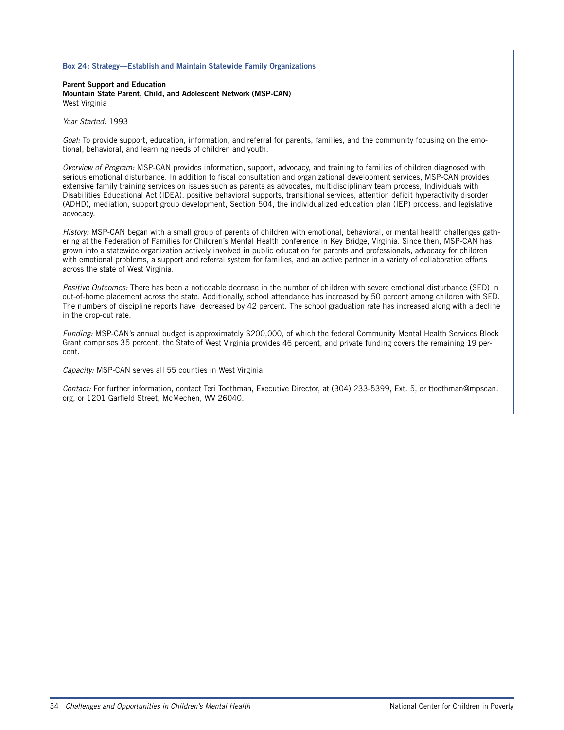### Box 24: Strategy—Establish and Maintain Statewide Family Organizations

**Parent Support and Education**
**Mountain State Parent, Child, and Adolescent Network (MSP-CAN)**
West Virginia

*Year Started:* 1993

*Goal:* To provide support, education, information, and referral for parents, families, and the community focusing on the emotional, behavioral, and learning needs of children and youth.

*Overview of Program:* MSP-CAN provides information, support, advocacy, and training to families of children diagnosed with serious emotional disturbance. In addition to fiscal consultation and organizational development services, MSP-CAN provides extensive family training services on issues such as parents as advocates, multidisciplinary team process, Individuals with Disabilities Educational Act (IDEA), positive behavioral supports, transitional services, attention deficit hyperactivity disorder (ADHD), mediation, support group development, Section 504, the individualized education plan (IEP) process, and legislative advocacy.

*History:* MSP-CAN began with a small group of parents of children with emotional, behavioral, or mental health challenges gathering at the Federation of Families for Children's Mental Health conference in Key Bridge, Virginia. Since then, MSP-CAN has grown into a statewide organization actively involved in public education for parents and professionals, advocacy for children with emotional problems, a support and referral system for families, and an active partner in a variety of collaborative efforts across the state of West Virginia.

*Positive Outcomes:* There has been a noticeable decrease in the number of children with severe emotional disturbance (SED) in out-of-home placement across the state. Additionally, school attendance has increased by 50 percent among children with SED. The numbers of discipline reports have decreased by 42 percent. The school graduation rate has increased along with a decline in the drop-out rate.

*Funding:* MSP-CAN's annual budget is approximately $200,000, of which the federal Community Mental Health Services Block Grant comprises 35 percent, the State of West Virginia provides 46 percent, and private funding covers the remaining 19 percent.

*Capacity:* MSP-CAN serves all 55 counties in West Virginia.

*Contact:* For further information, contact Teri Toothman, Executive Director, at (304) 233-5399, Ext. 5, or ttoothman@mpscan.org, or 1201 Garfield Street, McMechen, WV 26040.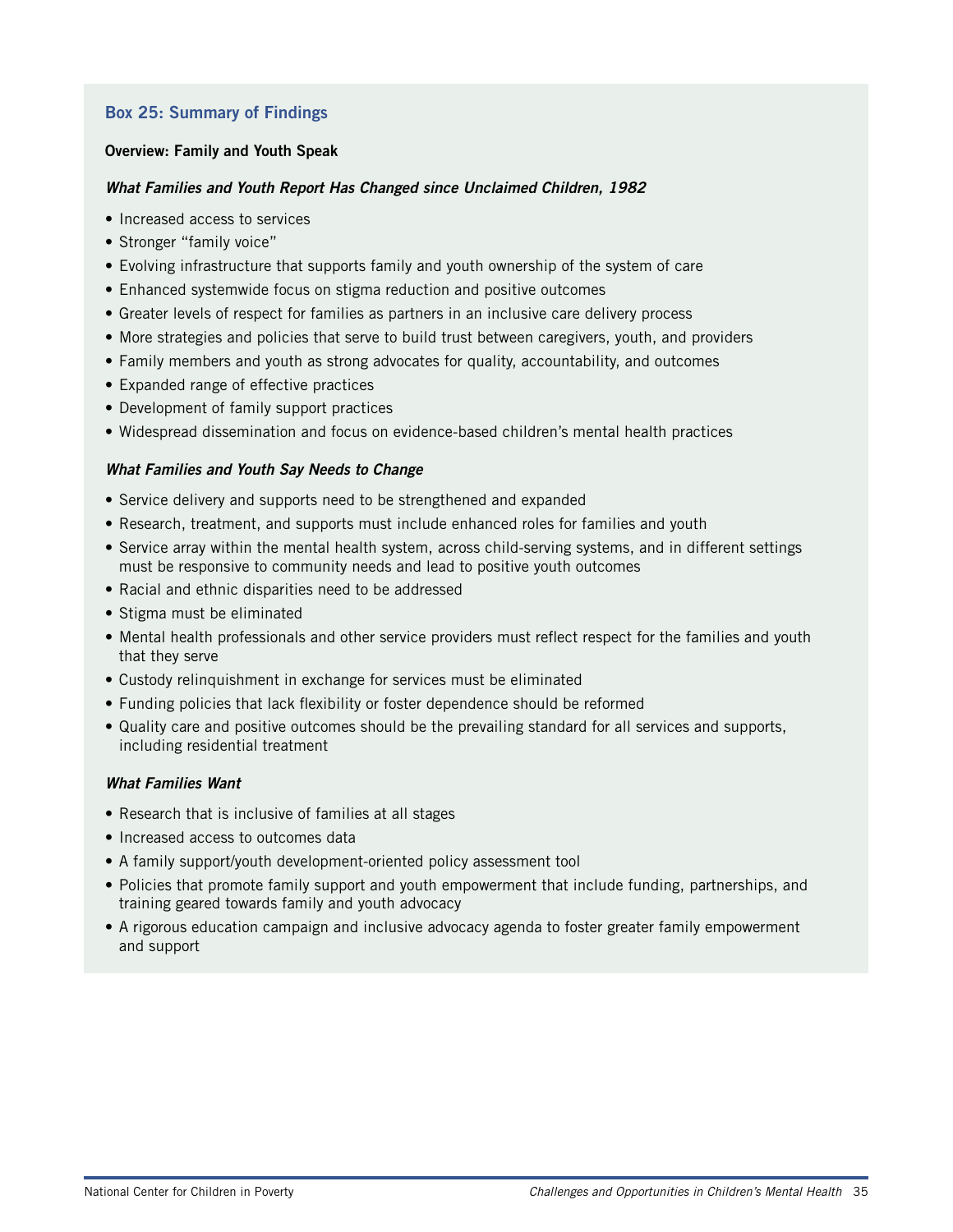### Box 25: Summary of Findings

**Overview: Family and Youth Speak**

***What Families and Youth Report Has Changed since Unclaimed Children, 1982***

- Increased access to services
- Stronger "family voice"
- Evolving infrastructure that supports family and youth ownership of the system of care
- Enhanced systemwide focus on stigma reduction and positive outcomes
- Greater levels of respect for families as partners in an inclusive care delivery process
- More strategies and policies that serve to build trust between caregivers, youth, and providers
- Family members and youth as strong advocates for quality, accountability, and outcomes
- Expanded range of effective practices
- Development of family support practices
- Widespread dissemination and focus on evidence-based children's mental health practices

***What Families and Youth Say Needs to Change***

- Service delivery and supports need to be strengthened and expanded
- Research, treatment, and supports must include enhanced roles for families and youth
- Service array within the mental health system, across child-serving systems, and in different settings must be responsive to community needs and lead to positive youth outcomes
- Racial and ethnic disparities need to be addressed
- Stigma must be eliminated
- Mental health professionals and other service providers must reflect respect for the families and youth that they serve
- Custody relinquishment in exchange for services must be eliminated
- Funding policies that lack flexibility or foster dependence should be reformed
- Quality care and positive outcomes should be the prevailing standard for all services and supports, including residential treatment

***What Families Want***

- Research that is inclusive of families at all stages
- Increased access to outcomes data
- A family support/youth development-oriented policy assessment tool
- Policies that promote family support and youth empowerment that include funding, partnerships, and training geared towards family and youth advocacy
- A rigorous education campaign and inclusive advocacy agenda to foster greater family empowerment and support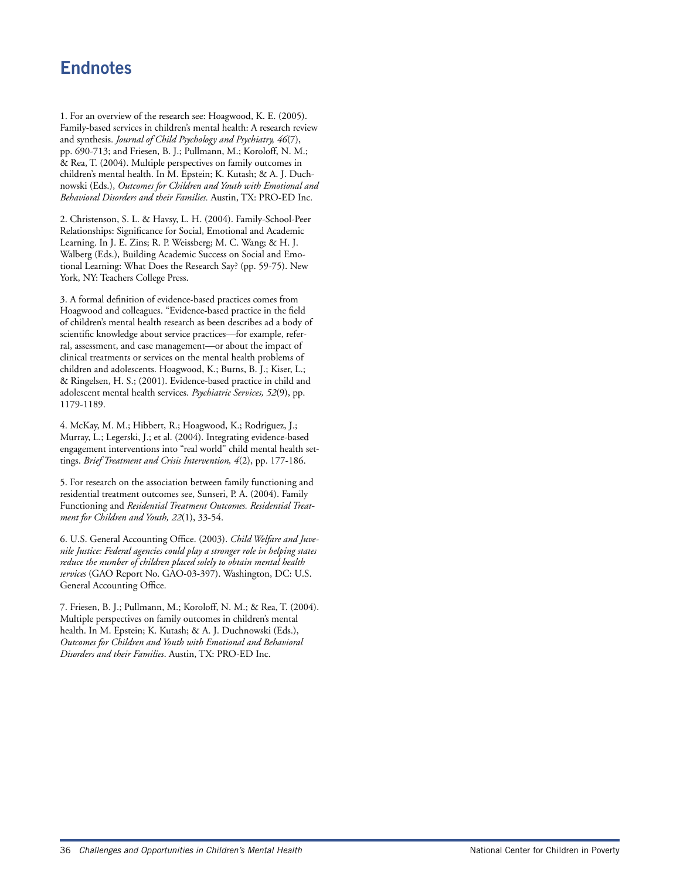# Endnotes

1. For an overview of the research see: Hoagwood, K. E. (2005). Family-based services in children's mental health: A research review and synthesis. *Journal of Child Psychology and Psychiatry, 46*(7), pp. 690-713; and Friesen, B. J.; Pullmann, M.; Koroloff, N. M.; & Rea, T. (2004). Multiple perspectives on family outcomes in children's mental health. In M. Epstein; K. Kutash; & A. J. Duchnowski (Eds.), *Outcomes for Children and Youth with Emotional and Behavioral Disorders and their Families.* Austin, TX: PRO-ED Inc.

2. Christenson, S. L. & Havsy, L. H. (2004). Family-School-Peer Relationships: Significance for Social, Emotional and Academic Learning. In J. E. Zins; R. P. Weissberg; M. C. Wang; & H. J. Walberg (Eds.), Building Academic Success on Social and Emotional Learning: What Does the Research Say? (pp. 59-75). New York, NY: Teachers College Press.

3. A formal definition of evidence-based practices comes from Hoagwood and colleagues. "Evidence-based practice in the field of children's mental health research as been describes ad a body of scientific knowledge about service practices—for example, referral, assessment, and case management—or about the impact of clinical treatments or services on the mental health problems of children and adolescents. Hoagwood, K.; Burns, B. J.; Kiser, L.; & Ringelsen, H. S.; (2001). Evidence-based practice in child and adolescent mental health services. *Psychiatric Services, 52*(9), pp. 1179-1189.

4. McKay, M. M.; Hibbert, R.; Hoagwood, K.; Rodriguez, J.; Murray, L.; Legerski, J.; et al. (2004). Integrating evidence-based engagement interventions into "real world" child mental health settings. *Brief Treatment and Crisis Intervention, 4*(2), pp. 177-186.

5. For research on the association between family functioning and residential treatment outcomes see, Sunseri, P. A. (2004). Family Functioning and *Residential Treatment Outcomes. Residential Treatment for Children and Youth, 22*(1), 33-54.

6. U.S. General Accounting Office. (2003). *Child Welfare and Juvenile Justice: Federal agencies could play a stronger role in helping states reduce the number of children placed solely to obtain mental health services* (GAO Report No. GAO-03-397). Washington, DC: U.S. General Accounting Office.

7. Friesen, B. J.; Pullmann, M.; Koroloff, N. M.; & Rea, T. (2004). Multiple perspectives on family outcomes in children's mental health. In M. Epstein; K. Kutash; & A. J. Duchnowski (Eds.), *Outcomes for Children and Youth with Emotional and Behavioral Disorders and their Families*. Austin, TX: PRO-ED Inc.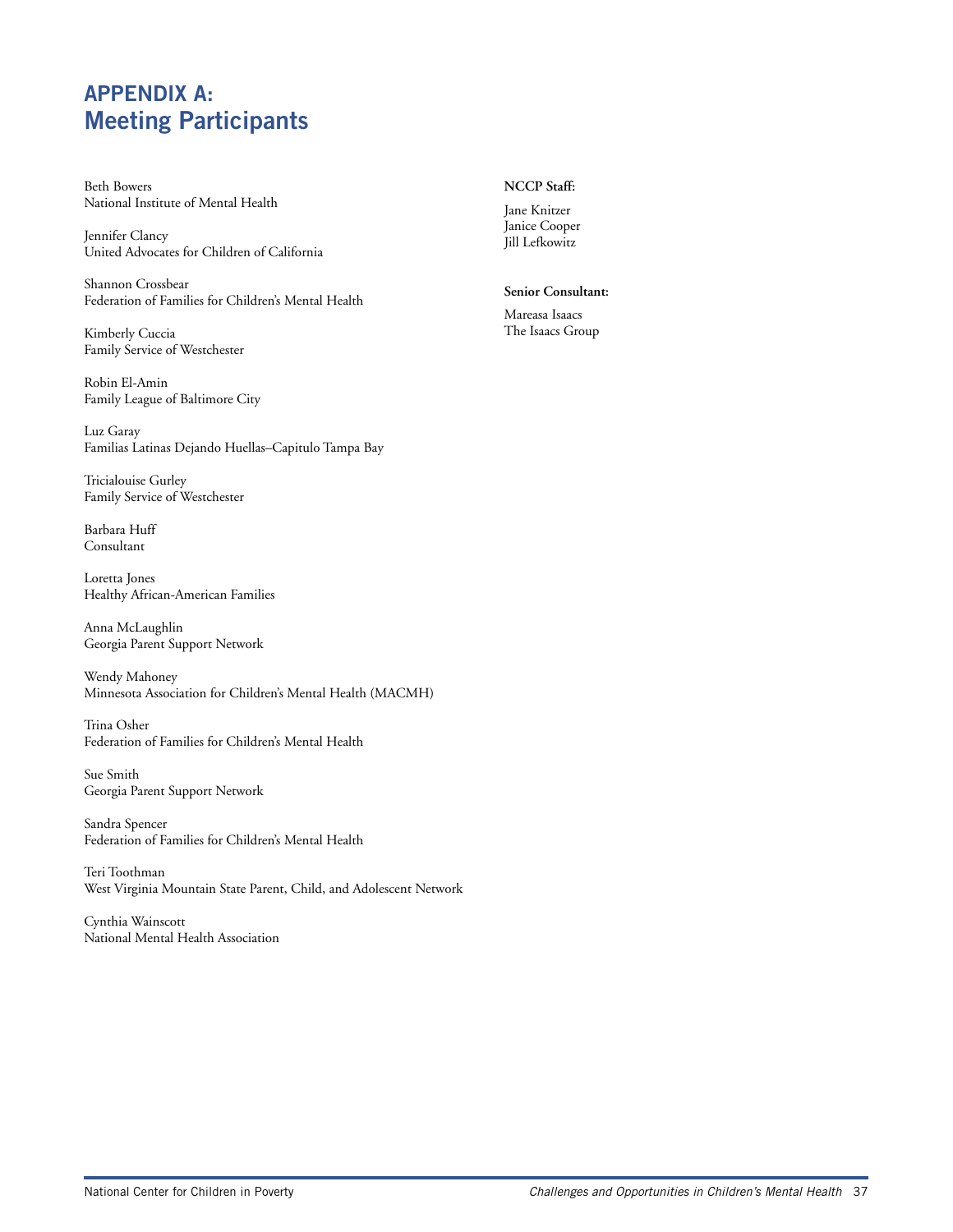# APPENDIX A: Meeting Participants

Beth Bowers
National Institute of Mental Health

Jennifer Clancy
United Advocates for Children of California

Shannon Crossbear
Federation of Families for Children's Mental Health

Kimberly Cuccia
Family Service of Westchester

Robin El-Amin
Family League of Baltimore City

Luz Garay
Familias Latinas Dejando Huellas–Capitulo Tampa Bay

Tricialouise Gurley
Family Service of Westchester

Barbara Huff
Consultant

Loretta Jones
Healthy African-American Families

Anna McLaughlin
Georgia Parent Support Network

Wendy Mahoney
Minnesota Association for Children's Mental Health (MACMH)

Trina Osher
Federation of Families for Children's Mental Health

Sue Smith
Georgia Parent Support Network

Sandra Spencer
Federation of Families for Children's Mental Health

Teri Toothman
West Virginia Mountain State Parent, Child, and Adolescent Network

Cynthia Wainscott
National Mental Health Association

**NCCP Staff:**

Jane Knitzer
Janice Cooper
Jill Lefkowitz

**Senior Consultant:**

Mareasa Isaacs
The Isaacs Group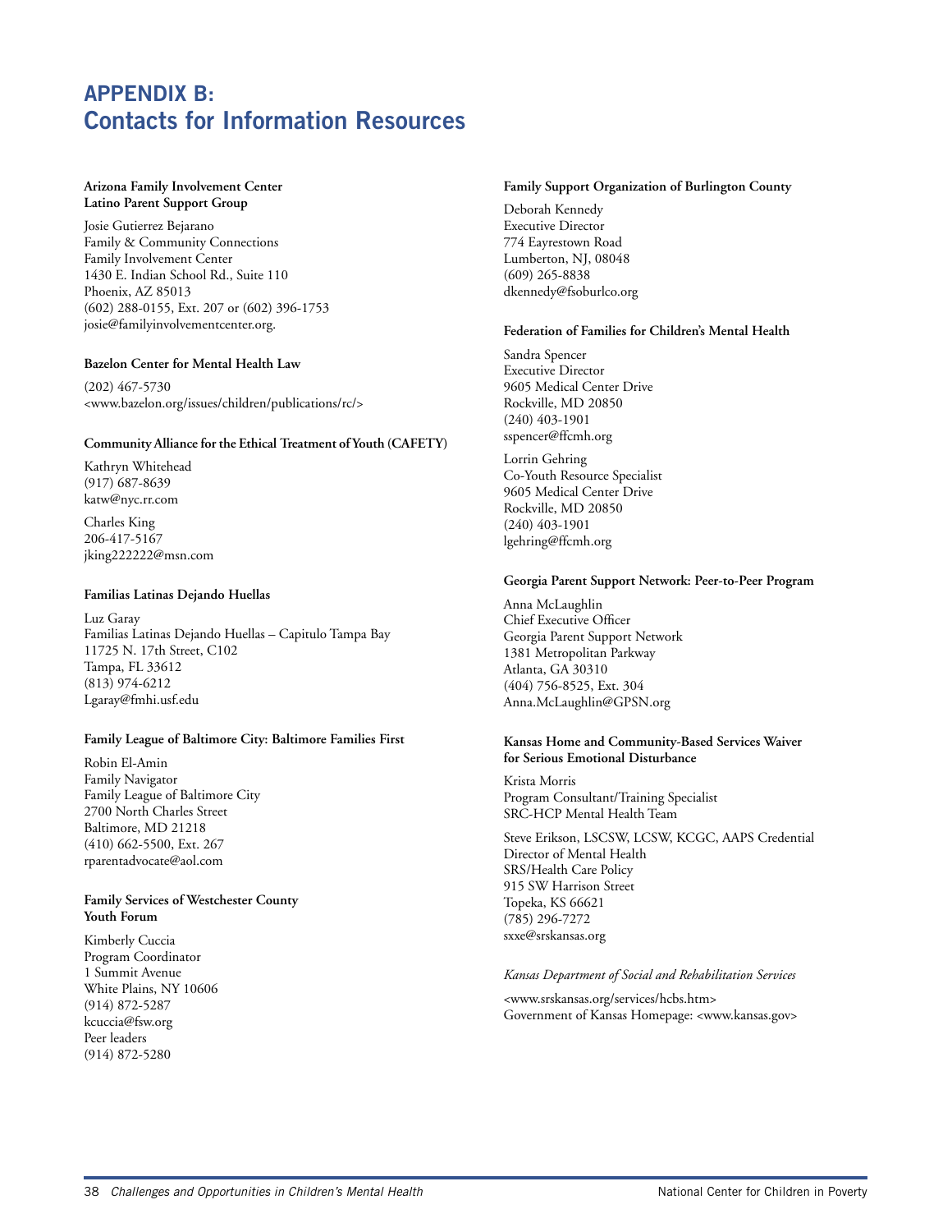# APPENDIX B: Contacts for Information Resources

**Arizona Family Involvement Center**
**Latino Parent Support Group**

Josie Gutierrez Bejarano
Family & Community Connections
Family Involvement Center
1430 E. Indian School Rd., Suite 110
Phoenix, AZ 85013
(602) 288-0155, Ext. 207 or (602) 396-1753
josie@familyinvolvementcenter.org.

**Bazelon Center for Mental Health Law**

(202) 467-5730
<www.bazelon.org/issues/children/publications/rc/>

**Community Alliance for the Ethical Treatment of Youth (CAFETY)**

Kathryn Whitehead
(917) 687-8639
katw@nyc.rr.com

Charles King
206-417-5167
jking222222@msn.com

**Familias Latinas Dejando Huellas**

Luz Garay
Familias Latinas Dejando Huellas – Capitulo Tampa Bay
11725 N. 17th Street, C102
Tampa, FL 33612
(813) 974-6212
Lgaray@fmhi.usf.edu

**Family League of Baltimore City: Baltimore Families First**

Robin El-Amin
Family Navigator
Family League of Baltimore City
2700 North Charles Street
Baltimore, MD 21218
(410) 662-5500, Ext. 267
rparentadvocate@aol.com

**Family Services of Westchester County**
**Youth Forum**

Kimberly Cuccia
Program Coordinator
1 Summit Avenue
White Plains, NY 10606
(914) 872-5287
kcuccia@fsw.org
Peer leaders
(914) 872-5280

**Family Support Organization of Burlington County**

Deborah Kennedy
Executive Director
774 Eayrestown Road
Lumberton, NJ, 08048
(609) 265-8838
dkennedy@fsoburlco.org

**Federation of Families for Children's Mental Health**

Sandra Spencer
Executive Director
9605 Medical Center Drive
Rockville, MD 20850
(240) 403-1901
sspencer@ffcmh.org

Lorrin Gehring
Co-Youth Resource Specialist
9605 Medical Center Drive
Rockville, MD 20850
(240) 403-1901
lgehring@ffcmh.org

**Georgia Parent Support Network: Peer-to-Peer Program**

Anna McLaughlin
Chief Executive Officer
Georgia Parent Support Network
1381 Metropolitan Parkway
Atlanta, GA 30310
(404) 756-8525, Ext. 304
Anna.McLaughlin@GPSN.org

**Kansas Home and Community-Based Services Waiver for Serious Emotional Disturbance**

Krista Morris
Program Consultant/Training Specialist
SRC-HCP Mental Health Team

Steve Erikson, LSCSW, LCSW, KCGC, AAPS Credential
Director of Mental Health
SRS/Health Care Policy
915 SW Harrison Street
Topeka, KS 66621
(785) 296-7272
sxxe@srskansas.org

*Kansas Department of Social and Rehabilitation Services*

<www.srskansas.org/services/hcbs.htm>
Government of Kansas Homepage: <www.kansas.gov>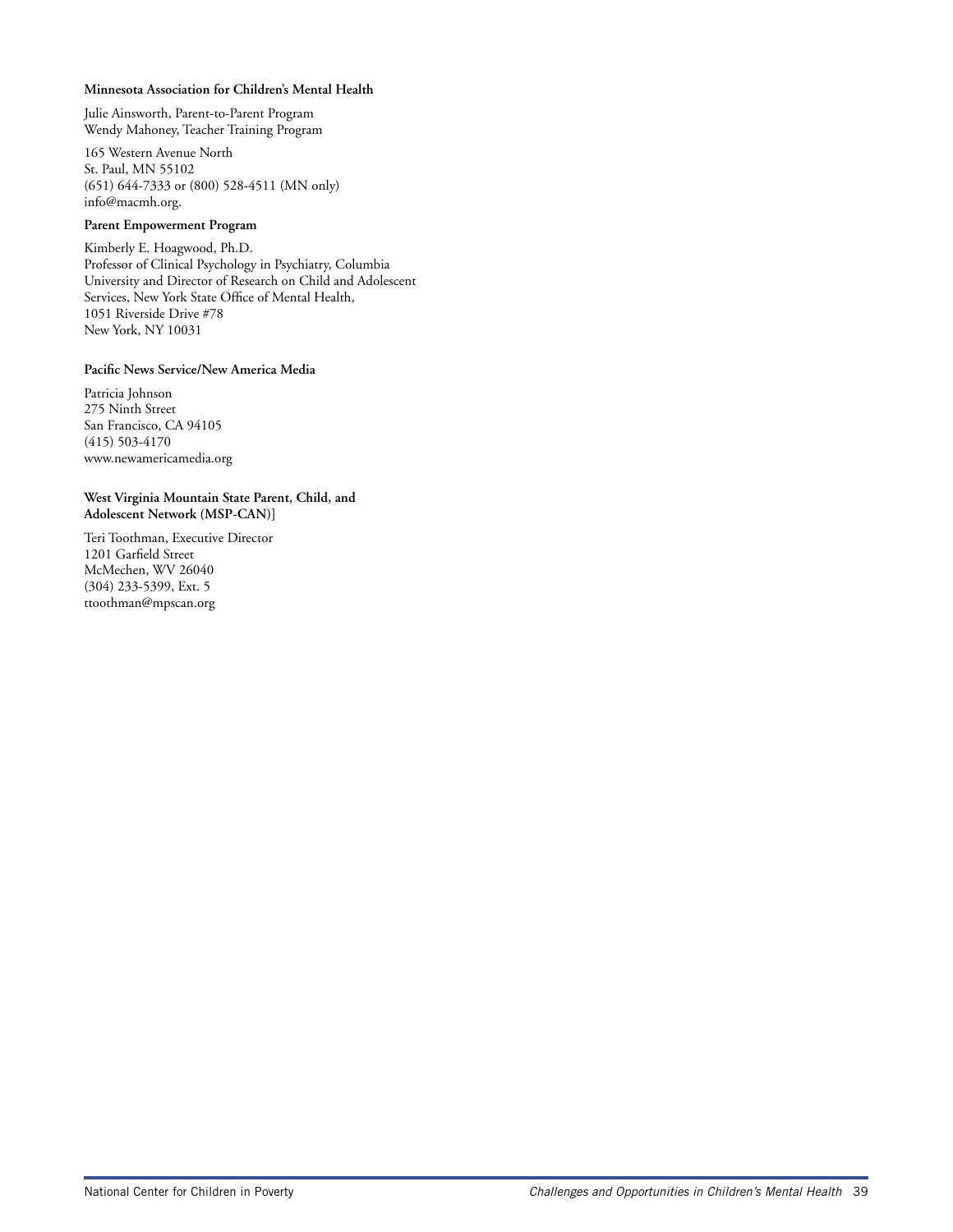**Minnesota Association for Children's Mental Health**

Julie Ainsworth, Parent-to-Parent Program
Wendy Mahoney, Teacher Training Program

165 Western Avenue North
St. Paul, MN 55102
(651) 644-7333 or (800) 528-4511 (MN only)
info@macmh.org.

**Parent Empowerment Program**

Kimberly E. Hoagwood, Ph.D.
Professor of Clinical Psychology in Psychiatry, Columbia University and Director of Research on Child and Adolescent Services, New York State Office of Mental Health,
1051 Riverside Drive #78
New York, NY 10031

**Pacific News Service/New America Media**

Patricia Johnson
275 Ninth Street
San Francisco, CA 94105
(415) 503-4170
www.newamericamedia.org

**West Virginia Mountain State Parent, Child, and Adolescent Network (MSP-CAN)**]

Teri Toothman, Executive Director
1201 Garfield Street
McMechen, WV 26040
(304) 233-5399, Ext. 5
ttoothman@mpscan.org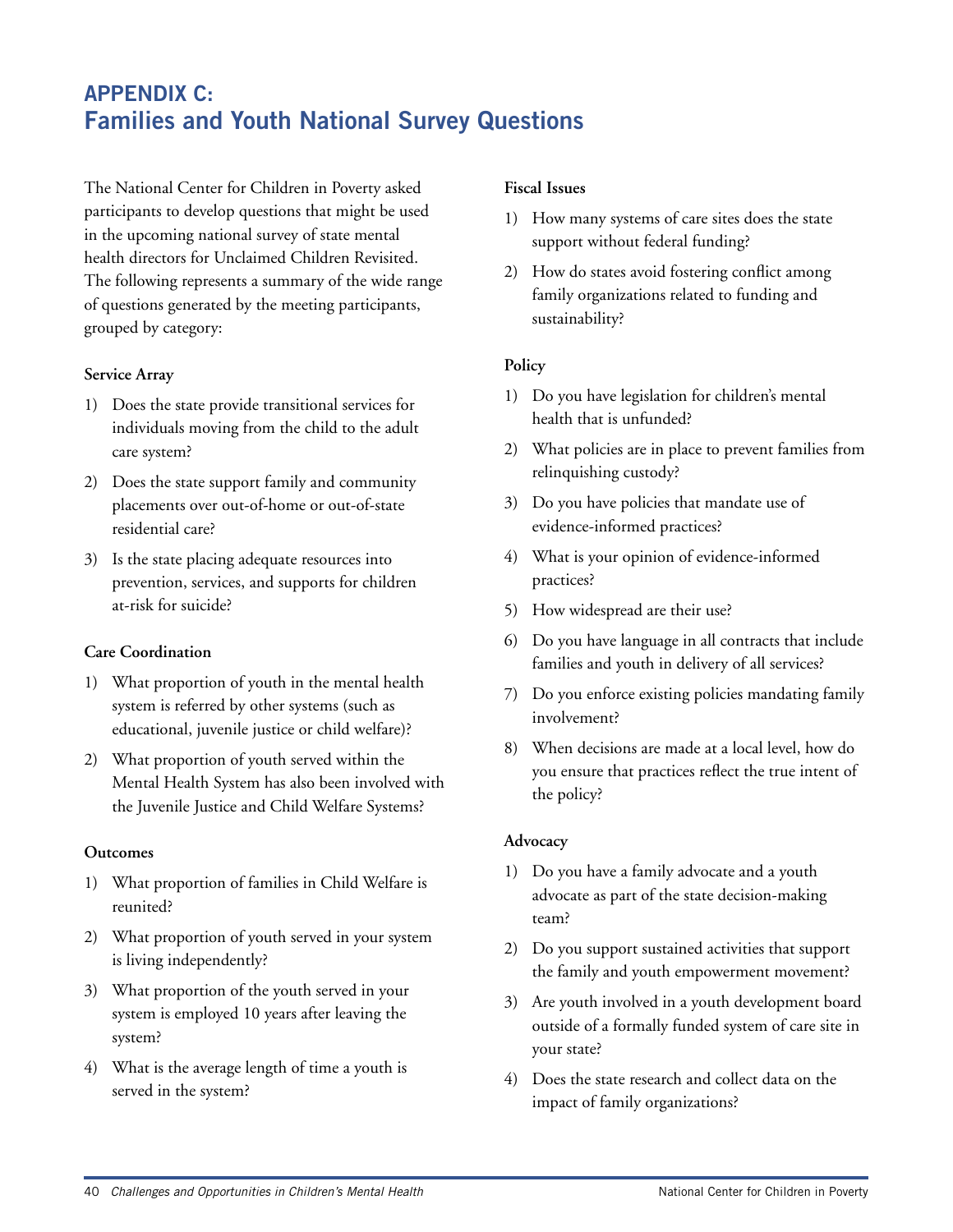# APPENDIX C: Families and Youth National Survey Questions

The National Center for Children in Poverty asked participants to develop questions that might be used in the upcoming national survey of state mental health directors for Unclaimed Children Revisited. The following represents a summary of the wide range of questions generated by the meeting participants, grouped by category:

**Service Array**

1) Does the state provide transitional services for individuals moving from the child to the adult care system?
2) Does the state support family and community placements over out-of-home or out-of-state residential care?
3) Is the state placing adequate resources into prevention, services, and supports for children at-risk for suicide?

**Care Coordination**

1) What proportion of youth in the mental health system is referred by other systems (such as educational, juvenile justice or child welfare)?
2) What proportion of youth served within the Mental Health System has also been involved with the Juvenile Justice and Child Welfare Systems?

**Outcomes**

1) What proportion of families in Child Welfare is reunited?
2) What proportion of youth served in your system is living independently?
3) What proportion of the youth served in your system is employed 10 years after leaving the system?
4) What is the average length of time a youth is served in the system?

**Fiscal Issues**

1) How many systems of care sites does the state support without federal funding?
2) How do states avoid fostering conflict among family organizations related to funding and sustainability?

**Policy**

1) Do you have legislation for children's mental health that is unfunded?
2) What policies are in place to prevent families from relinquishing custody?
3) Do you have policies that mandate use of evidence-informed practices?
4) What is your opinion of evidence-informed practices?
5) How widespread are their use?
6) Do you have language in all contracts that include families and youth in delivery of all services?
7) Do you enforce existing policies mandating family involvement?
8) When decisions are made at a local level, how do you ensure that practices reflect the true intent of the policy?

**Advocacy**

1) Do you have a family advocate and a youth advocate as part of the state decision-making team?
2) Do you support sustained activities that support the family and youth empowerment movement?
3) Are youth involved in a youth development board outside of a formally funded system of care site in your state?
4) Does the state research and collect data on the impact of family organizations?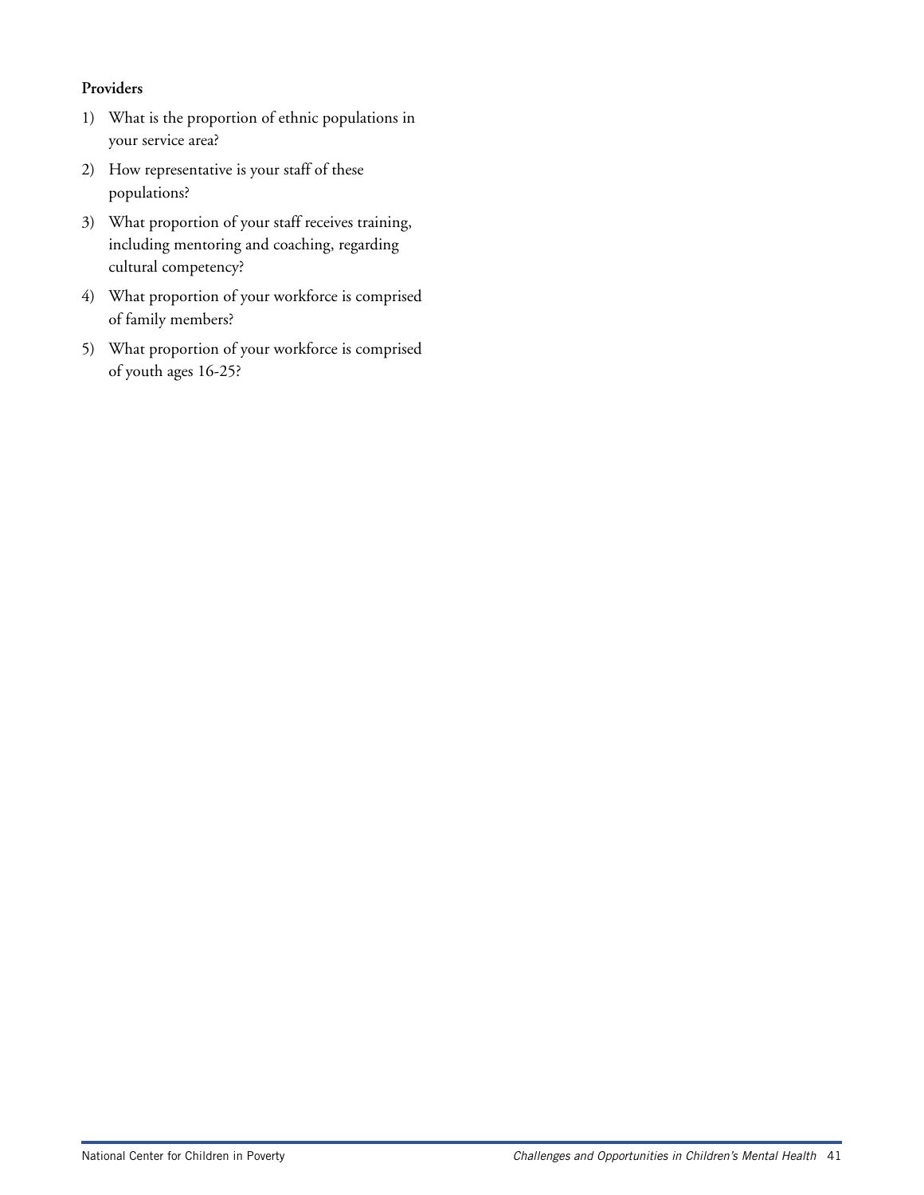**Providers**

1) What is the proportion of ethnic populations in your service area?
2) How representative is your staff of these populations?
3) What proportion of your staff receives training, including mentoring and coaching, regarding cultural competency?
4) What proportion of your workforce is comprised of family members?
5) What proportion of your workforce is comprised of youth ages 16-25?